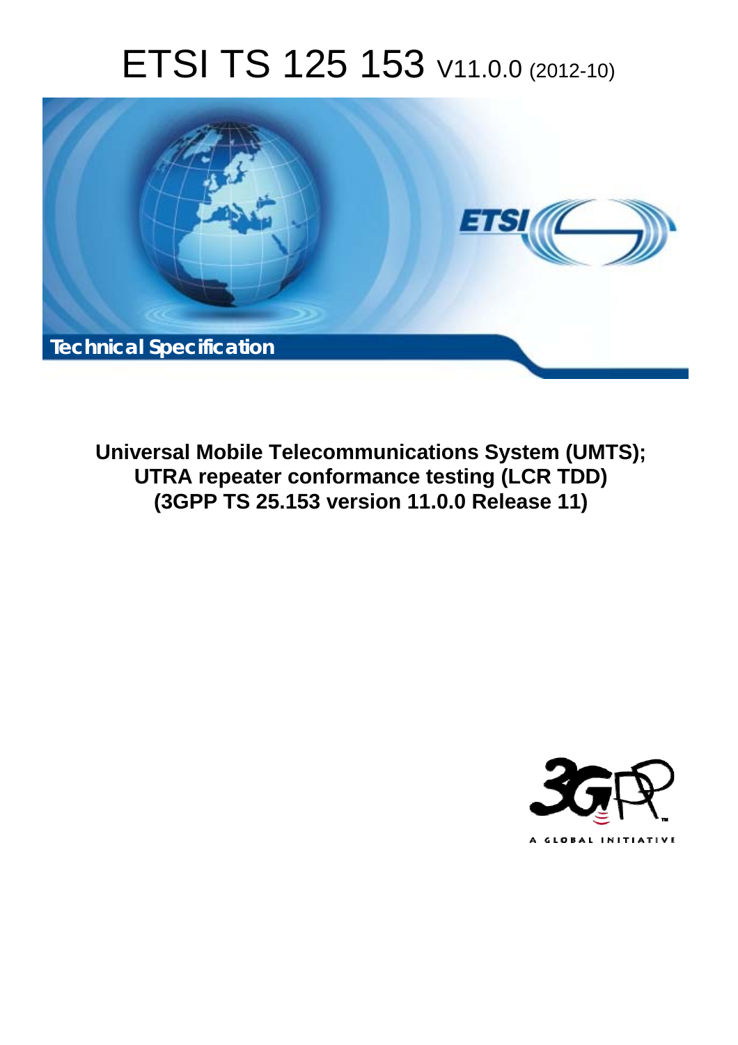# ETSI TS 125 153 V11.0.0 (2012-10)

**Technical Specification**

**Universal Mobile Telecommunications System (UMTS); UTRA repeater conformance testing (LCR TDD) (3GPP TS 25.153 version 11.0.0 Release 11)**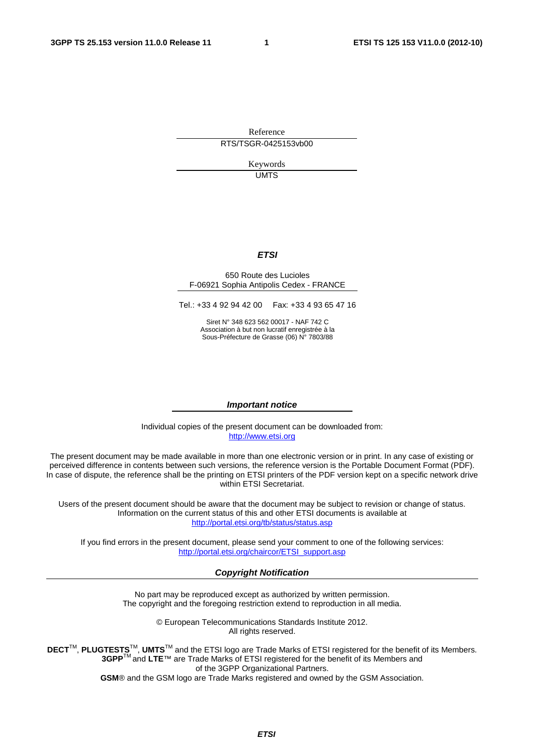Reference

RTS/TSGR-0425153vb00

Keywords

UMTS

***ETSI***

650 Route des Lucioles
F-06921 Sophia Antipolis Cedex - FRANCE

Tel.: +33 4 92 94 42 00 Fax: +33 4 93 65 47 16

Siret N° 348 623 562 00017 - NAF 742 C
Association à but non lucratif enregistrée à la
Sous-Préfecture de Grasse (06) N° 7803/88

***Important notice***

Individual copies of the present document can be downloaded from:
http://www.etsi.org

The present document may be made available in more than one electronic version or in print. In any case of existing or perceived difference in contents between such versions, the reference version is the Portable Document Format (PDF). In case of dispute, the reference shall be the printing on ETSI printers of the PDF version kept on a specific network drive within ETSI Secretariat.

Users of the present document should be aware that the document may be subject to revision or change of status. Information on the current status of this and other ETSI documents is available at
http://portal.etsi.org/tb/status/status.asp

If you find errors in the present document, please send your comment to one of the following services:
http://portal.etsi.org/chaircor/ETSI_support.asp

***Copyright Notification***

No part may be reproduced except as authorized by written permission.
The copyright and the foregoing restriction extend to reproduction in all media.

© European Telecommunications Standards Institute 2012.
All rights reserved.

**DECT**™, **PLUGTESTS**™, **UMTS**™ and the ETSI logo are Trade Marks of ETSI registered for the benefit of its Members.
**3GPP**™ and **LTE**™ are Trade Marks of ETSI registered for the benefit of its Members and
of the 3GPP Organizational Partners.
**GSM**® and the GSM logo are Trade Marks registered and owned by the GSM Association.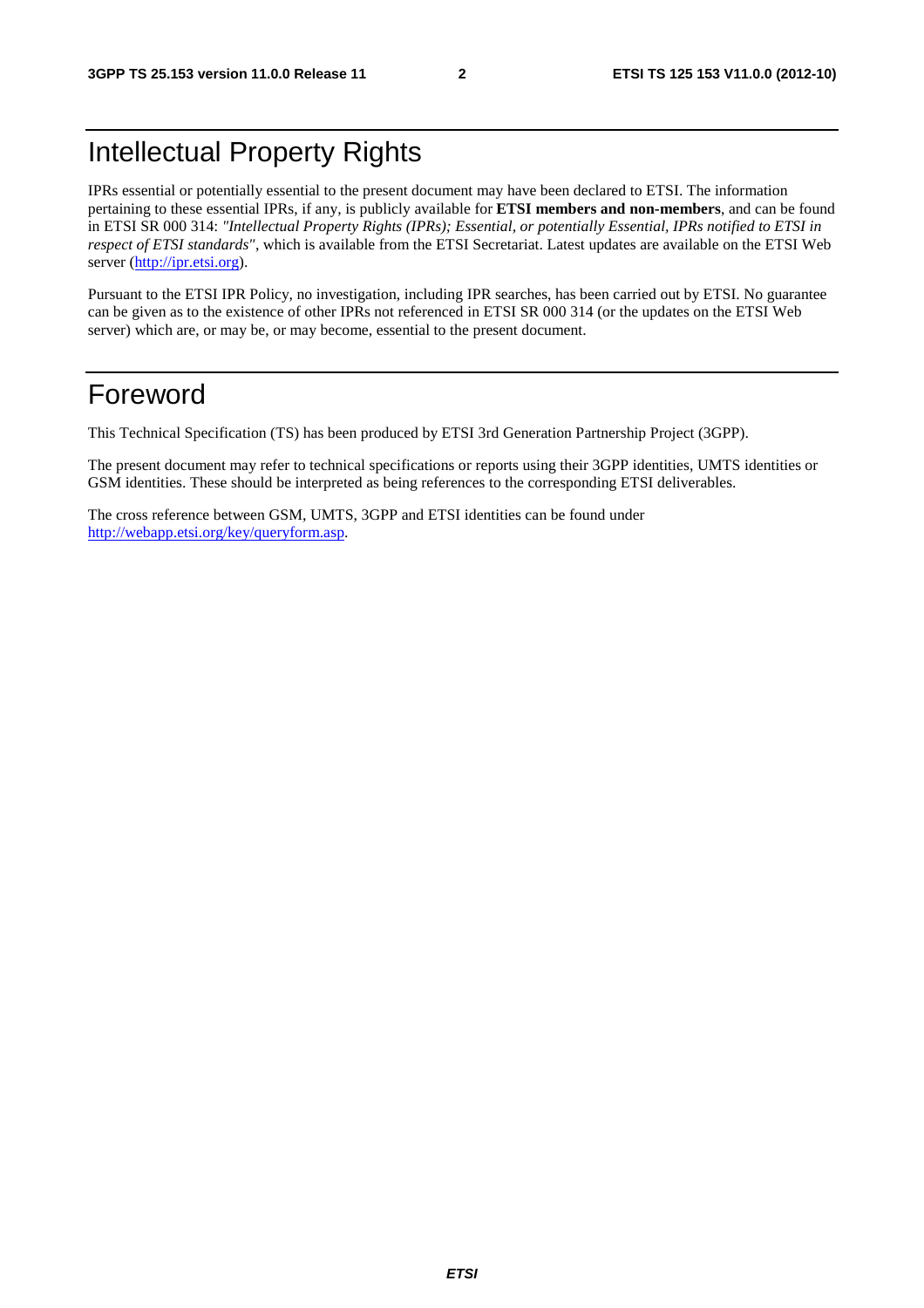# Intellectual Property Rights

IPRs essential or potentially essential to the present document may have been declared to ETSI. The information pertaining to these essential IPRs, if any, is publicly available for **ETSI members and non-members**, and can be found in ETSI SR 000 314: *"Intellectual Property Rights (IPRs); Essential, or potentially Essential, IPRs notified to ETSI in respect of ETSI standards"*, which is available from the ETSI Secretariat. Latest updates are available on the ETSI Web server (http://ipr.etsi.org).

Pursuant to the ETSI IPR Policy, no investigation, including IPR searches, has been carried out by ETSI. No guarantee can be given as to the existence of other IPRs not referenced in ETSI SR 000 314 (or the updates on the ETSI Web server) which are, or may be, or may become, essential to the present document.

# Foreword

This Technical Specification (TS) has been produced by ETSI 3rd Generation Partnership Project (3GPP).

The present document may refer to technical specifications or reports using their 3GPP identities, UMTS identities or GSM identities. These should be interpreted as being references to the corresponding ETSI deliverables.

The cross reference between GSM, UMTS, 3GPP and ETSI identities can be found under http://webapp.etsi.org/key/queryform.asp.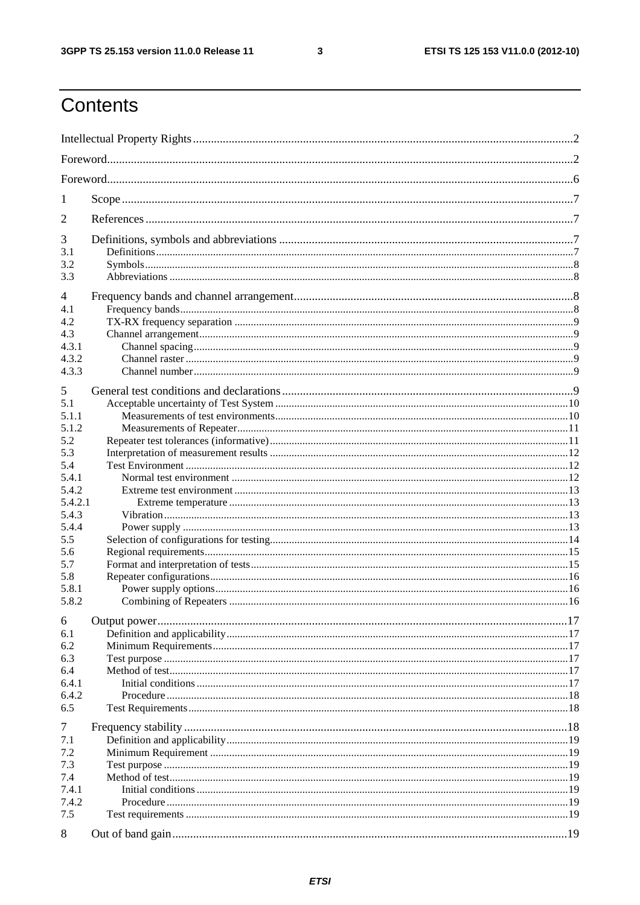# Contents

Intellectual Property Rights .......... 2

Foreword .......... 2

Foreword .......... 6

1 Scope .......... 7

2 References .......... 7

3 Definitions, symbols and abbreviations .......... 7
- 3.1 Definitions .......... 7
- 3.2 Symbols .......... 8
- 3.3 Abbreviations .......... 8

4 Frequency bands and channel arrangement .......... 8
- 4.1 Frequency bands .......... 8
- 4.2 TX-RX frequency separation .......... 9
- 4.3 Channel arrangement .......... 9
- 4.3.1 Channel spacing .......... 9
- 4.3.2 Channel raster .......... 9
- 4.3.3 Channel number .......... 9

5 General test conditions and declarations .......... 9
- 5.1 Acceptable uncertainty of Test System .......... 10
- 5.1.1 Measurements of test environments .......... 10
- 5.1.2 Measurements of Repeater .......... 11
- 5.2 Repeater test tolerances (informative) .......... 11
- 5.3 Interpretation of measurement results .......... 12
- 5.4 Test Environment .......... 12
- 5.4.1 Normal test environment .......... 12
- 5.4.2 Extreme test environment .......... 13
- 5.4.2.1 Extreme temperature .......... 13
- 5.4.3 Vibration .......... 13
- 5.4.4 Power supply .......... 13
- 5.5 Selection of configurations for testing .......... 14
- 5.6 Regional requirements .......... 15
- 5.7 Format and interpretation of tests .......... 15
- 5.8 Repeater configurations .......... 16
- 5.8.1 Power supply options .......... 16
- 5.8.2 Combining of Repeaters .......... 16

6 Output power .......... 17
- 6.1 Definition and applicability .......... 17
- 6.2 Minimum Requirements .......... 17
- 6.3 Test purpose .......... 17
- 6.4 Method of test .......... 17
- 6.4.1 Initial conditions .......... 17
- 6.4.2 Procedure .......... 18
- 6.5 Test Requirements .......... 18

7 Frequency stability .......... 18
- 7.1 Definition and applicability .......... 19
- 7.2 Minimum Requirement .......... 19
- 7.3 Test purpose .......... 19
- 7.4 Method of test .......... 19
- 7.4.1 Initial conditions .......... 19
- 7.4.2 Procedure .......... 19
- 7.5 Test requirements .......... 19

8 Out of band gain .......... 19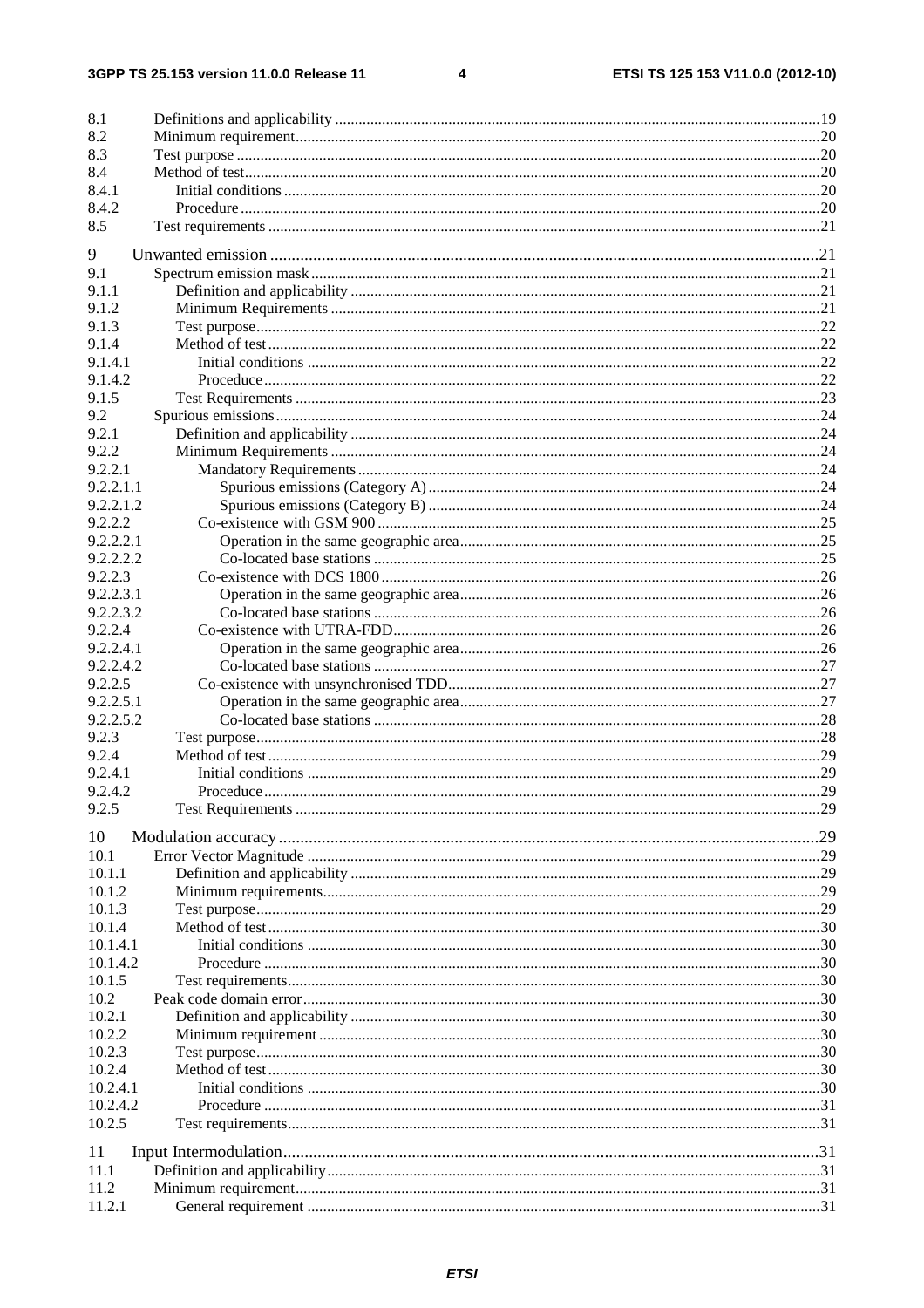8.1 Definitions and applicability ..........19
8.2 Minimum requirement..........20
8.3 Test purpose ..........20
8.4 Method of test..........20
8.4.1 Initial conditions ..........20
8.4.2 Procedure ..........20
8.5 Test requirements ..........21

9 Unwanted emission ..........21
9.1 Spectrum emission mask ..........21
9.1.1 Definition and applicability ..........21
9.1.2 Minimum Requirements ..........21
9.1.3 Test purpose..........22
9.1.4 Method of test..........22
9.1.4.1 Initial conditions ..........22
9.1.4.2 Proceduce..........22
9.1.5 Test Requirements ..........23
9.2 Spurious emissions..........24
9.2.1 Definition and applicability ..........24
9.2.2 Minimum Requirements ..........24
9.2.2.1 Mandatory Requirements ..........24
9.2.2.1.1 Spurious emissions (Category A) ..........24
9.2.2.1.2 Spurious emissions (Category B) ..........24
9.2.2.2 Co-existence with GSM 900 ..........25
9.2.2.2.1 Operation in the same geographic area..........25
9.2.2.2.2 Co-located base stations ..........25
9.2.2.3 Co-existence with DCS 1800 ..........26
9.2.2.3.1 Operation in the same geographic area..........26
9.2.2.3.2 Co-located base stations ..........26
9.2.2.4 Co-existence with UTRA-FDD..........26
9.2.2.4.1 Operation in the same geographic area..........26
9.2.2.4.2 Co-located base stations ..........27
9.2.2.5 Co-existence with unsynchronised TDD..........27
9.2.2.5.1 Operation in the same geographic area..........27
9.2.2.5.2 Co-located base stations ..........28
9.2.3 Test purpose..........28
9.2.4 Method of test..........29
9.2.4.1 Initial conditions ..........29
9.2.4.2 Procedure..........29
9.2.5 Test Requirements ..........29

10 Modulation accuracy..........29
10.1 Error Vector Magnitude ..........29
10.1.1 Definition and applicability ..........29
10.1.2 Minimum requirements..........29
10.1.3 Test purpose..........29
10.1.4 Method of test..........30
10.1.4.1 Initial conditions ..........30
10.1.4.2 Procedure ..........30
10.1.5 Test requirements..........30
10.2 Peak code domain error..........30
10.2.1 Definition and applicability ..........30
10.2.2 Minimum requirement..........30
10.2.3 Test purpose..........30
10.2.4 Method of test..........30
10.2.4.1 Initial conditions ..........30
10.2.4.2 Procedure ..........31
10.2.5 Test requirements..........31

11 Input Intermodulation..........31
11.1 Definition and applicability..........31
11.2 Minimum requirement..........31
11.2.1 General requirement ..........31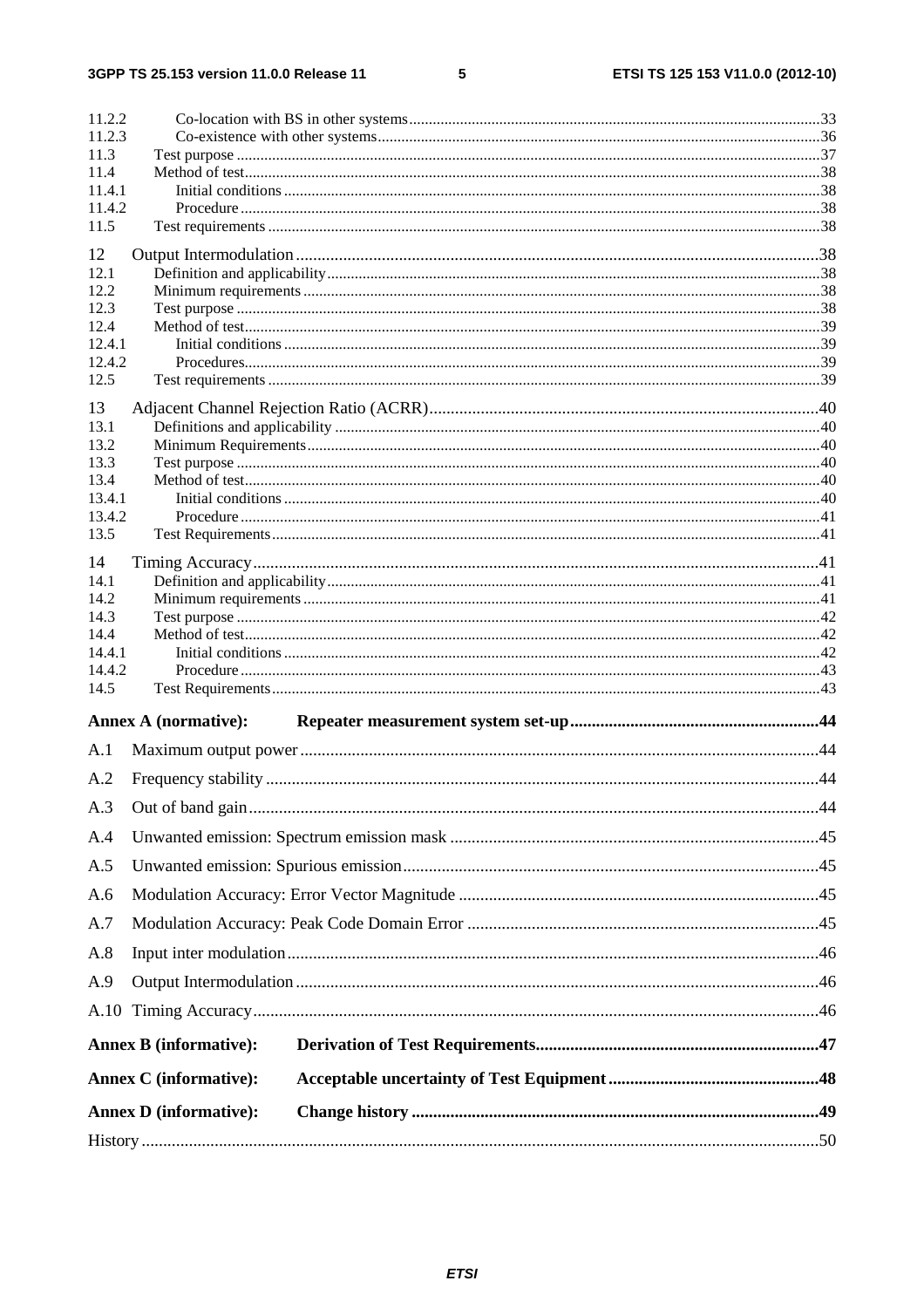11.2.2 Co-location with BS in other systems ....33
11.2.3 Co-existence with other systems ....36
11.3 Test purpose ....37
11.4 Method of test ....38
11.4.1 Initial conditions ....38
11.4.2 Procedure ....38
11.5 Test requirements ....38

12 Output Intermodulation ....38
12.1 Definition and applicability ....38
12.2 Minimum requirements ....38
12.3 Test purpose ....38
12.4 Method of test ....39
12.4.1 Initial conditions ....39
12.4.2 Procedures ....39
12.5 Test requirements ....39

13 Adjacent Channel Rejection Ratio (ACRR) ....40
13.1 Definitions and applicability ....40
13.2 Minimum Requirements ....40
13.3 Test purpose ....40
13.4 Method of test ....40
13.4.1 Initial conditions ....40
13.4.2 Procedure ....41
13.5 Test Requirements ....41

14 Timing Accuracy ....41
14.1 Definition and applicability ....41
14.2 Minimum requirements ....41
14.3 Test purpose ....42
14.4 Method of test ....42
14.4.1 Initial conditions ....42
14.4.2 Procedure ....43
14.5 Test Requirements ....43

**Annex A (normative): Repeater measurement system set-up ....44**

A.1 Maximum output power ....44

A.2 Frequency stability ....44

A.3 Out of band gain ....44

A.4 Unwanted emission: Spectrum emission mask ....45

A.5 Unwanted emission: Spurious emission ....45

A.6 Modulation Accuracy: Error Vector Magnitude ....45

A.7 Modulation Accuracy: Peak Code Domain Error ....45

A.8 Input inter modulation ....46

A.9 Output Intermodulation ....46

A.10 Timing Accuracy ....46

**Annex B (informative): Derivation of Test Requirements ....47**

**Annex C (informative): Acceptable uncertainty of Test Equipment ....48**

**Annex D (informative): Change history ....49**

History ....50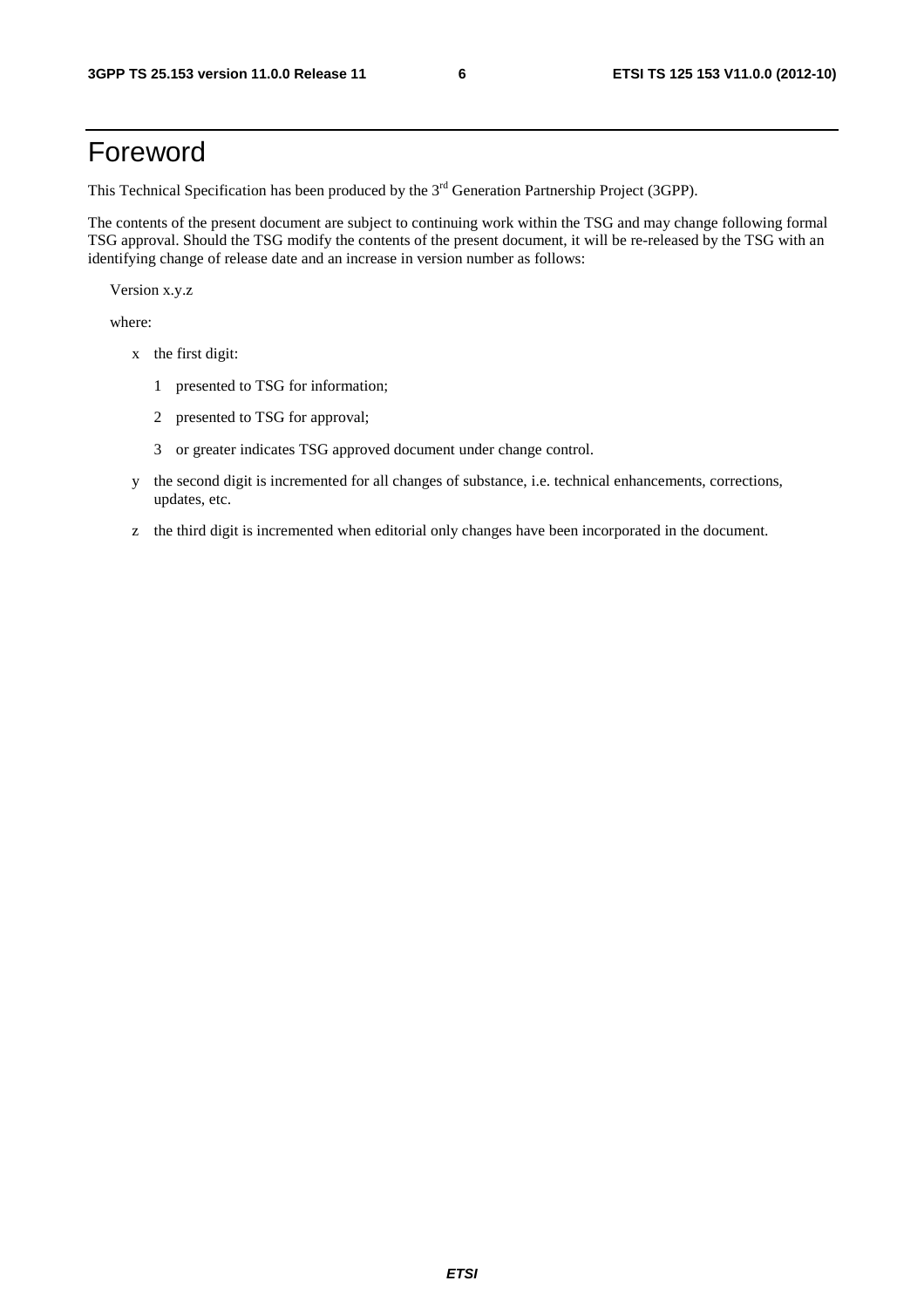# Foreword

This Technical Specification has been produced by the 3rd Generation Partnership Project (3GPP).

The contents of the present document are subject to continuing work within the TSG and may change following formal TSG approval. Should the TSG modify the contents of the present document, it will be re-released by the TSG with an identifying change of release date and an increase in version number as follows:

Version x.y.z

where:

- x the first digit:
  - 1 presented to TSG for information;
  - 2 presented to TSG for approval;
  - 3 or greater indicates TSG approved document under change control.
- y the second digit is incremented for all changes of substance, i.e. technical enhancements, corrections, updates, etc.
- z the third digit is incremented when editorial only changes have been incorporated in the document.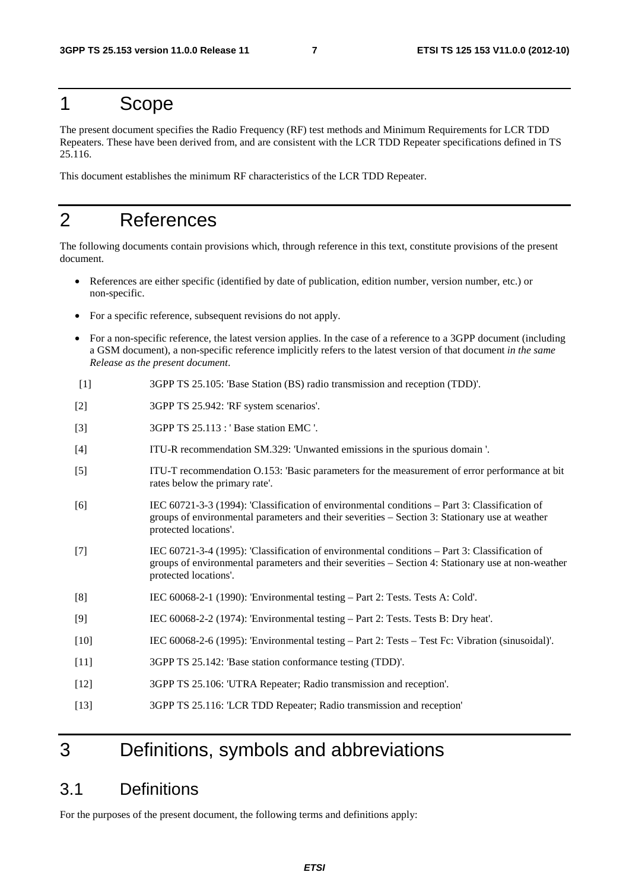# 1 Scope

The present document specifies the Radio Frequency (RF) test methods and Minimum Requirements for LCR TDD Repeaters. These have been derived from, and are consistent with the LCR TDD Repeater specifications defined in TS 25.116.

This document establishes the minimum RF characteristics of the LCR TDD Repeater.

# 2 References

The following documents contain provisions which, through reference in this text, constitute provisions of the present document.

- References are either specific (identified by date of publication, edition number, version number, etc.) or non-specific.
- For a specific reference, subsequent revisions do not apply.
- For a non-specific reference, the latest version applies. In the case of a reference to a 3GPP document (including a GSM document), a non-specific reference implicitly refers to the latest version of that document *in the same Release as the present document*.

[1] 3GPP TS 25.105: 'Base Station (BS) radio transmission and reception (TDD)'.

[2] 3GPP TS 25.942: 'RF system scenarios'.

[3] 3GPP TS 25.113 : ' Base station EMC '.

[4] ITU-R recommendation SM.329: 'Unwanted emissions in the spurious domain '.

[5] ITU-T recommendation O.153: 'Basic parameters for the measurement of error performance at bit rates below the primary rate'.

[6] IEC 60721-3-3 (1994): 'Classification of environmental conditions – Part 3: Classification of groups of environmental parameters and their severities – Section 3: Stationary use at weather protected locations'.

[7] IEC 60721-3-4 (1995): 'Classification of environmental conditions – Part 3: Classification of groups of environmental parameters and their severities – Section 4: Stationary use at non-weather protected locations'.

[8] IEC 60068-2-1 (1990): 'Environmental testing – Part 2: Tests. Tests A: Cold'.

[9] IEC 60068-2-2 (1974): 'Environmental testing – Part 2: Tests. Tests B: Dry heat'.

[10] IEC 60068-2-6 (1995): 'Environmental testing – Part 2: Tests – Test Fc: Vibration (sinusoidal)'.

[11] 3GPP TS 25.142: 'Base station conformance testing (TDD)'.

[12] 3GPP TS 25.106: 'UTRA Repeater; Radio transmission and reception'.

[13] 3GPP TS 25.116: 'LCR TDD Repeater; Radio transmission and reception'

# 3 Definitions, symbols and abbreviations

## 3.1 Definitions

For the purposes of the present document, the following terms and definitions apply: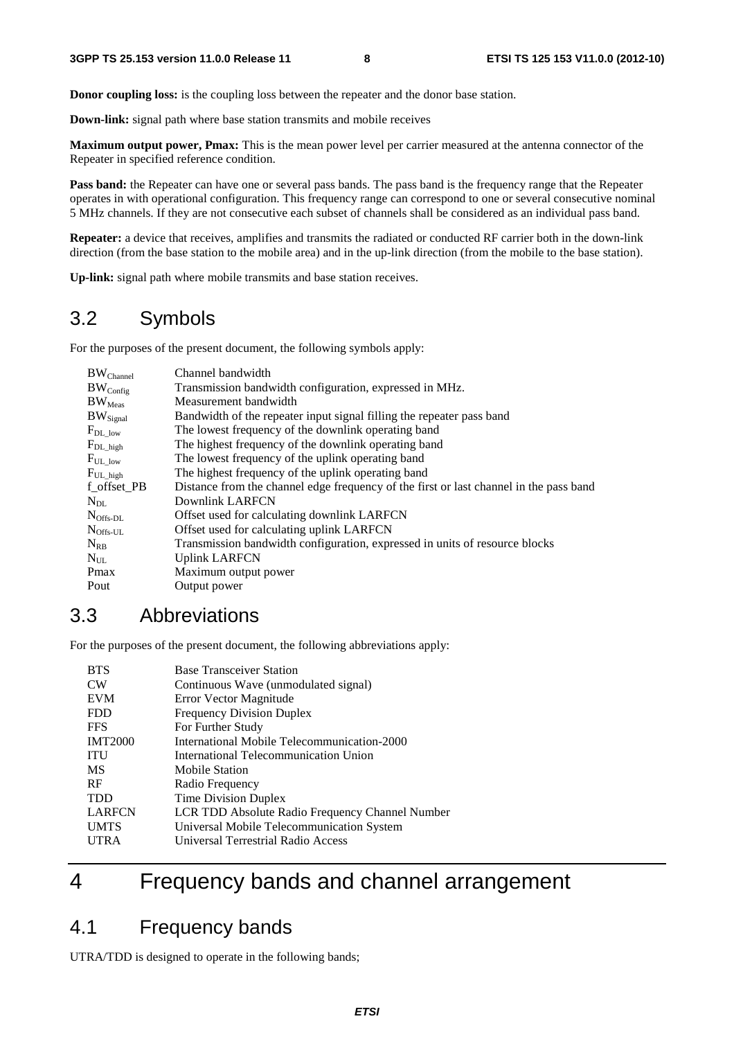**Donor coupling loss:** is the coupling loss between the repeater and the donor base station.

**Down-link:** signal path where base station transmits and mobile receives

**Maximum output power, Pmax:** This is the mean power level per carrier measured at the antenna connector of the Repeater in specified reference condition.

**Pass band:** the Repeater can have one or several pass bands. The pass band is the frequency range that the Repeater operates in with operational configuration. This frequency range can correspond to one or several consecutive nominal 5 MHz channels. If they are not consecutive each subset of channels shall be considered as an individual pass band.

**Repeater:** a device that receives, amplifies and transmits the radiated or conducted RF carrier both in the down-link direction (from the base station to the mobile area) and in the up-link direction (from the mobile to the base station).

**Up-link:** signal path where mobile transmits and base station receives.

## 3.2 Symbols

For the purposes of the present document, the following symbols apply:

| | |
|---|---|
| $BW_{Channel}$ | Channel bandwidth |
| $BW_{Config}$ | Transmission bandwidth configuration, expressed in MHz. |
| $BW_{Meas}$ | Measurement bandwidth |
| $BW_{Signal}$ | Bandwidth of the repeater input signal filling the repeater pass band |
| $F_{DL\_low}$ | The lowest frequency of the downlink operating band |
| $F_{DL\_high}$ | The highest frequency of the downlink operating band |
| $F_{UL\_low}$ | The lowest frequency of the uplink operating band |
| $F_{UL\_high}$ | The highest frequency of the uplink operating band |
| f_offset_PB | Distance from the channel edge frequency of the first or last channel in the pass band |
| $N_{DL}$ | Downlink LARFCN |
| $N_{Offs-DL}$ | Offset used for calculating downlink LARFCN |
| $N_{Offs-UL}$ | Offset used for calculating uplink LARFCN |
| $N_{RB}$ | Transmission bandwidth configuration, expressed in units of resource blocks |
| $N_{UL}$ | Uplink LARFCN |
| Pmax | Maximum output power |
| Pout | Output power |

## 3.3 Abbreviations

For the purposes of the present document, the following abbreviations apply:

| | |
|---|---|
| BTS | Base Transceiver Station |
| CW | Continuous Wave (unmodulated signal) |
| EVM | Error Vector Magnitude |
| FDD | Frequency Division Duplex |
| FFS | For Further Study |
| IMT2000 | International Mobile Telecommunication-2000 |
| ITU | International Telecommunication Union |
| MS | Mobile Station |
| RF | Radio Frequency |
| TDD | Time Division Duplex |
| LARFCN | LCR TDD Absolute Radio Frequency Channel Number |
| UMTS | Universal Mobile Telecommunication System |
| UTRA | Universal Terrestrial Radio Access |

# 4 Frequency bands and channel arrangement

## 4.1 Frequency bands

UTRA/TDD is designed to operate in the following bands;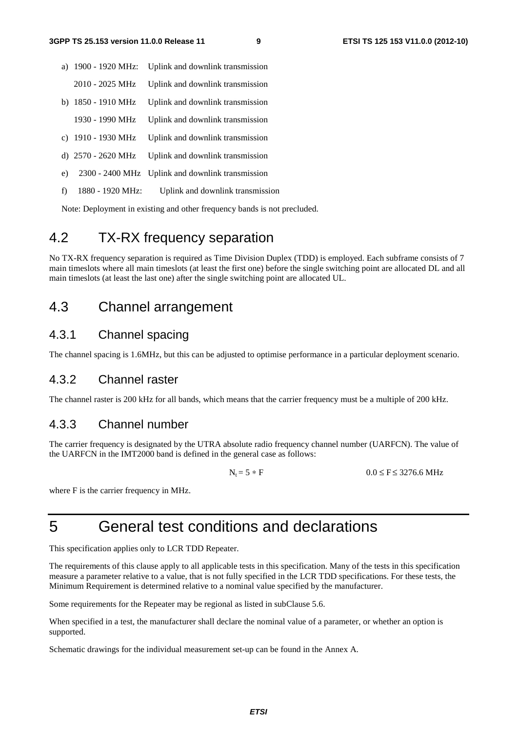a) 1900 - 1920 MHz: Uplink and downlink transmission

   2010 - 2025 MHz Uplink and downlink transmission

b) 1850 - 1910 MHz Uplink and downlink transmission

   1930 - 1990 MHz Uplink and downlink transmission

c) 1910 - 1930 MHz Uplink and downlink transmission

d) 2570 - 2620 MHz Uplink and downlink transmission

e) 2300 - 2400 MHz Uplink and downlink transmission

f) 1880 - 1920 MHz: Uplink and downlink transmission

Note: Deployment in existing and other frequency bands is not precluded.

## 4.2 TX-RX frequency separation

No TX-RX frequency separation is required as Time Division Duplex (TDD) is employed. Each subframe consists of 7 main timeslots where all main timeslots (at least the first one) before the single switching point are allocated DL and all main timeslots (at least the last one) after the single switching point are allocated UL.

## 4.3 Channel arrangement

### 4.3.1 Channel spacing

The channel spacing is 1.6MHz, but this can be adjusted to optimise performance in a particular deployment scenario.

### 4.3.2 Channel raster

The channel raster is 200 kHz for all bands, which means that the carrier frequency must be a multiple of 200 kHz.

### 4.3.3 Channel number

The carrier frequency is designated by the UTRA absolute radio frequency channel number (UARFCN). The value of the UARFCN in the IMT2000 band is defined in the general case as follows:

$$N_t = 5 * F \qquad 0.0 \leq F \leq 3276.6 \text{ MHz}$$

where F is the carrier frequency in MHz.

# 5 General test conditions and declarations

This specification applies only to LCR TDD Repeater.

The requirements of this clause apply to all applicable tests in this specification. Many of the tests in this specification measure a parameter relative to a value, that is not fully specified in the LCR TDD specifications. For these tests, the Minimum Requirement is determined relative to a nominal value specified by the manufacturer.

Some requirements for the Repeater may be regional as listed in subClause 5.6.

When specified in a test, the manufacturer shall declare the nominal value of a parameter, or whether an option is supported.

Schematic drawings for the individual measurement set-up can be found in the Annex A.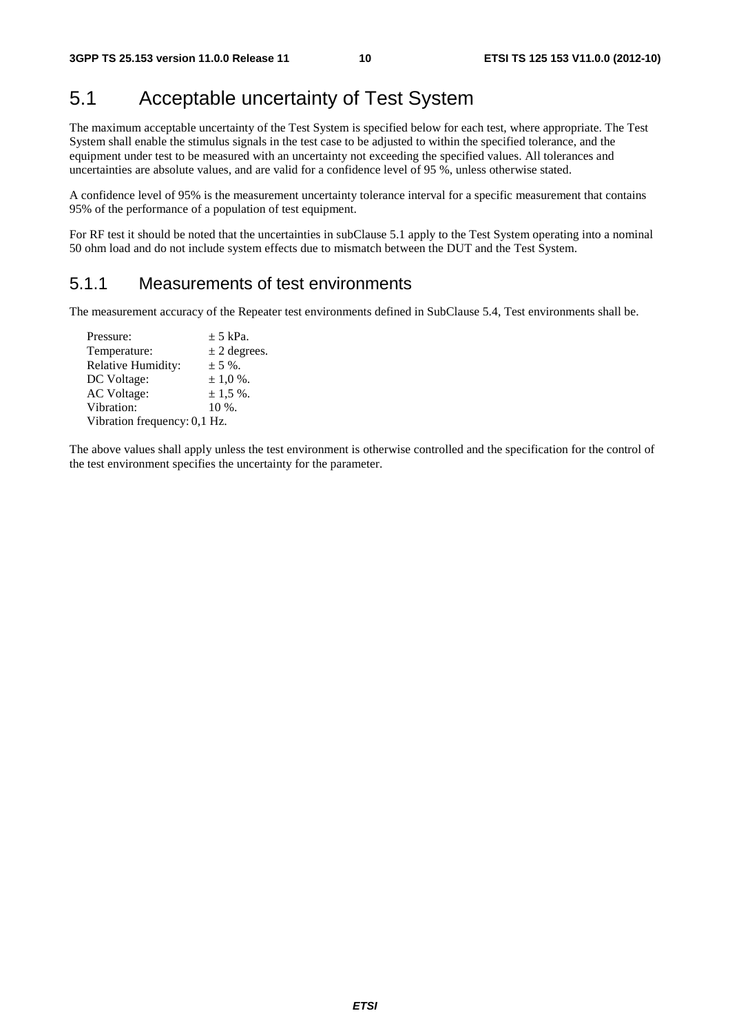## 5.1 Acceptable uncertainty of Test System

The maximum acceptable uncertainty of the Test System is specified below for each test, where appropriate. The Test System shall enable the stimulus signals in the test case to be adjusted to within the specified tolerance, and the equipment under test to be measured with an uncertainty not exceeding the specified values. All tolerances and uncertainties are absolute values, and are valid for a confidence level of 95 %, unless otherwise stated.

A confidence level of 95% is the measurement uncertainty tolerance interval for a specific measurement that contains 95% of the performance of a population of test equipment.

For RF test it should be noted that the uncertainties in subClause 5.1 apply to the Test System operating into a nominal 50 ohm load and do not include system effects due to mismatch between the DUT and the Test System.

### 5.1.1 Measurements of test environments

The measurement accuracy of the Repeater test environments defined in SubClause 5.4, Test environments shall be.

| | |
|---|---|
| Pressure: | ± 5 kPa. |
| Temperature: | ± 2 degrees. |
| Relative Humidity: | ± 5 %. |
| DC Voltage: | ± 1,0 %. |
| AC Voltage: | ± 1,5 %. |
| Vibration: | 10 %. |
| Vibration frequency: | 0,1 Hz. |

The above values shall apply unless the test environment is otherwise controlled and the specification for the control of the test environment specifies the uncertainty for the parameter.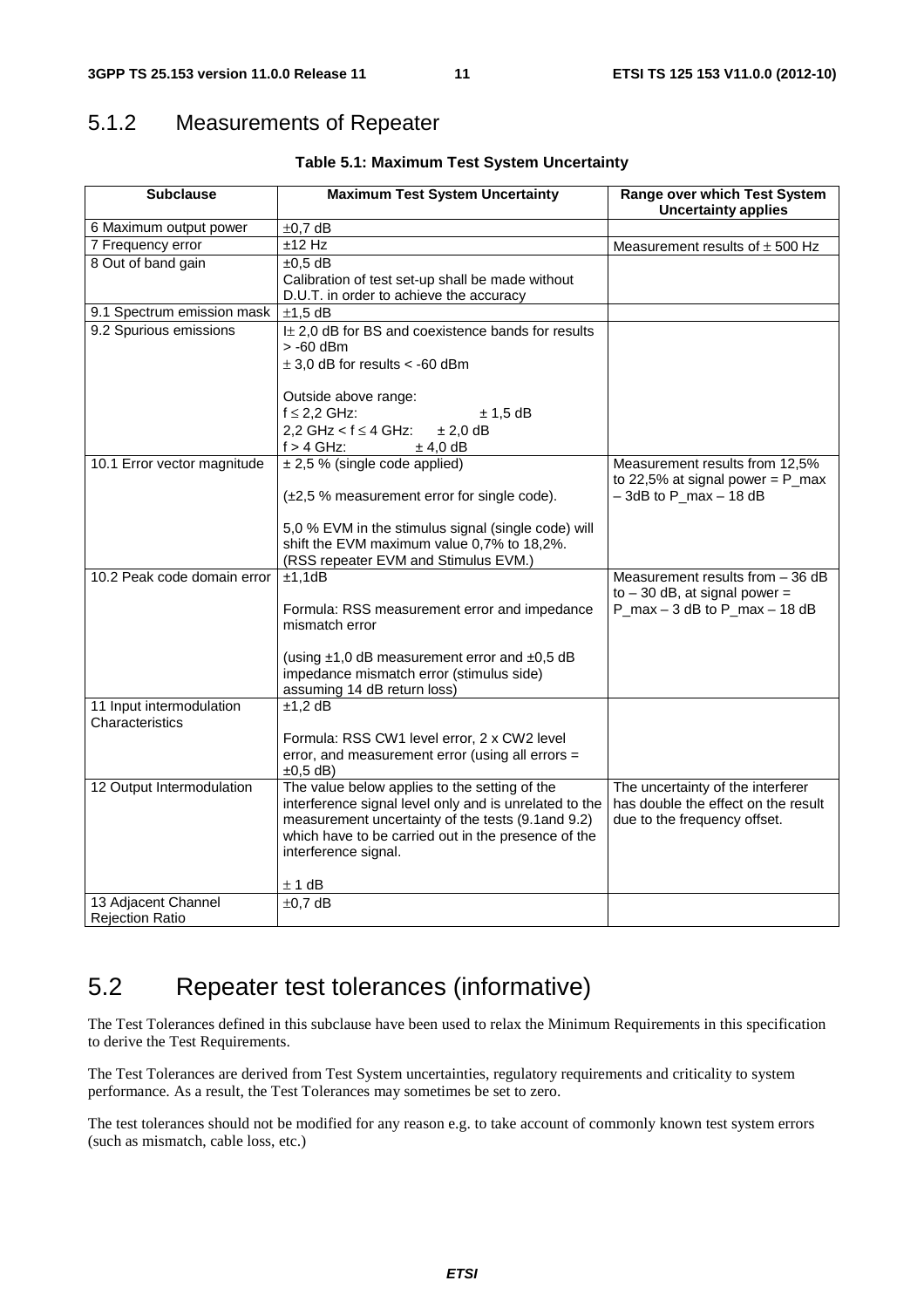## 5.1.2 Measurements of Repeater

**Table 5.1: Maximum Test System Uncertainty**

| Subclause | Maximum Test System Uncertainty | Range over which Test System Uncertainty applies |
|---|---|---|
| 6 Maximum output power | ±0,7 dB | |
| 7 Frequency error | ±12 Hz | Measurement results of ± 500 Hz |
| 8 Out of band gain | ±0,5 dB<br>Calibration of test set-up shall be made without D.U.T. in order to achieve the accuracy | |
| 9.1 Spectrum emission mask | ±1,5 dB | |
| 9.2 Spurious emissions | I± 2,0 dB for BS and coexistence bands for results > -60 dBm<br>± 3,0 dB for results < -60 dBm<br><br>Outside above range:<br>f ≤ 2,2 GHz: ± 1,5 dB<br>2,2 GHz < f ≤ 4 GHz: ± 2,0 dB<br>f > 4 GHz: ± 4,0 dB | |
| 10.1 Error vector magnitude | ± 2,5 % (single code applied)<br><br>(±2,5 % measurement error for single code).<br><br>5,0 % EVM in the stimulus signal (single code) will shift the EVM maximum value 0,7% to 18,2%. (RSS repeater EVM and Stimulus EVM.) | Measurement results from 12,5% to 22,5% at signal power = P_max – 3dB to P_max – 18 dB |
| 10.2 Peak code domain error | ±1,1dB<br><br>Formula: RSS measurement error and impedance mismatch error<br><br>(using ±1,0 dB measurement error and ±0,5 dB impedance mismatch error (stimulus side) assuming 14 dB return loss) | Measurement results from – 36 dB to – 30 dB, at signal power = P_max – 3 dB to P_max – 18 dB |
| 11 Input intermodulation Characteristics | ±1,2 dB<br><br>Formula: RSS CW1 level error, 2 x CW2 level error, and measurement error (using all errors = ±0,5 dB) | |
| 12 Output Intermodulation | The value below applies to the setting of the interference signal level only and is unrelated to the measurement uncertainty of the tests (9.1and 9.2) which have to be carried out in the presence of the interference signal.<br><br>± 1 dB | The uncertainty of the interferer has double the effect on the result due to the frequency offset. |
| 13 Adjacent Channel Rejection Ratio | ±0,7 dB | |

# 5.2 Repeater test tolerances (informative)

The Test Tolerances defined in this subclause have been used to relax the Minimum Requirements in this specification to derive the Test Requirements.

The Test Tolerances are derived from Test System uncertainties, regulatory requirements and criticality to system performance. As a result, the Test Tolerances may sometimes be set to zero.

The test tolerances should not be modified for any reason e.g. to take account of commonly known test system errors (such as mismatch, cable loss, etc.)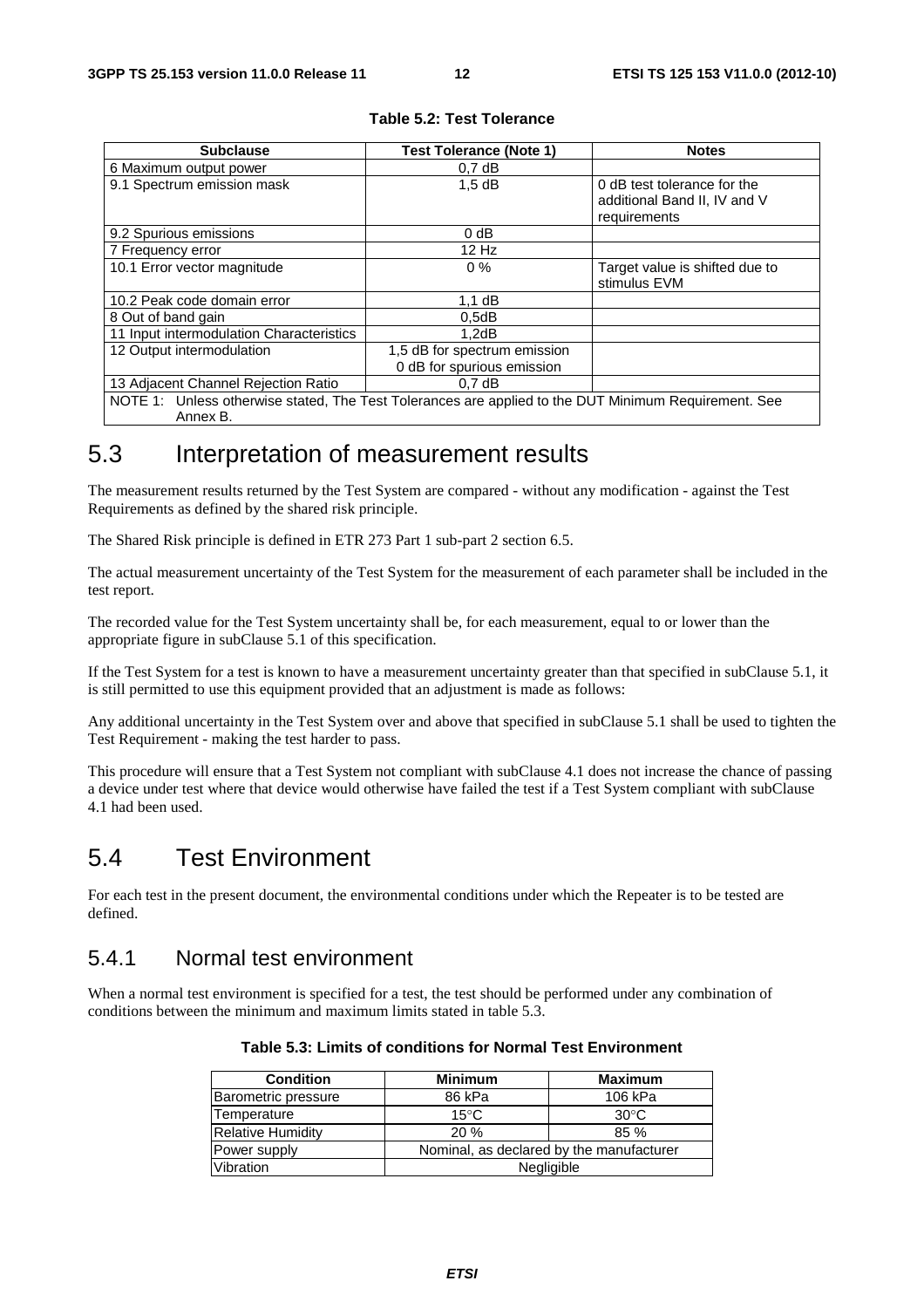**Table 5.2: Test Tolerance**

| Subclause | Test Tolerance (Note 1) | Notes |
|---|---|---|
| 6 Maximum output power | 0,7 dB | |
| 9.1 Spectrum emission mask | 1,5 dB | 0 dB test tolerance for the additional Band II, IV and V requirements |
| 9.2 Spurious emissions | 0 dB | |
| 7 Frequency error | 12 Hz | |
| 10.1 Error vector magnitude | 0 % | Target value is shifted due to stimulus EVM |
| 10.2 Peak code domain error | 1,1 dB | |
| 8 Out of band gain | 0,5dB | |
| 11 Input intermodulation Characteristics | 1,2dB | |
| 12 Output intermodulation | 1,5 dB for spectrum emission<br>0 dB for spurious emission | |
| 13 Adjacent Channel Rejection Ratio | 0,7 dB | |
| NOTE 1: Unless otherwise stated, The Test Tolerances are applied to the DUT Minimum Requirement. See Annex B. | | |

## 5.3 Interpretation of measurement results

The measurement results returned by the Test System are compared - without any modification - against the Test Requirements as defined by the shared risk principle.

The Shared Risk principle is defined in ETR 273 Part 1 sub-part 2 section 6.5.

The actual measurement uncertainty of the Test System for the measurement of each parameter shall be included in the test report.

The recorded value for the Test System uncertainty shall be, for each measurement, equal to or lower than the appropriate figure in subClause 5.1 of this specification.

If the Test System for a test is known to have a measurement uncertainty greater than that specified in subClause 5.1, it is still permitted to use this equipment provided that an adjustment is made as follows:

Any additional uncertainty in the Test System over and above that specified in subClause 5.1 shall be used to tighten the Test Requirement - making the test harder to pass.

This procedure will ensure that a Test System not compliant with subClause 4.1 does not increase the chance of passing a device under test where that device would otherwise have failed the test if a Test System compliant with subClause 4.1 had been used.

## 5.4 Test Environment

For each test in the present document, the environmental conditions under which the Repeater is to be tested are defined.

### 5.4.1 Normal test environment

When a normal test environment is specified for a test, the test should be performed under any combination of conditions between the minimum and maximum limits stated in table 5.3.

**Table 5.3: Limits of conditions for Normal Test Environment**

| Condition | Minimum | Maximum |
|---|---|---|
| Barometric pressure | 86 kPa | 106 kPa |
| Temperature | 15°C | 30°C |
| Relative Humidity | 20 % | 85 % |
| Power supply | Nominal, as declared by the manufacturer | |
| Vibration | Negligible | |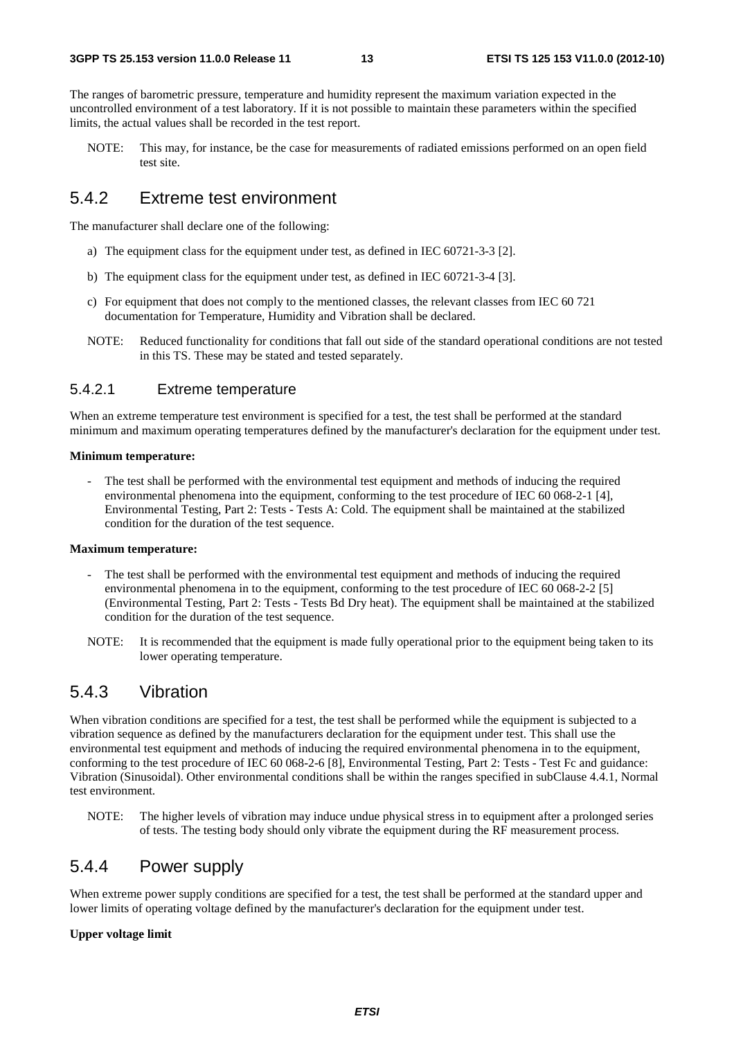The ranges of barometric pressure, temperature and humidity represent the maximum variation expected in the uncontrolled environment of a test laboratory. If it is not possible to maintain these parameters within the specified limits, the actual values shall be recorded in the test report.

NOTE: This may, for instance, be the case for measurements of radiated emissions performed on an open field test site.

## 5.4.2 Extreme test environment

The manufacturer shall declare one of the following:

a) The equipment class for the equipment under test, as defined in IEC 60721-3-3 [2].

b) The equipment class for the equipment under test, as defined in IEC 60721-3-4 [3].

c) For equipment that does not comply to the mentioned classes, the relevant classes from IEC 60 721 documentation for Temperature, Humidity and Vibration shall be declared.

NOTE: Reduced functionality for conditions that fall out side of the standard operational conditions are not tested in this TS. These may be stated and tested separately.

### 5.4.2.1 Extreme temperature

When an extreme temperature test environment is specified for a test, the test shall be performed at the standard minimum and maximum operating temperatures defined by the manufacturer's declaration for the equipment under test.

**Minimum temperature:**

- The test shall be performed with the environmental test equipment and methods of inducing the required environmental phenomena into the equipment, conforming to the test procedure of IEC 60 068-2-1 [4], Environmental Testing, Part 2: Tests - Tests A: Cold. The equipment shall be maintained at the stabilized condition for the duration of the test sequence.

**Maximum temperature:**

- The test shall be performed with the environmental test equipment and methods of inducing the required environmental phenomena in to the equipment, conforming to the test procedure of IEC 60 068-2-2 [5] (Environmental Testing, Part 2: Tests - Tests Bd Dry heat). The equipment shall be maintained at the stabilized condition for the duration of the test sequence.

NOTE: It is recommended that the equipment is made fully operational prior to the equipment being taken to its lower operating temperature.

## 5.4.3 Vibration

When vibration conditions are specified for a test, the test shall be performed while the equipment is subjected to a vibration sequence as defined by the manufacturers declaration for the equipment under test. This shall use the environmental test equipment and methods of inducing the required environmental phenomena in to the equipment, conforming to the test procedure of IEC 60 068-2-6 [8], Environmental Testing, Part 2: Tests - Test Fc and guidance: Vibration (Sinusoidal). Other environmental conditions shall be within the ranges specified in subClause 4.4.1, Normal test environment.

NOTE: The higher levels of vibration may induce undue physical stress in to equipment after a prolonged series of tests. The testing body should only vibrate the equipment during the RF measurement process.

## 5.4.4 Power supply

When extreme power supply conditions are specified for a test, the test shall be performed at the standard upper and lower limits of operating voltage defined by the manufacturer's declaration for the equipment under test.

**Upper voltage limit**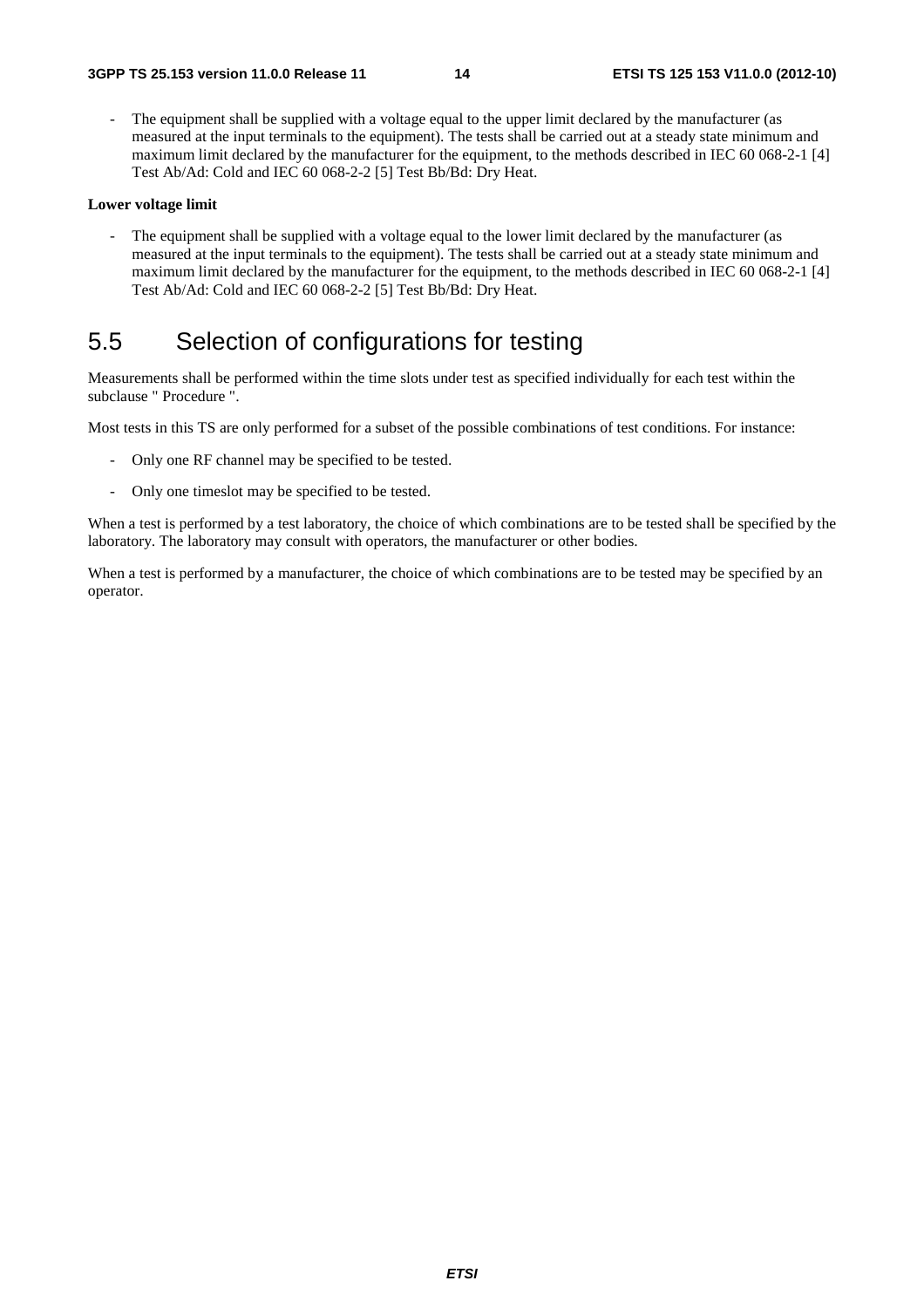- The equipment shall be supplied with a voltage equal to the upper limit declared by the manufacturer (as measured at the input terminals to the equipment). The tests shall be carried out at a steady state minimum and maximum limit declared by the manufacturer for the equipment, to the methods described in IEC 60 068-2-1 [4] Test Ab/Ad: Cold and IEC 60 068-2-2 [5] Test Bb/Bd: Dry Heat.

**Lower voltage limit**

- The equipment shall be supplied with a voltage equal to the lower limit declared by the manufacturer (as measured at the input terminals to the equipment). The tests shall be carried out at a steady state minimum and maximum limit declared by the manufacturer for the equipment, to the methods described in IEC 60 068-2-1 [4] Test Ab/Ad: Cold and IEC 60 068-2-2 [5] Test Bb/Bd: Dry Heat.

## 5.5 Selection of configurations for testing

Measurements shall be performed within the time slots under test as specified individually for each test within the subclause " Procedure ".

Most tests in this TS are only performed for a subset of the possible combinations of test conditions. For instance:

- Only one RF channel may be specified to be tested.
- Only one timeslot may be specified to be tested.

When a test is performed by a test laboratory, the choice of which combinations are to be tested shall be specified by the laboratory. The laboratory may consult with operators, the manufacturer or other bodies.

When a test is performed by a manufacturer, the choice of which combinations are to be tested may be specified by an operator.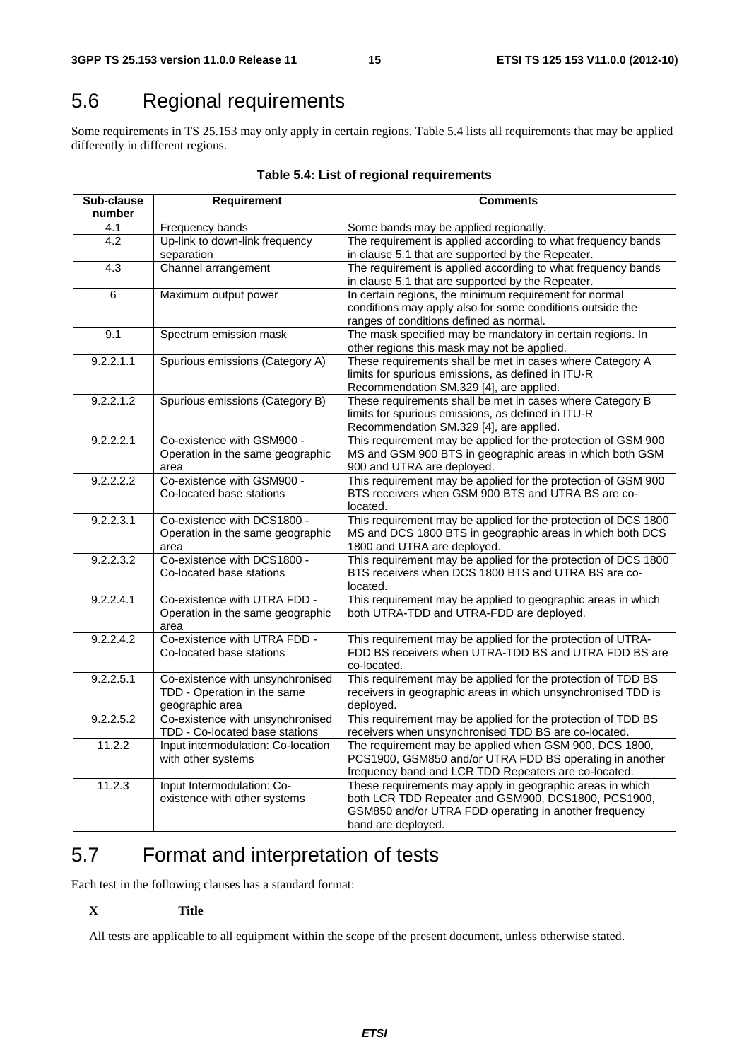## 5.6 Regional requirements

Some requirements in TS 25.153 may only apply in certain regions. Table 5.4 lists all requirements that may be applied differently in different regions.

**Table 5.4: List of regional requirements**

| Sub-clause number | Requirement | Comments |
|---|---|---|
| 4.1 | Frequency bands | Some bands may be applied regionally. |
| 4.2 | Up-link to down-link frequency separation | The requirement is applied according to what frequency bands in clause 5.1 that are supported by the Repeater. |
| 4.3 | Channel arrangement | The requirement is applied according to what frequency bands in clause 5.1 that are supported by the Repeater. |
| 6 | Maximum output power | In certain regions, the minimum requirement for normal conditions may apply also for some conditions outside the ranges of conditions defined as normal. |
| 9.1 | Spectrum emission mask | The mask specified may be mandatory in certain regions. In other regions this mask may not be applied. |
| 9.2.2.1.1 | Spurious emissions (Category A) | These requirements shall be met in cases where Category A limits for spurious emissions, as defined in ITU-R Recommendation SM.329 [4], are applied. |
| 9.2.2.1.2 | Spurious emissions (Category B) | These requirements shall be met in cases where Category B limits for spurious emissions, as defined in ITU-R Recommendation SM.329 [4], are applied. |
| 9.2.2.2.1 | Co-existence with GSM900 - Operation in the same geographic area | This requirement may be applied for the protection of GSM 900 MS and GSM 900 BTS in geographic areas in which both GSM 900 and UTRA are deployed. |
| 9.2.2.2.2 | Co-existence with GSM900 - Co-located base stations | This requirement may be applied for the protection of GSM 900 BTS receivers when GSM 900 BTS and UTRA BS are co-located. |
| 9.2.2.3.1 | Co-existence with DCS1800 - Operation in the same geographic area | This requirement may be applied for the protection of DCS 1800 MS and DCS 1800 BTS in geographic areas in which both DCS 1800 and UTRA are deployed. |
| 9.2.2.3.2 | Co-existence with DCS1800 - Co-located base stations | This requirement may be applied for the protection of DCS 1800 BTS receivers when DCS 1800 BTS and UTRA BS are co-located. |
| 9.2.2.4.1 | Co-existence with UTRA FDD - Operation in the same geographic area | This requirement may be applied to geographic areas in which both UTRA-TDD and UTRA-FDD are deployed. |
| 9.2.2.4.2 | Co-existence with UTRA FDD - Co-located base stations | This requirement may be applied for the protection of UTRA-FDD BS receivers when UTRA-TDD BS and UTRA FDD BS are co-located. |
| 9.2.2.5.1 | Co-existence with unsynchronised TDD - Operation in the same geographic area | This requirement may be applied for the protection of TDD BS receivers in geographic areas in which unsynchronised TDD is deployed. |
| 9.2.2.5.2 | Co-existence with unsynchronised TDD - Co-located base stations | This requirement may be applied for the protection of TDD BS receivers when unsynchronised TDD BS are co-located. |
| 11.2.2 | Input intermodulation: Co-location with other systems | The requirement may be applied when GSM 900, DCS 1800, PCS1900, GSM850 and/or UTRA FDD BS operating in another frequency band and LCR TDD Repeaters are co-located. |
| 11.2.3 | Input Intermodulation: Co-existence with other systems | These requirements may apply in geographic areas in which both LCR TDD Repeater and GSM900, DCS1800, PCS1900, GSM850 and/or UTRA FDD operating in another frequency band are deployed. |

## 5.7 Format and interpretation of tests

Each test in the following clauses has a standard format:

**X Title**

All tests are applicable to all equipment within the scope of the present document, unless otherwise stated.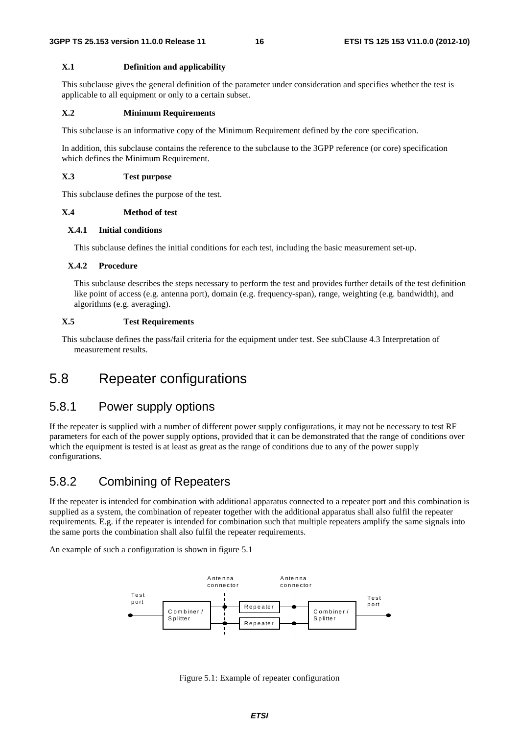#### X.1 Definition and applicability

This subclause gives the general definition of the parameter under consideration and specifies whether the test is applicable to all equipment or only to a certain subset.

#### X.2 Minimum Requirements

This subclause is an informative copy of the Minimum Requirement defined by the core specification.

In addition, this subclause contains the reference to the subclause to the 3GPP reference (or core) specification which defines the Minimum Requirement.

#### X.3 Test purpose

This subclause defines the purpose of the test.

#### X.4 Method of test

##### X.4.1 Initial conditions

This subclause defines the initial conditions for each test, including the basic measurement set-up.

##### X.4.2 Procedure

This subclause describes the steps necessary to perform the test and provides further details of the test definition like point of access (e.g. antenna port), domain (e.g. frequency-span), range, weighting (e.g. bandwidth), and algorithms (e.g. averaging).

#### X.5 Test Requirements

This subclause defines the pass/fail criteria for the equipment under test. See subClause 4.3 Interpretation of measurement results.

## 5.8 Repeater configurations

### 5.8.1 Power supply options

If the repeater is supplied with a number of different power supply configurations, it may not be necessary to test RF parameters for each of the power supply options, provided that it can be demonstrated that the range of conditions over which the equipment is tested is at least as great as the range of conditions due to any of the power supply configurations.

### 5.8.2 Combining of Repeaters

If the repeater is intended for combination with additional apparatus connected to a repeater port and this combination is supplied as a system, the combination of repeater together with the additional apparatus shall also fulfil the repeater requirements. E.g. if the repeater is intended for combination such that multiple repeaters amplify the same signals into the same ports the combination shall also fulfil the repeater requirements.

An example of such a configuration is shown in figure 5.1

Test port — Combiner / Splitter — Antenna connector — Repeater / Repeater — Antenna connector — Combiner / Splitter — Test port

Figure 5.1: Example of repeater configuration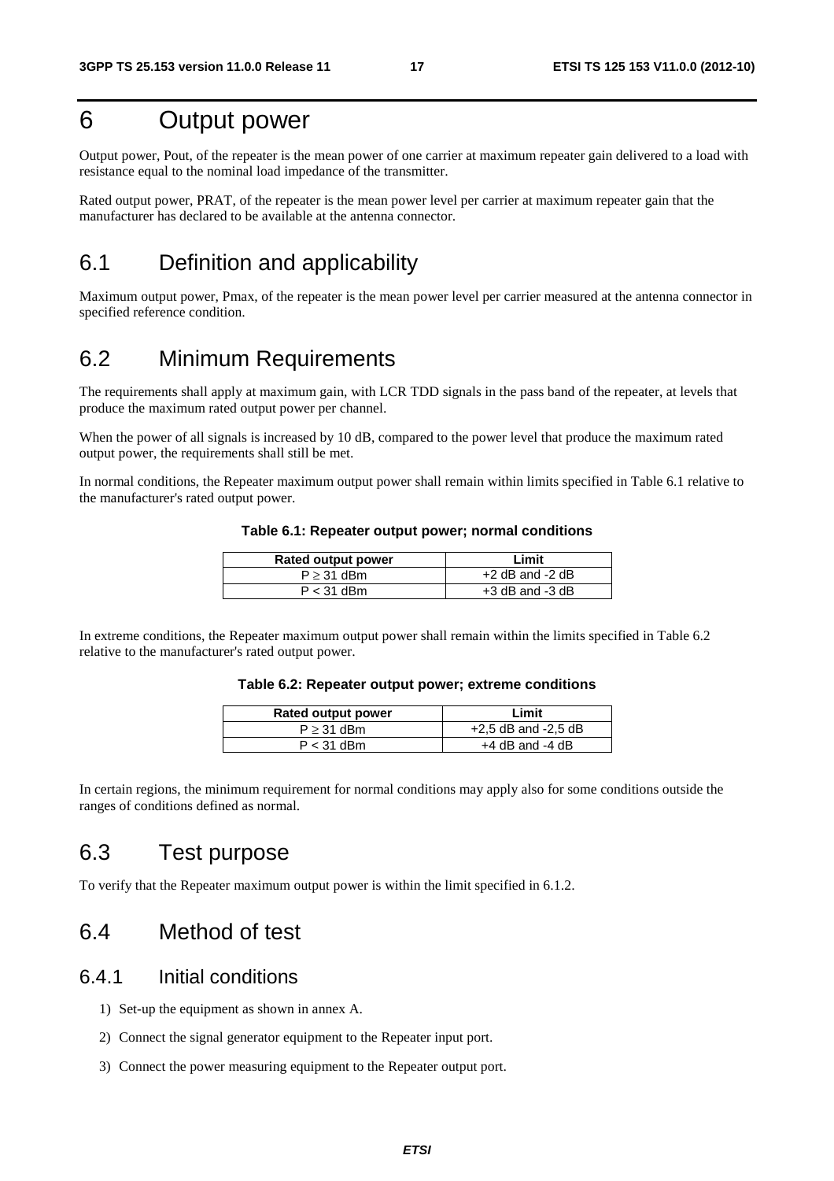# 6 Output power

Output power, Pout, of the repeater is the mean power of one carrier at maximum repeater gain delivered to a load with resistance equal to the nominal load impedance of the transmitter.

Rated output power, PRAT, of the repeater is the mean power level per carrier at maximum repeater gain that the manufacturer has declared to be available at the antenna connector.

## 6.1 Definition and applicability

Maximum output power, Pmax, of the repeater is the mean power level per carrier measured at the antenna connector in specified reference condition.

## 6.2 Minimum Requirements

The requirements shall apply at maximum gain, with LCR TDD signals in the pass band of the repeater, at levels that produce the maximum rated output power per channel.

When the power of all signals is increased by 10 dB, compared to the power level that produce the maximum rated output power, the requirements shall still be met.

In normal conditions, the Repeater maximum output power shall remain within limits specified in Table 6.1 relative to the manufacturer's rated output power.

**Table 6.1: Repeater output power; normal conditions**

| Rated output power | Limit |
|---|---|
| P ≥ 31 dBm | +2 dB and -2 dB |
| P < 31 dBm | +3 dB and -3 dB |

In extreme conditions, the Repeater maximum output power shall remain within the limits specified in Table 6.2 relative to the manufacturer's rated output power.

**Table 6.2: Repeater output power; extreme conditions**

| Rated output power | Limit |
|---|---|
| P ≥ 31 dBm | +2,5 dB and -2,5 dB |
| P < 31 dBm | +4 dB and -4 dB |

In certain regions, the minimum requirement for normal conditions may apply also for some conditions outside the ranges of conditions defined as normal.

## 6.3 Test purpose

To verify that the Repeater maximum output power is within the limit specified in 6.1.2.

## 6.4 Method of test

### 6.4.1 Initial conditions

1) Set-up the equipment as shown in annex A.
2) Connect the signal generator equipment to the Repeater input port.
3) Connect the power measuring equipment to the Repeater output port.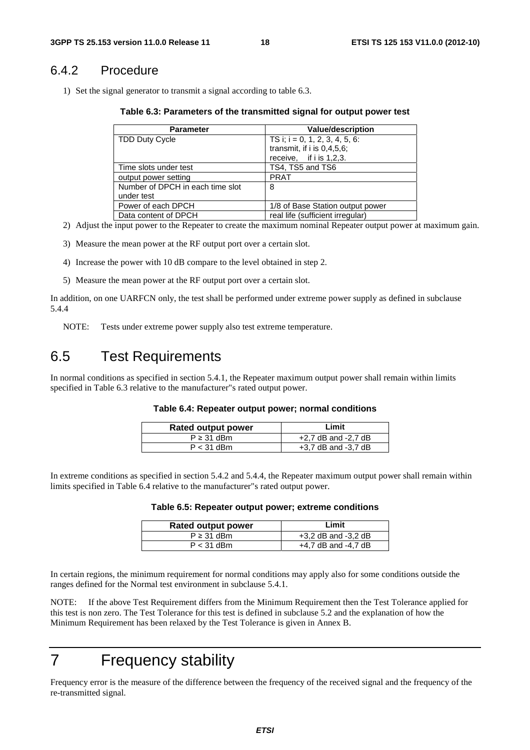### 6.4.2 Procedure

1) Set the signal generator to transmit a signal according to table 6.3.

**Table 6.3: Parameters of the transmitted signal for output power test**

| Parameter | Value/description |
|---|---|
| TDD Duty Cycle | TS i; i = 0, 1, 2, 3, 4, 5, 6: transmit, if i is 0,4,5,6; receive, if i is 1,2,3. |
| Time slots under test | TS4, TS5 and TS6 |
| output power setting | PRAT |
| Number of DPCH in each time slot under test | 8 |
| Power of each DPCH | 1/8 of Base Station output power |
| Data content of DPCH | real life (sufficient irregular) |

2) Adjust the input power to the Repeater to create the maximum nominal Repeater output power at maximum gain.

3) Measure the mean power at the RF output port over a certain slot.

4) Increase the power with 10 dB compare to the level obtained in step 2.

5) Measure the mean power at the RF output port over a certain slot.

In addition, on one UARFCN only, the test shall be performed under extreme power supply as defined in subclause 5.4.4

NOTE: Tests under extreme power supply also test extreme temperature.

## 6.5 Test Requirements

In normal conditions as specified in section 5.4.1, the Repeater maximum output power shall remain within limits specified in Table 6.3 relative to the manufacturer"s rated output power.

**Table 6.4: Repeater output power; normal conditions**

| Rated output power | Limit |
|---|---|
| P ≥ 31 dBm | +2,7 dB and -2,7 dB |
| P < 31 dBm | +3,7 dB and -3,7 dB |

In extreme conditions as specified in section 5.4.2 and 5.4.4, the Repeater maximum output power shall remain within limits specified in Table 6.4 relative to the manufacturer"s rated output power.

**Table 6.5: Repeater output power; extreme conditions**

| Rated output power | Limit |
|---|---|
| P ≥ 31 dBm | +3,2 dB and -3,2 dB |
| P < 31 dBm | +4,7 dB and -4,7 dB |

In certain regions, the minimum requirement for normal conditions may apply also for some conditions outside the ranges defined for the Normal test environment in subclause 5.4.1.

NOTE: If the above Test Requirement differs from the Minimum Requirement then the Test Tolerance applied for this test is non zero. The Test Tolerance for this test is defined in subclause 5.2 and the explanation of how the Minimum Requirement has been relaxed by the Test Tolerance is given in Annex B.

# 7 Frequency stability

Frequency error is the measure of the difference between the frequency of the received signal and the frequency of the re-transmitted signal.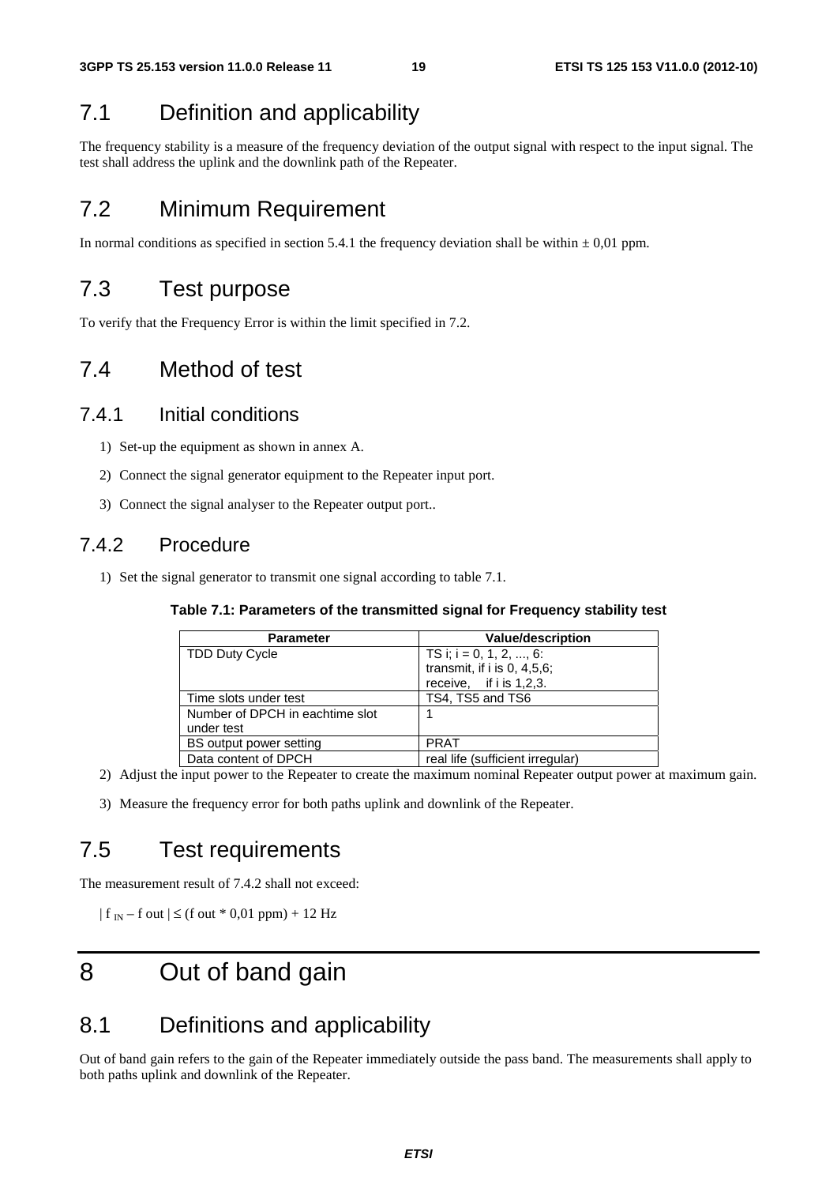## 7.1 Definition and applicability

The frequency stability is a measure of the frequency deviation of the output signal with respect to the input signal. The test shall address the uplink and the downlink path of the Repeater.

## 7.2 Minimum Requirement

In normal conditions as specified in section 5.4.1 the frequency deviation shall be within ± 0,01 ppm.

## 7.3 Test purpose

To verify that the Frequency Error is within the limit specified in 7.2.

## 7.4 Method of test

### 7.4.1 Initial conditions

1) Set-up the equipment as shown in annex A.
2) Connect the signal generator equipment to the Repeater input port.
3) Connect the signal analyser to the Repeater output port..

### 7.4.2 Procedure

1) Set the signal generator to transmit one signal according to table 7.1.

**Table 7.1: Parameters of the transmitted signal for Frequency stability test**

| Parameter | Value/description |
|---|---|
| TDD Duty Cycle | TS i; i = 0, 1, 2, ..., 6: transmit, if i is 0, 4,5,6; receive, if i is 1,2,3. |
| Time slots under test | TS4, TS5 and TS6 |
| Number of DPCH in eachtime slot under test | 1 |
| BS output power setting | PRAT |
| Data content of DPCH | real life (sufficient irregular) |

2) Adjust the input power to the Repeater to create the maximum nominal Repeater output power at maximum gain.
3) Measure the frequency error for both paths uplink and downlink of the Repeater.

## 7.5 Test requirements

The measurement result of 7.4.2 shall not exceed:

$| f_{IN} – f_{out} | \leq (f_{out} * 0{,}01 \text{ ppm}) + 12 \text{ Hz}$

# 8 Out of band gain

## 8.1 Definitions and applicability

Out of band gain refers to the gain of the Repeater immediately outside the pass band. The measurements shall apply to both paths uplink and downlink of the Repeater.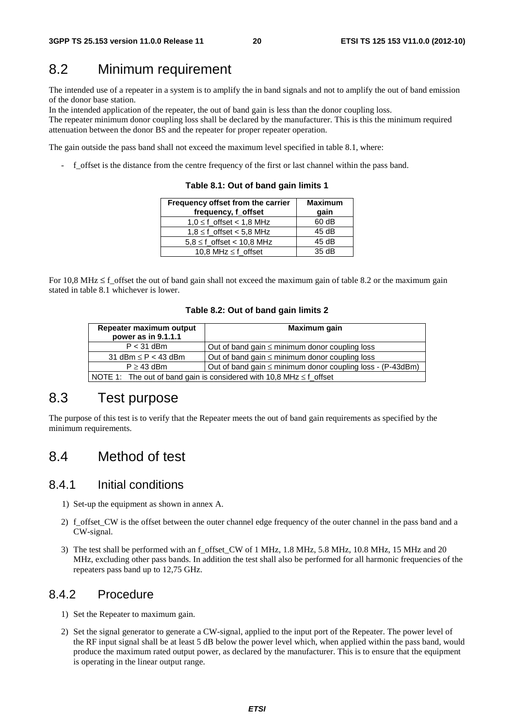## 8.2 Minimum requirement

The intended use of a repeater in a system is to amplify the in band signals and not to amplify the out of band emission of the donor base station.
In the intended application of the repeater, the out of band gain is less than the donor coupling loss.
The repeater minimum donor coupling loss shall be declared by the manufacturer. This is this the minimum required attenuation between the donor BS and the repeater for proper repeater operation.

The gain outside the pass band shall not exceed the maximum level specified in table 8.1, where:

- f_offset is the distance from the centre frequency of the first or last channel within the pass band.

**Table 8.1: Out of band gain limits 1**

| Frequency offset from the carrier frequency, f_offset | Maximum gain |
|---|---|
| 1,0 ≤ f_offset < 1,8 MHz | 60 dB |
| 1,8 ≤ f_offset < 5,8 MHz | 45 dB |
| 5,8 ≤ f_offset < 10,8 MHz | 45 dB |
| 10,8 MHz ≤ f_offset | 35 dB |

For 10,8 MHz ≤ f_offset the out of band gain shall not exceed the maximum gain of table 8.2 or the maximum gain stated in table 8.1 whichever is lower.

**Table 8.2: Out of band gain limits 2**

| Repeater maximum output power as in 9.1.1.1 | Maximum gain |
|---|---|
| P < 31 dBm | Out of band gain ≤ minimum donor coupling loss |
| 31 dBm ≤ P < 43 dBm | Out of band gain ≤ minimum donor coupling loss |
| P ≥ 43 dBm | Out of band gain ≤ minimum donor coupling loss - (P-43dBm) |
| NOTE 1: The out of band gain is considered with 10,8 MHz ≤ f_offset | |

## 8.3 Test purpose

The purpose of this test is to verify that the Repeater meets the out of band gain requirements as specified by the minimum requirements.

## 8.4 Method of test

### 8.4.1 Initial conditions

1) Set-up the equipment as shown in annex A.

2) f_offset_CW is the offset between the outer channel edge frequency of the outer channel in the pass band and a CW-signal.

3) The test shall be performed with an f_offset_CW of 1 MHz, 1.8 MHz, 5.8 MHz, 10.8 MHz, 15 MHz and 20 MHz, excluding other pass bands. In addition the test shall also be performed for all harmonic frequencies of the repeaters pass band up to 12,75 GHz.

### 8.4.2 Procedure

1) Set the Repeater to maximum gain.

2) Set the signal generator to generate a CW-signal, applied to the input port of the Repeater. The power level of the RF input signal shall be at least 5 dB below the power level which, when applied within the pass band, would produce the maximum rated output power, as declared by the manufacturer. This is to ensure that the equipment is operating in the linear output range.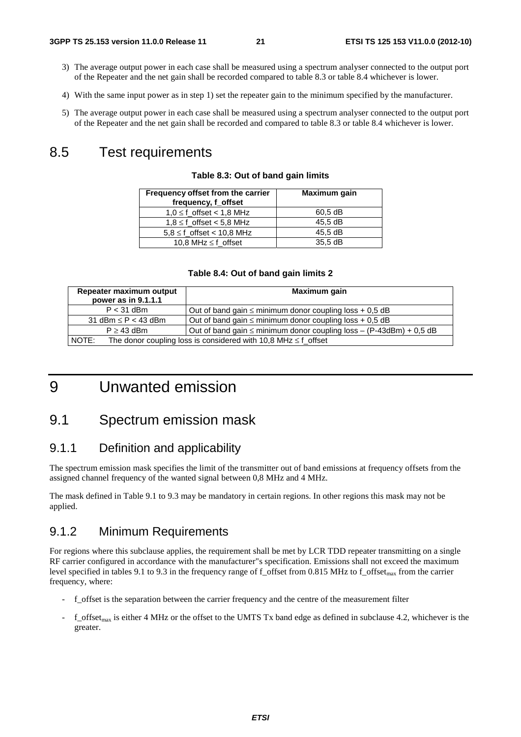3) The average output power in each case shall be measured using a spectrum analyser connected to the output port of the Repeater and the net gain shall be recorded compared to table 8.3 or table 8.4 whichever is lower.

4) With the same input power as in step 1) set the repeater gain to the minimum specified by the manufacturer.

5) The average output power in each case shall be measured using a spectrum analyser connected to the output port of the Repeater and the net gain shall be recorded and compared to table 8.3 or table 8.4 whichever is lower.

## 8.5 Test requirements

**Table 8.3: Out of band gain limits**

| Frequency offset from the carrier frequency, f_offset | Maximum gain |
|---|---|
| 1,0 ≤ f_offset < 1,8 MHz | 60,5 dB |
| 1,8 ≤ f_offset < 5,8 MHz | 45,5 dB |
| 5,8 ≤ f_offset < 10,8 MHz | 45,5 dB |
| 10,8 MHz ≤ f_offset | 35,5 dB |

**Table 8.4: Out of band gain limits 2**

| Repeater maximum output power as in 9.1.1.1 | Maximum gain |
|---|---|
| P < 31 dBm | Out of band gain ≤ minimum donor coupling loss + 0,5 dB |
| 31 dBm ≤ P < 43 dBm | Out of band gain ≤ minimum donor coupling loss + 0,5 dB |
| P ≥ 43 dBm | Out of band gain ≤ minimum donor coupling loss – (P-43dBm) + 0,5 dB |
| NOTE: The donor coupling loss is considered with 10,8 MHz ≤ f_offset | |

# 9 Unwanted emission

## 9.1 Spectrum emission mask

### 9.1.1 Definition and applicability

The spectrum emission mask specifies the limit of the transmitter out of band emissions at frequency offsets from the assigned channel frequency of the wanted signal between 0,8 MHz and 4 MHz.

The mask defined in Table 9.1 to 9.3 may be mandatory in certain regions. In other regions this mask may not be applied.

### 9.1.2 Minimum Requirements

For regions where this subclause applies, the requirement shall be met by LCR TDD repeater transmitting on a single RF carrier configured in accordance with the manufacturer"s specification. Emissions shall not exceed the maximum level specified in tables 9.1 to 9.3 in the frequency range of f_offset from 0.815 MHz to $f\_offset_{max}$ from the carrier frequency, where:

- f_offset is the separation between the carrier frequency and the centre of the measurement filter
- $f\_offset_{max}$ is either 4 MHz or the offset to the UMTS Tx band edge as defined in subclause 4.2, whichever is the greater.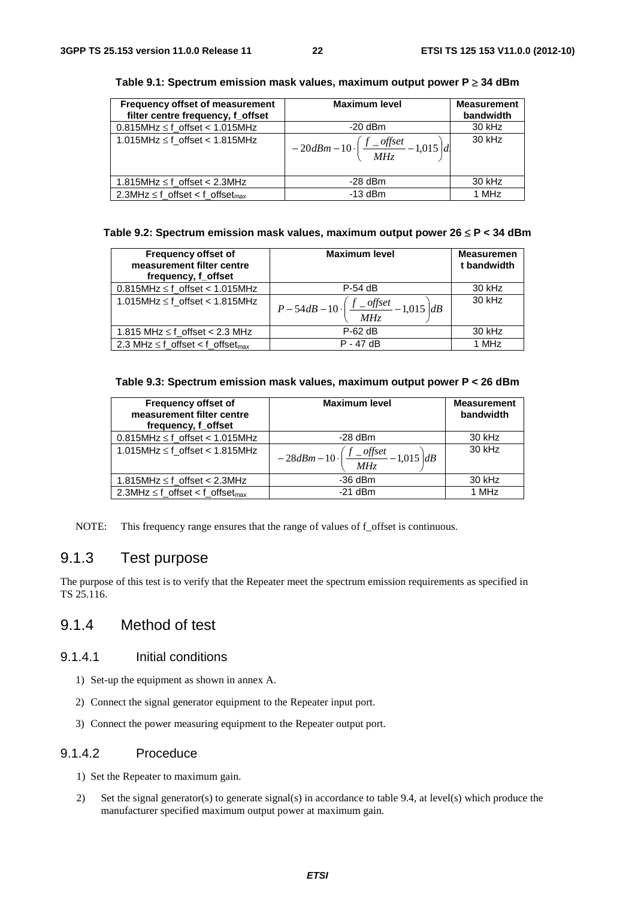**Table 9.1: Spectrum emission mask values, maximum output power P ≥ 34 dBm**

| Frequency offset of measurement filter centre frequency, f_offset | Maximum level | Measurement bandwidth |
|---|---|---|
| 0.815MHz ≤ f_offset < 1.015MHz | -20 dBm | 30 kHz |
| 1.015MHz ≤ f_offset < 1.815MHz | $-20dBm - 10 \cdot \left( \frac{f\_offset}{MHz} - 1{,}015 \right) dB$ | 30 kHz |
| 1.815MHz ≤ f_offset < 2.3MHz | -28 dBm | 30 kHz |
| 2.3MHz ≤ f_offset < $f\_offset_{max}$ | -13 dBm | 1 MHz |

**Table 9.2: Spectrum emission mask values, maximum output power 26 ≤ P < 34 dBm**

| Frequency offset of measurement filter centre frequency, f_offset | Maximum level | Measurement bandwidth |
|---|---|---|
| 0.815MHz ≤ f_offset < 1.015MHz | P-54 dB | 30 kHz |
| 1.015MHz ≤ f_offset < 1.815MHz | $P - 54dB - 10 \cdot \left( \frac{f\_offset}{MHz} - 1{,}015 \right) dB$ | 30 kHz |
| 1.815 MHz ≤ f_offset < 2.3 MHz | P-62 dB | 30 kHz |
| 2.3 MHz ≤ f_offset < $f\_offset_{max}$ | P - 47 dB | 1 MHz |

**Table 9.3: Spectrum emission mask values, maximum output power P < 26 dBm**

| Frequency offset of measurement filter centre frequency, f_offset | Maximum level | Measurement bandwidth |
|---|---|---|
| 0.815MHz ≤ f_offset < 1.015MHz | -28 dBm | 30 kHz |
| 1.015MHz ≤ f_offset < 1.815MHz | $-28dBm - 10 \cdot \left( \frac{f\_offset}{MHz} - 1{,}015 \right) dB$ | 30 kHz |
| 1.815MHz ≤ f_offset < 2.3MHz | -36 dBm | 30 kHz |
| 2.3MHz ≤ f_offset < $f\_offset_{max}$ | -21 dBm | 1 MHz |

NOTE: This frequency range ensures that the range of values of f_offset is continuous.

## 9.1.3 Test purpose

The purpose of this test is to verify that the Repeater meet the spectrum emission requirements as specified in TS 25.116.

## 9.1.4 Method of test

### 9.1.4.1 Initial conditions

1) Set-up the equipment as shown in annex A.
2) Connect the signal generator equipment to the Repeater input port.
3) Connect the power measuring equipment to the Repeater output port.

### 9.1.4.2 Procedure

1) Set the Repeater to maximum gain.
2) Set the signal generator(s) to generate signal(s) in accordance to table 9.4, at level(s) which produce the manufacturer specified maximum output power at maximum gain.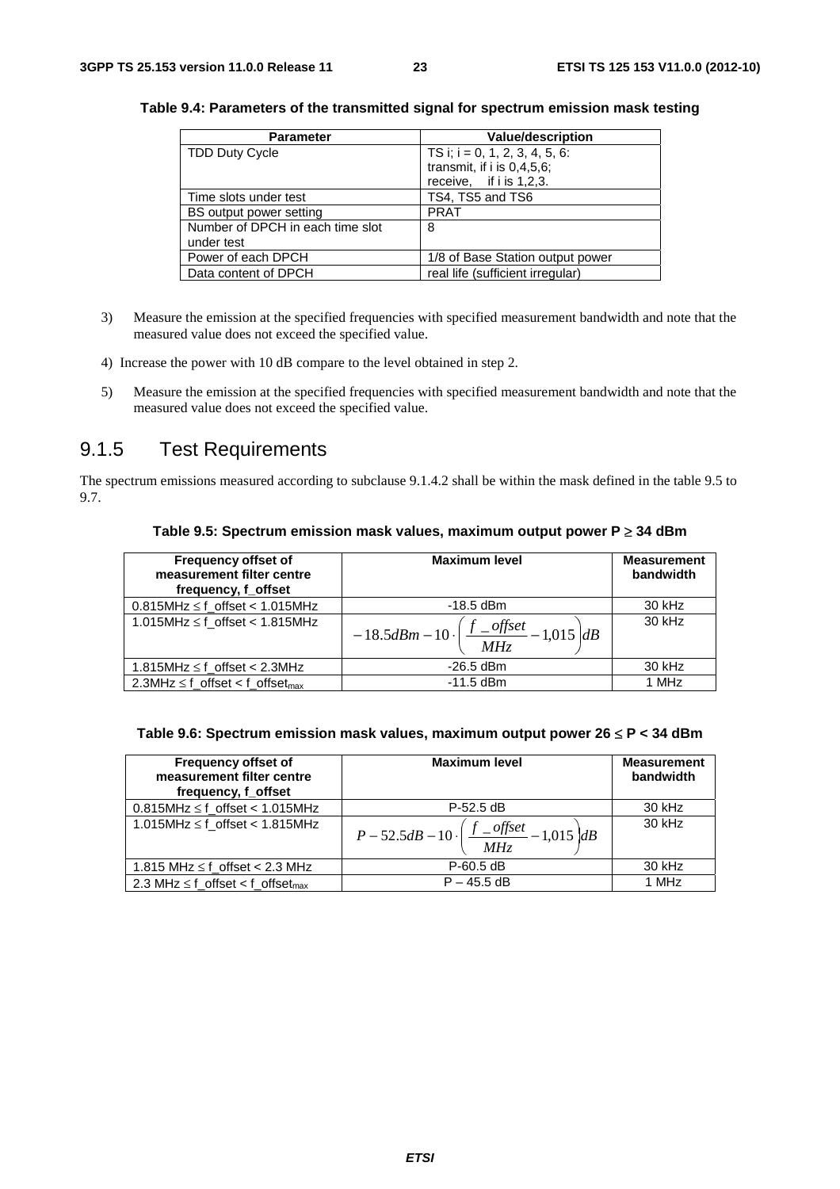**Table 9.4: Parameters of the transmitted signal for spectrum emission mask testing**

| Parameter | Value/description |
|---|---|
| TDD Duty Cycle | TS i; i = 0, 1, 2, 3, 4, 5, 6: transmit, if i is 0,4,5,6; receive, if i is 1,2,3. |
| Time slots under test | TS4, TS5 and TS6 |
| BS output power setting | PRAT |
| Number of DPCH in each time slot under test | 8 |
| Power of each DPCH | 1/8 of Base Station output power |
| Data content of DPCH | real life (sufficient irregular) |

3) Measure the emission at the specified frequencies with specified measurement bandwidth and note that the measured value does not exceed the specified value.

4) Increase the power with 10 dB compare to the level obtained in step 2.

5) Measure the emission at the specified frequencies with specified measurement bandwidth and note that the measured value does not exceed the specified value.

## 9.1.5 Test Requirements

The spectrum emissions measured according to subclause 9.1.4.2 shall be within the mask defined in the table 9.5 to 9.7.

**Table 9.5: Spectrum emission mask values, maximum output power P ≥ 34 dBm**

| Frequency offset of measurement filter centre frequency, f_offset | Maximum level | Measurement bandwidth |
|---|---|---|
| 0.815MHz ≤ f_offset < 1.015MHz | -18.5 dBm | 30 kHz |
| 1.015MHz ≤ f_offset < 1.815MHz | $-18.5dBm - 10 \cdot \left( \frac{f\_offset}{MHz} - 1{,}015 \right) dB$ | 30 kHz |
| 1.815MHz ≤ f_offset < 2.3MHz | -26.5 dBm | 30 kHz |
| 2.3MHz ≤ f_offset < $f\_offset_{max}$ | -11.5 dBm | 1 MHz |

**Table 9.6: Spectrum emission mask values, maximum output power 26 ≤ P < 34 dBm**

| Frequency offset of measurement filter centre frequency, f_offset | Maximum level | Measurement bandwidth |
|---|---|---|
| 0.815MHz ≤ f_offset < 1.015MHz | P-52.5 dB | 30 kHz |
| 1.015MHz ≤ f_offset < 1.815MHz | $P - 52.5dB - 10 \cdot \left( \frac{f\_offset}{MHz} - 1{,}015 \right) dB$ | 30 kHz |
| 1.815 MHz ≤ f_offset < 2.3 MHz | P-60.5 dB | 30 kHz |
| 2.3 MHz ≤ f_offset < $f\_offset_{max}$ | P – 45.5 dB | 1 MHz |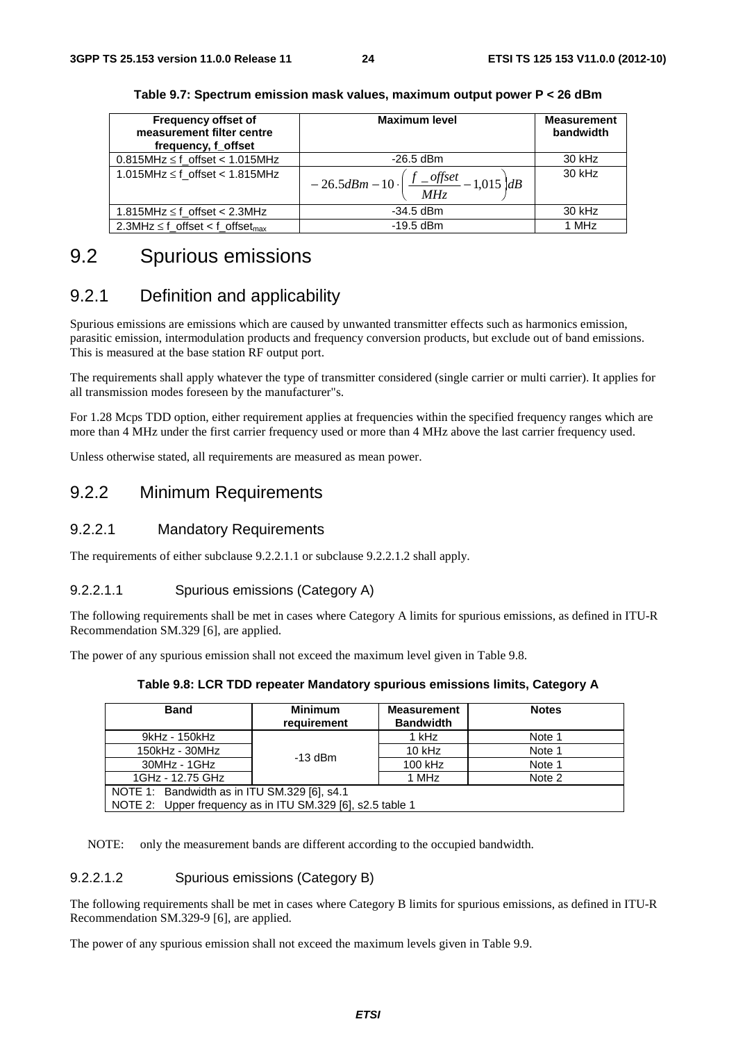**Table 9.7: Spectrum emission mask values, maximum output power P < 26 dBm**

| Frequency offset of measurement filter centre frequency, f_offset | Maximum level | Measurement bandwidth |
|---|---|---|
| 0.815MHz ≤ f_offset < 1.015MHz | -26.5 dBm | 30 kHz |
| 1.015MHz ≤ f_offset < 1.815MHz | $-26.5dBm - 10 \cdot \left( \frac{f\_offset}{MHz} - 1{,}015 \right) dB$ | 30 kHz |
| 1.815MHz ≤ f_offset < 2.3MHz | -34.5 dBm | 30 kHz |
| 2.3MHz ≤ f_offset < $f\_offset_{max}$ | -19.5 dBm | 1 MHz |

## 9.2 Spurious emissions

### 9.2.1 Definition and applicability

Spurious emissions are emissions which are caused by unwanted transmitter effects such as harmonics emission, parasitic emission, intermodulation products and frequency conversion products, but exclude out of band emissions. This is measured at the base station RF output port.

The requirements shall apply whatever the type of transmitter considered (single carrier or multi carrier). It applies for all transmission modes foreseen by the manufacturer"s.

For 1.28 Mcps TDD option, either requirement applies at frequencies within the specified frequency ranges which are more than 4 MHz under the first carrier frequency used or more than 4 MHz above the last carrier frequency used.

Unless otherwise stated, all requirements are measured as mean power.

### 9.2.2 Minimum Requirements

#### 9.2.2.1 Mandatory Requirements

The requirements of either subclause 9.2.2.1.1 or subclause 9.2.2.1.2 shall apply.

##### 9.2.2.1.1 Spurious emissions (Category A)

The following requirements shall be met in cases where Category A limits for spurious emissions, as defined in ITU-R Recommendation SM.329 [6], are applied.

The power of any spurious emission shall not exceed the maximum level given in Table 9.8.

**Table 9.8: LCR TDD repeater Mandatory spurious emissions limits, Category A**

| Band | Minimum requirement | Measurement Bandwidth | Notes |
|---|---|---|---|
| 9kHz - 150kHz | -13 dBm | 1 kHz | Note 1 |
| 150kHz - 30MHz | | 10 kHz | Note 1 |
| 30MHz - 1GHz | | 100 kHz | Note 1 |
| 1GHz - 12.75 GHz | | 1 MHz | Note 2 |
| NOTE 1: Bandwidth as in ITU SM.329 [6], s4.1 | | | |
| NOTE 2: Upper frequency as in ITU SM.329 [6], s2.5 table 1 | | | |

NOTE: only the measurement bands are different according to the occupied bandwidth.

##### 9.2.2.1.2 Spurious emissions (Category B)

The following requirements shall be met in cases where Category B limits for spurious emissions, as defined in ITU-R Recommendation SM.329-9 [6], are applied.

The power of any spurious emission shall not exceed the maximum levels given in Table 9.9.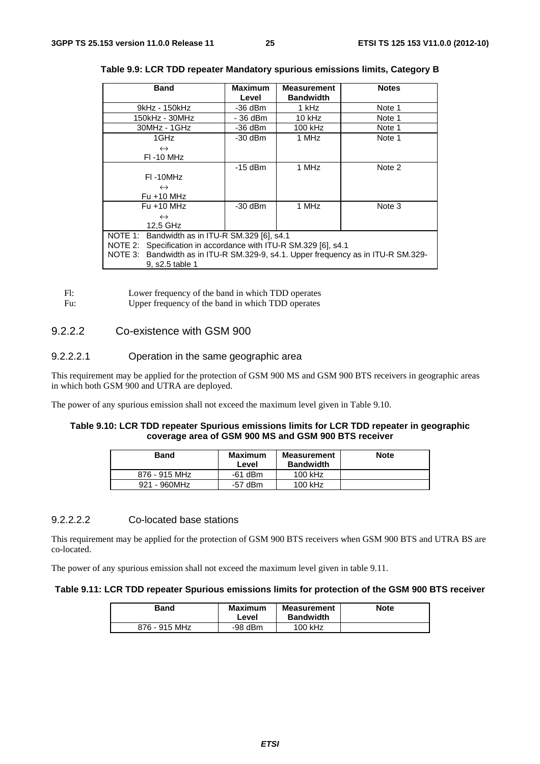**Table 9.9: LCR TDD repeater Mandatory spurious emissions limits, Category B**

| Band | Maximum Level | Measurement Bandwidth | Notes |
|---|---|---|---|
| 9kHz - 150kHz | -36 dBm | 1 kHz | Note 1 |
| 150kHz - 30MHz | - 36 dBm | 10 kHz | Note 1 |
| 30MHz - 1GHz | -36 dBm | 100 kHz | Note 1 |
| 1GHz ↔ Fl -10 MHz | -30 dBm | 1 MHz | Note 1 |
| Fl -10MHz ↔ Fu +10 MHz | -15 dBm | 1 MHz | Note 2 |
| Fu +10 MHz ↔ 12,5 GHz | -30 dBm | 1 MHz | Note 3 |

NOTE 1: Bandwidth as in ITU-R SM.329 [6], s4.1
NOTE 2: Specification in accordance with ITU-R SM.329 [6], s4.1
NOTE 3: Bandwidth as in ITU-R SM.329-9, s4.1. Upper frequency as in ITU-R SM.329-9, s2.5 table 1

Fl: Lower frequency of the band in which TDD operates
Fu: Upper frequency of the band in which TDD operates

#### 9.2.2.2 Co-existence with GSM 900

##### 9.2.2.2.1 Operation in the same geographic area

This requirement may be applied for the protection of GSM 900 MS and GSM 900 BTS receivers in geographic areas in which both GSM 900 and UTRA are deployed.

The power of any spurious emission shall not exceed the maximum level given in Table 9.10.

**Table 9.10: LCR TDD repeater Spurious emissions limits for LCR TDD repeater in geographic coverage area of GSM 900 MS and GSM 900 BTS receiver**

| Band | Maximum Level | Measurement Bandwidth | Note |
|---|---|---|---|
| 876 - 915 MHz | -61 dBm | 100 kHz | |
| 921 - 960MHz | -57 dBm | 100 kHz | |

##### 9.2.2.2.2 Co-located base stations

This requirement may be applied for the protection of GSM 900 BTS receivers when GSM 900 BTS and UTRA BS are co-located.

The power of any spurious emission shall not exceed the maximum level given in table 9.11.

**Table 9.11: LCR TDD repeater Spurious emissions limits for protection of the GSM 900 BTS receiver**

| Band | Maximum Level | Measurement Bandwidth | Note |
|---|---|---|---|
| 876 - 915 MHz | -98 dBm | 100 kHz | |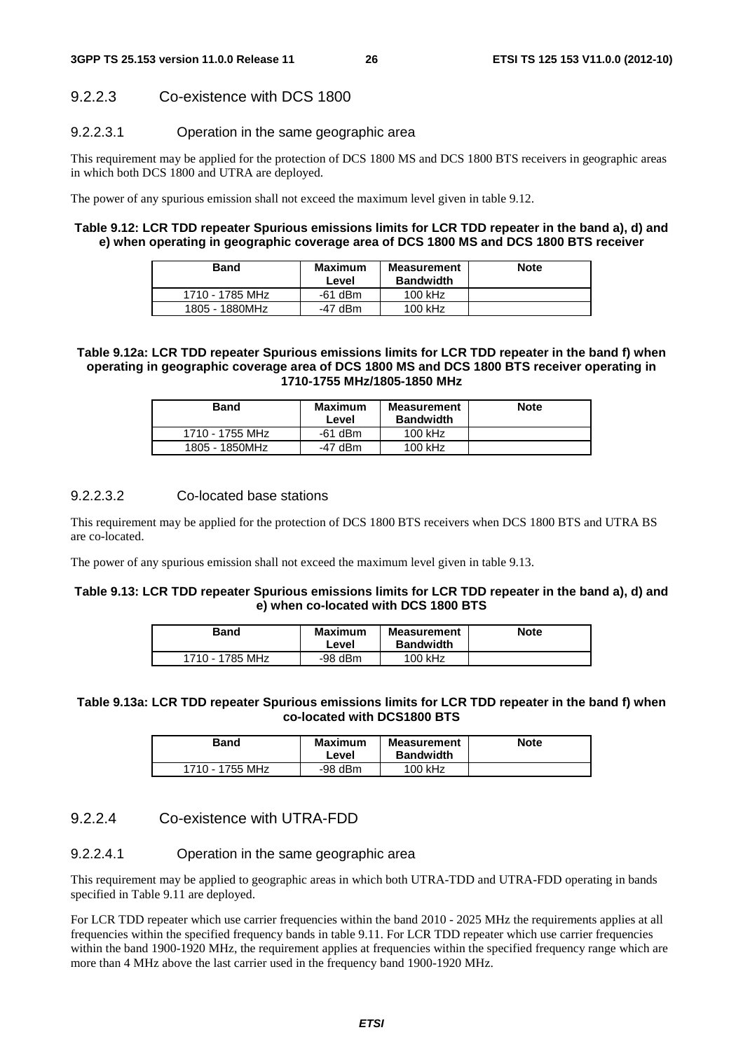### 9.2.2.3 Co-existence with DCS 1800

#### 9.2.2.3.1 Operation in the same geographic area

This requirement may be applied for the protection of DCS 1800 MS and DCS 1800 BTS receivers in geographic areas in which both DCS 1800 and UTRA are deployed.

The power of any spurious emission shall not exceed the maximum level given in table 9.12.

**Table 9.12: LCR TDD repeater Spurious emissions limits for LCR TDD repeater in the band a), d) and e) when operating in geographic coverage area of DCS 1800 MS and DCS 1800 BTS receiver**

| Band | Maximum Level | Measurement Bandwidth | Note |
|---|---|---|---|
| 1710 - 1785 MHz | -61 dBm | 100 kHz | |
| 1805 - 1880MHz | -47 dBm | 100 kHz | |

**Table 9.12a: LCR TDD repeater Spurious emissions limits for LCR TDD repeater in the band f) when operating in geographic coverage area of DCS 1800 MS and DCS 1800 BTS receiver operating in 1710-1755 MHz/1805-1850 MHz**

| Band | Maximum Level | Measurement Bandwidth | Note |
|---|---|---|---|
| 1710 - 1755 MHz | -61 dBm | 100 kHz | |
| 1805 - 1850MHz | -47 dBm | 100 kHz | |

#### 9.2.2.3.2 Co-located base stations

This requirement may be applied for the protection of DCS 1800 BTS receivers when DCS 1800 BTS and UTRA BS are co-located.

The power of any spurious emission shall not exceed the maximum level given in table 9.13.

**Table 9.13: LCR TDD repeater Spurious emissions limits for LCR TDD repeater in the band a), d) and e) when co-located with DCS 1800 BTS**

| Band | Maximum Level | Measurement Bandwidth | Note |
|---|---|---|---|
| 1710 - 1785 MHz | -98 dBm | 100 kHz | |

**Table 9.13a: LCR TDD repeater Spurious emissions limits for LCR TDD repeater in the band f) when co-located with DCS1800 BTS**

| Band | Maximum Level | Measurement Bandwidth | Note |
|---|---|---|---|
| 1710 - 1755 MHz | -98 dBm | 100 kHz | |

### 9.2.2.4 Co-existence with UTRA-FDD

#### 9.2.2.4.1 Operation in the same geographic area

This requirement may be applied to geographic areas in which both UTRA-TDD and UTRA-FDD operating in bands specified in Table 9.11 are deployed.

For LCR TDD repeater which use carrier frequencies within the band 2010 - 2025 MHz the requirements applies at all frequencies within the specified frequency bands in table 9.11. For LCR TDD repeater which use carrier frequencies within the band 1900-1920 MHz, the requirement applies at frequencies within the specified frequency range which are more than 4 MHz above the last carrier used in the frequency band 1900-1920 MHz.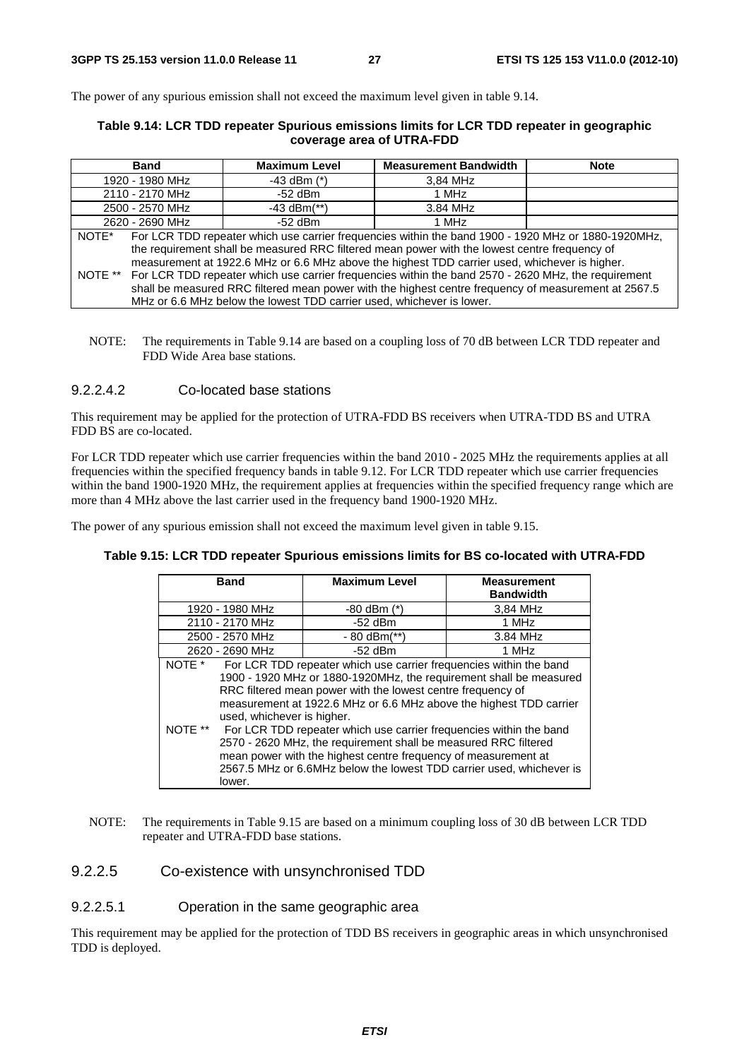The power of any spurious emission shall not exceed the maximum level given in table 9.14.

**Table 9.14: LCR TDD repeater Spurious emissions limits for LCR TDD repeater in geographic coverage area of UTRA-FDD**

| Band | Maximum Level | Measurement Bandwidth | Note |
|---|---|---|---|
| 1920 - 1980 MHz | -43 dBm (*) | 3,84 MHz | |
| 2110 - 2170 MHz | -52 dBm | 1 MHz | |
| 2500 - 2570 MHz | -43 dBm(**) | 3.84 MHz | |
| 2620 - 2690 MHz | -52 dBm | 1 MHz | |
| NOTE* For LCR TDD repeater which use carrier frequencies within the band 1900 - 1920 MHz or 1880-1920MHz, the requirement shall be measured RRC filtered mean power with the lowest centre frequency of measurement at 1922.6 MHz or 6.6 MHz above the highest TDD carrier used, whichever is higher.<br>NOTE ** For LCR TDD repeater which use carrier frequencies within the band 2570 - 2620 MHz, the requirement shall be measured RRC filtered mean power with the highest centre frequency of measurement at 2567.5 MHz or 6.6 MHz below the lowest TDD carrier used, whichever is lower. | | | |

NOTE: The requirements in Table 9.14 are based on a coupling loss of 70 dB between LCR TDD repeater and FDD Wide Area base stations.

#### 9.2.2.4.2 Co-located base stations

This requirement may be applied for the protection of UTRA-FDD BS receivers when UTRA-TDD BS and UTRA FDD BS are co-located.

For LCR TDD repeater which use carrier frequencies within the band 2010 - 2025 MHz the requirements applies at all frequencies within the specified frequency bands in table 9.12. For LCR TDD repeater which use carrier frequencies within the band 1900-1920 MHz, the requirement applies at frequencies within the specified frequency range which are more than 4 MHz above the last carrier used in the frequency band 1900-1920 MHz.

The power of any spurious emission shall not exceed the maximum level given in table 9.15.

**Table 9.15: LCR TDD repeater Spurious emissions limits for BS co-located with UTRA-FDD**

| Band | Maximum Level | Measurement Bandwidth |
|---|---|---|
| 1920 - 1980 MHz | -80 dBm (*) | 3,84 MHz |
| 2110 - 2170 MHz | -52 dBm | 1 MHz |
| 2500 - 2570 MHz | - 80 dBm(**) | 3.84 MHz |
| 2620 - 2690 MHz | -52 dBm | 1 MHz |
| NOTE * For LCR TDD repeater which use carrier frequencies within the band 1900 - 1920 MHz or 1880-1920MHz, the requirement shall be measured RRC filtered mean power with the lowest centre frequency of measurement at 1922.6 MHz or 6.6 MHz above the highest TDD carrier used, whichever is higher.<br>NOTE ** For LCR TDD repeater which use carrier frequencies within the band 2570 - 2620 MHz, the requirement shall be measured RRC filtered mean power with the highest centre frequency of measurement at 2567.5 MHz or 6.6MHz below the lowest TDD carrier used, whichever is lower. | | |

NOTE: The requirements in Table 9.15 are based on a minimum coupling loss of 30 dB between LCR TDD repeater and UTRA-FDD base stations.

### 9.2.2.5 Co-existence with unsynchronised TDD

#### 9.2.2.5.1 Operation in the same geographic area

This requirement may be applied for the protection of TDD BS receivers in geographic areas in which unsynchronised TDD is deployed.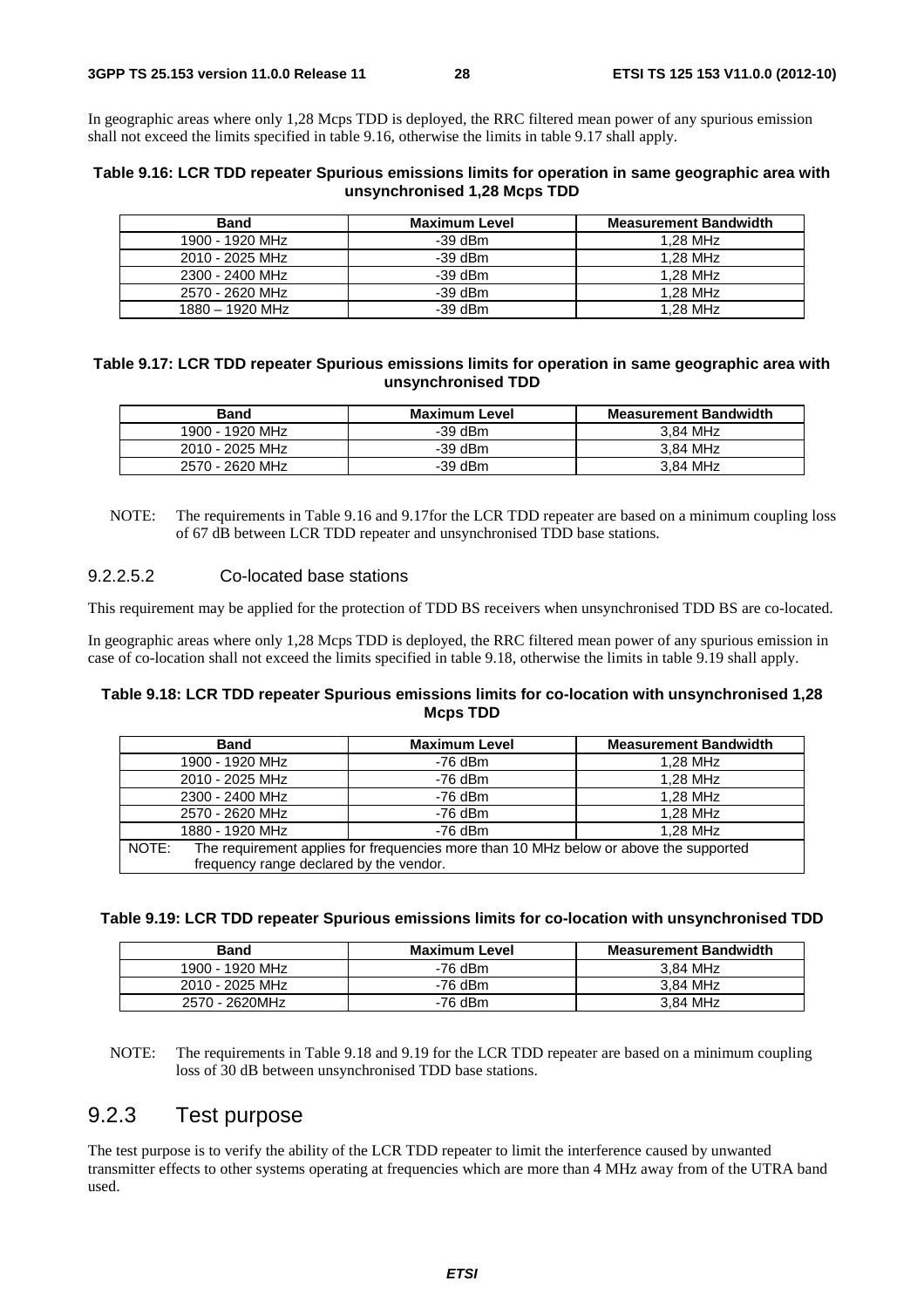In geographic areas where only 1,28 Mcps TDD is deployed, the RRC filtered mean power of any spurious emission shall not exceed the limits specified in table 9.16, otherwise the limits in table 9.17 shall apply.

**Table 9.16: LCR TDD repeater Spurious emissions limits for operation in same geographic area with unsynchronised 1,28 Mcps TDD**

| Band | Maximum Level | Measurement Bandwidth |
|---|---|---|
| 1900 - 1920 MHz | -39 dBm | 1,28 MHz |
| 2010 - 2025 MHz | -39 dBm | 1,28 MHz |
| 2300 - 2400 MHz | -39 dBm | 1,28 MHz |
| 2570 - 2620 MHz | -39 dBm | 1,28 MHz |
| 1880 – 1920 MHz | -39 dBm | 1,28 MHz |

**Table 9.17: LCR TDD repeater Spurious emissions limits for operation in same geographic area with unsynchronised TDD**

| Band | Maximum Level | Measurement Bandwidth |
|---|---|---|
| 1900 - 1920 MHz | -39 dBm | 3,84 MHz |
| 2010 - 2025 MHz | -39 dBm | 3,84 MHz |
| 2570 - 2620 MHz | -39 dBm | 3,84 MHz |

NOTE: The requirements in Table 9.16 and 9.17for the LCR TDD repeater are based on a minimum coupling loss of 67 dB between LCR TDD repeater and unsynchronised TDD base stations.

#### 9.2.2.5.2 Co-located base stations

This requirement may be applied for the protection of TDD BS receivers when unsynchronised TDD BS are co-located.

In geographic areas where only 1,28 Mcps TDD is deployed, the RRC filtered mean power of any spurious emission in case of co-location shall not exceed the limits specified in table 9.18, otherwise the limits in table 9.19 shall apply.

**Table 9.18: LCR TDD repeater Spurious emissions limits for co-location with unsynchronised 1,28 Mcps TDD**

| Band | Maximum Level | Measurement Bandwidth |
|---|---|---|
| 1900 - 1920 MHz | -76 dBm | 1,28 MHz |
| 2010 - 2025 MHz | -76 dBm | 1,28 MHz |
| 2300 - 2400 MHz | -76 dBm | 1,28 MHz |
| 2570 - 2620 MHz | -76 dBm | 1,28 MHz |
| 1880 - 1920 MHz | -76 dBm | 1,28 MHz |
| NOTE: The requirement applies for frequencies more than 10 MHz below or above the supported frequency range declared by the vendor. | | |

**Table 9.19: LCR TDD repeater Spurious emissions limits for co-location with unsynchronised TDD**

| Band | Maximum Level | Measurement Bandwidth |
|---|---|---|
| 1900 - 1920 MHz | -76 dBm | 3,84 MHz |
| 2010 - 2025 MHz | -76 dBm | 3,84 MHz |
| 2570 - 2620MHz | -76 dBm | 3,84 MHz |

NOTE: The requirements in Table 9.18 and 9.19 for the LCR TDD repeater are based on a minimum coupling loss of 30 dB between unsynchronised TDD base stations.

## 9.2.3 Test purpose

The test purpose is to verify the ability of the LCR TDD repeater to limit the interference caused by unwanted transmitter effects to other systems operating at frequencies which are more than 4 MHz away from of the UTRA band used.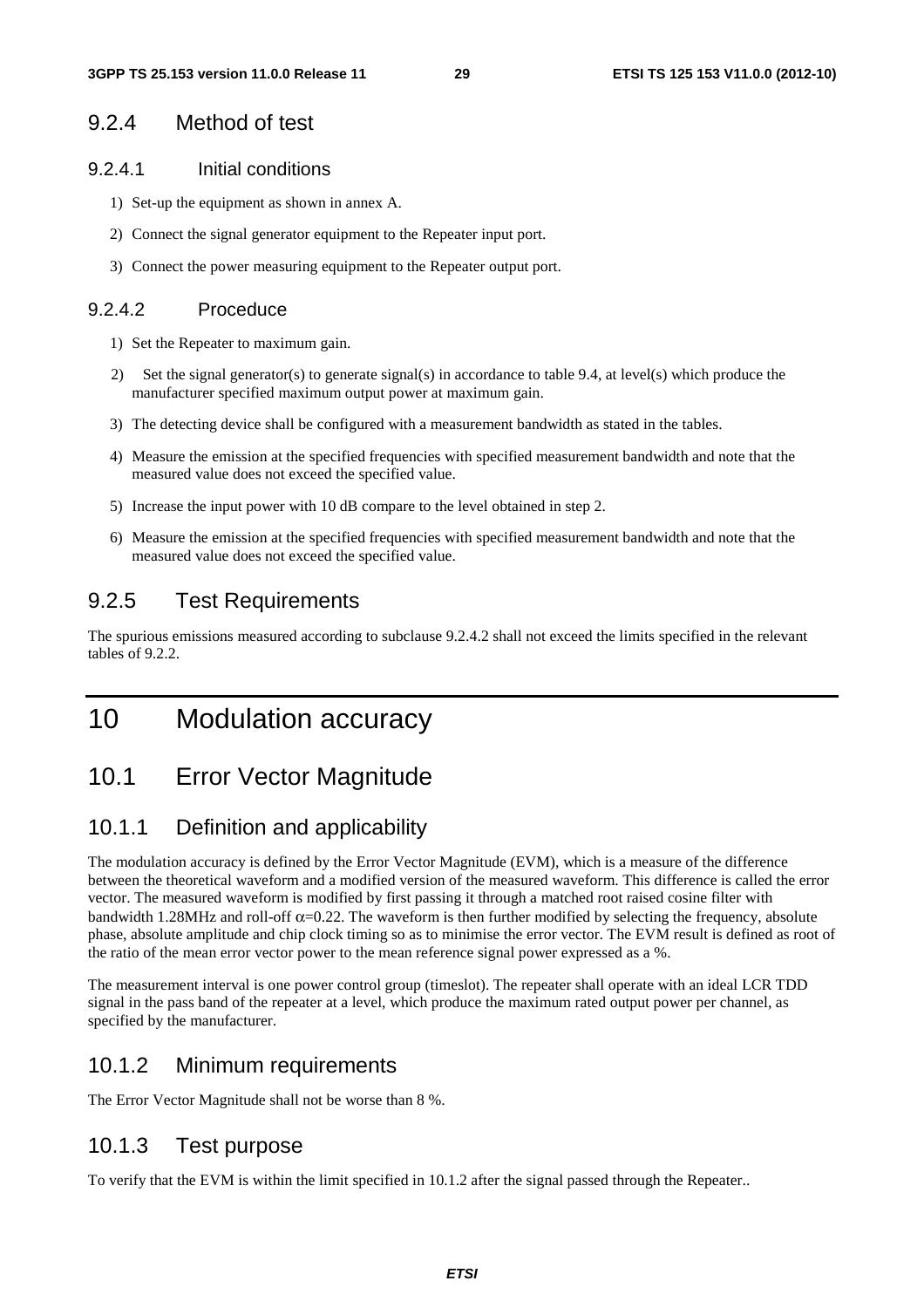### 9.2.4 Method of test

#### 9.2.4.1 Initial conditions

1) Set-up the equipment as shown in annex A.
2) Connect the signal generator equipment to the Repeater input port.
3) Connect the power measuring equipment to the Repeater output port.

#### 9.2.4.2 Proceduce

1) Set the Repeater to maximum gain.
2) Set the signal generator(s) to generate signal(s) in accordance to table 9.4, at level(s) which produce the manufacturer specified maximum output power at maximum gain.
3) The detecting device shall be configured with a measurement bandwidth as stated in the tables.
4) Measure the emission at the specified frequencies with specified measurement bandwidth and note that the measured value does not exceed the specified value.
5) Increase the input power with 10 dB compare to the level obtained in step 2.
6) Measure the emission at the specified frequencies with specified measurement bandwidth and note that the measured value does not exceed the specified value.

### 9.2.5 Test Requirements

The spurious emissions measured according to subclause 9.2.4.2 shall not exceed the limits specified in the relevant tables of 9.2.2.

# 10 Modulation accuracy

## 10.1 Error Vector Magnitude

### 10.1.1 Definition and applicability

The modulation accuracy is defined by the Error Vector Magnitude (EVM), which is a measure of the difference between the theoretical waveform and a modified version of the measured waveform. This difference is called the error vector. The measured waveform is modified by first passing it through a matched root raised cosine filter with bandwidth 1.28MHz and roll-off $\alpha$=0.22. The waveform is then further modified by selecting the frequency, absolute phase, absolute amplitude and chip clock timing so as to minimise the error vector. The EVM result is defined as root of the ratio of the mean error vector power to the mean reference signal power expressed as a %.

The measurement interval is one power control group (timeslot). The repeater shall operate with an ideal LCR TDD signal in the pass band of the repeater at a level, which produce the maximum rated output power per channel, as specified by the manufacturer.

### 10.1.2 Minimum requirements

The Error Vector Magnitude shall not be worse than 8 %.

### 10.1.3 Test purpose

To verify that the EVM is within the limit specified in 10.1.2 after the signal passed through the Repeater..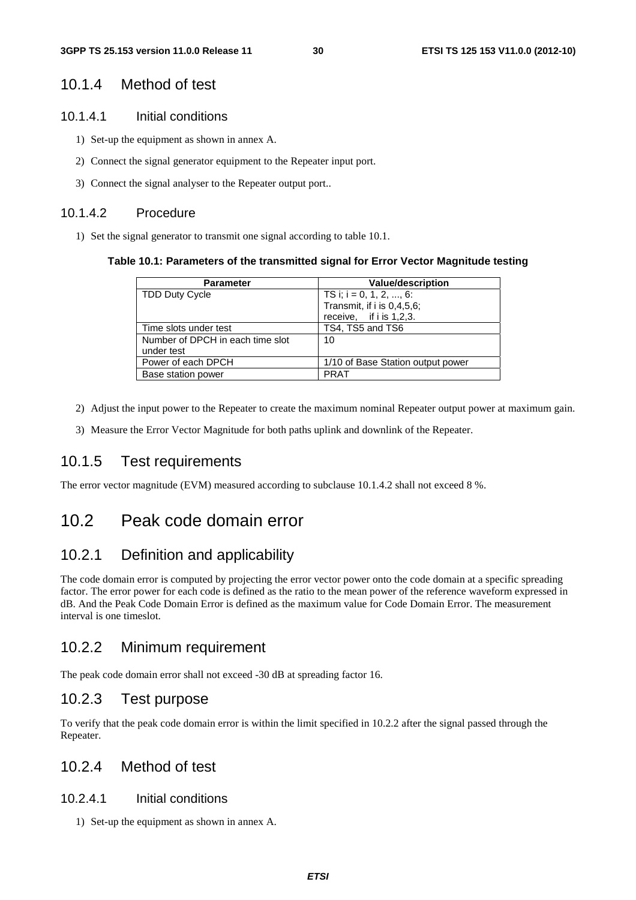## 10.1.4 Method of test

### 10.1.4.1 Initial conditions

1) Set-up the equipment as shown in annex A.
2) Connect the signal generator equipment to the Repeater input port.
3) Connect the signal analyser to the Repeater output port..

### 10.1.4.2 Procedure

1) Set the signal generator to transmit one signal according to table 10.1.

**Table 10.1: Parameters of the transmitted signal for Error Vector Magnitude testing**

| Parameter | Value/description |
|---|---|
| TDD Duty Cycle | TS i; i = 0, 1, 2, ..., 6:<br>Transmit, if i is 0,4,5,6;<br>receive,    if i is 1,2,3. |
| Time slots under test | TS4, TS5 and TS6 |
| Number of DPCH in each time slot under test | 10 |
| Power of each DPCH | 1/10 of Base Station output power |
| Base station power | PRAT |

2) Adjust the input power to the Repeater to create the maximum nominal Repeater output power at maximum gain.
3) Measure the Error Vector Magnitude for both paths uplink and downlink of the Repeater.

## 10.1.5 Test requirements

The error vector magnitude (EVM) measured according to subclause 10.1.4.2 shall not exceed 8 %.

# 10.2 Peak code domain error

## 10.2.1 Definition and applicability

The code domain error is computed by projecting the error vector power onto the code domain at a specific spreading factor. The error power for each code is defined as the ratio to the mean power of the reference waveform expressed in dB. And the Peak Code Domain Error is defined as the maximum value for Code Domain Error. The measurement interval is one timeslot.

## 10.2.2 Minimum requirement

The peak code domain error shall not exceed -30 dB at spreading factor 16.

## 10.2.3 Test purpose

To verify that the peak code domain error is within the limit specified in 10.2.2 after the signal passed through the Repeater.

## 10.2.4 Method of test

### 10.2.4.1 Initial conditions

1) Set-up the equipment as shown in annex A.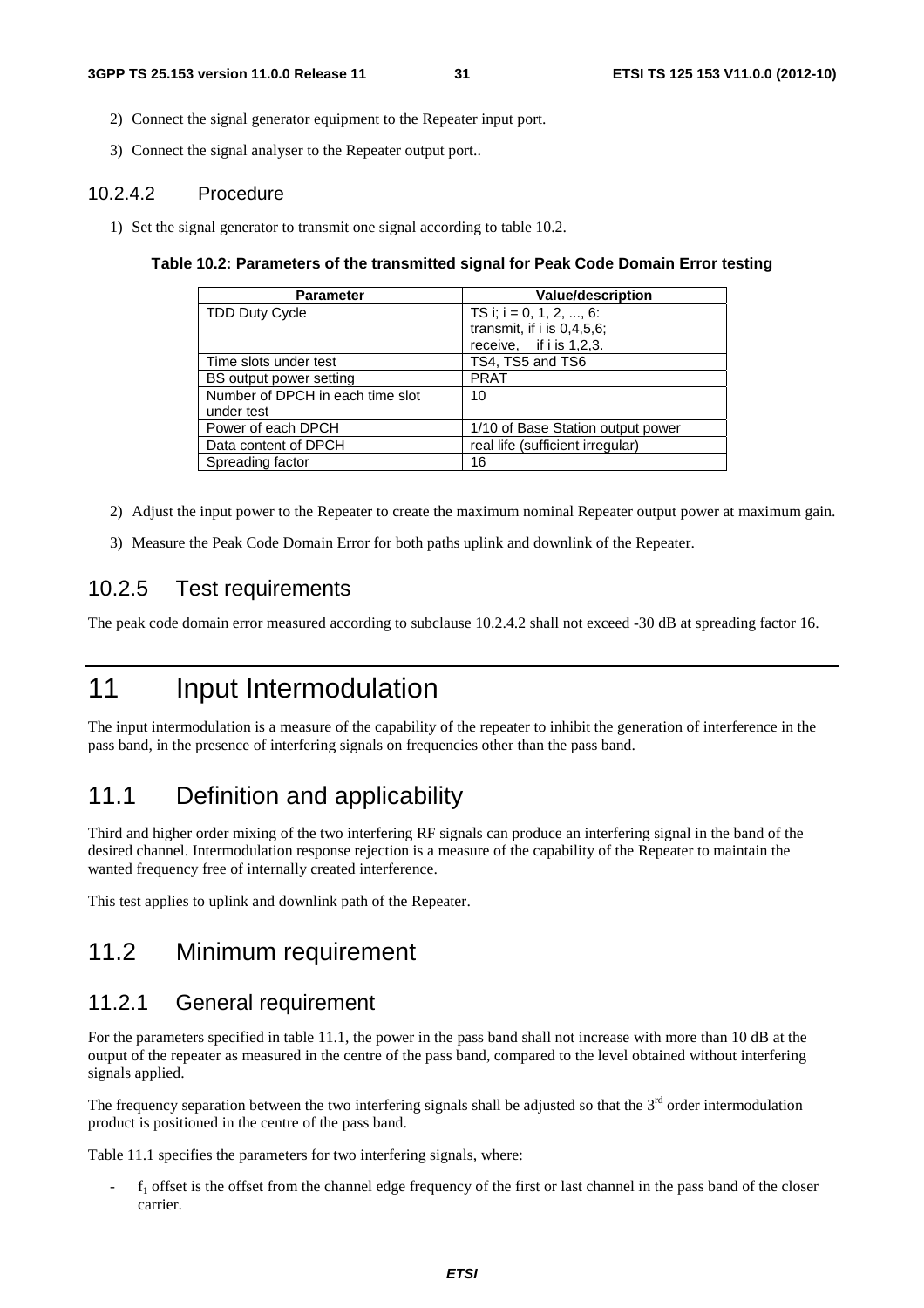2) Connect the signal generator equipment to the Repeater input port.

3) Connect the signal analyser to the Repeater output port..

#### 10.2.4.2 Procedure

1) Set the signal generator to transmit one signal according to table 10.2.

**Table 10.2: Parameters of the transmitted signal for Peak Code Domain Error testing**

| Parameter | Value/description |
|---|---|
| TDD Duty Cycle | TS i; i = 0, 1, 2, ..., 6: transmit, if i is 0,4,5,6; receive, if i is 1,2,3. |
| Time slots under test | TS4, TS5 and TS6 |
| BS output power setting | PRAT |
| Number of DPCH in each time slot under test | 10 |
| Power of each DPCH | 1/10 of Base Station output power |
| Data content of DPCH | real life (sufficient irregular) |
| Spreading factor | 16 |

2) Adjust the input power to the Repeater to create the maximum nominal Repeater output power at maximum gain.

3) Measure the Peak Code Domain Error for both paths uplink and downlink of the Repeater.

### 10.2.5 Test requirements

The peak code domain error measured according to subclause 10.2.4.2 shall not exceed -30 dB at spreading factor 16.

# 11 Input Intermodulation

The input intermodulation is a measure of the capability of the repeater to inhibit the generation of interference in the pass band, in the presence of interfering signals on frequencies other than the pass band.

## 11.1 Definition and applicability

Third and higher order mixing of the two interfering RF signals can produce an interfering signal in the band of the desired channel. Intermodulation response rejection is a measure of the capability of the Repeater to maintain the wanted frequency free of internally created interference.

This test applies to uplink and downlink path of the Repeater.

## 11.2 Minimum requirement

### 11.2.1 General requirement

For the parameters specified in table 11.1, the power in the pass band shall not increase with more than 10 dB at the output of the repeater as measured in the centre of the pass band, compared to the level obtained without interfering signals applied.

The frequency separation between the two interfering signals shall be adjusted so that the 3rd order intermodulation product is positioned in the centre of the pass band.

Table 11.1 specifies the parameters for two interfering signals, where:

- $f_1$ offset is the offset from the channel edge frequency of the first or last channel in the pass band of the closer carrier.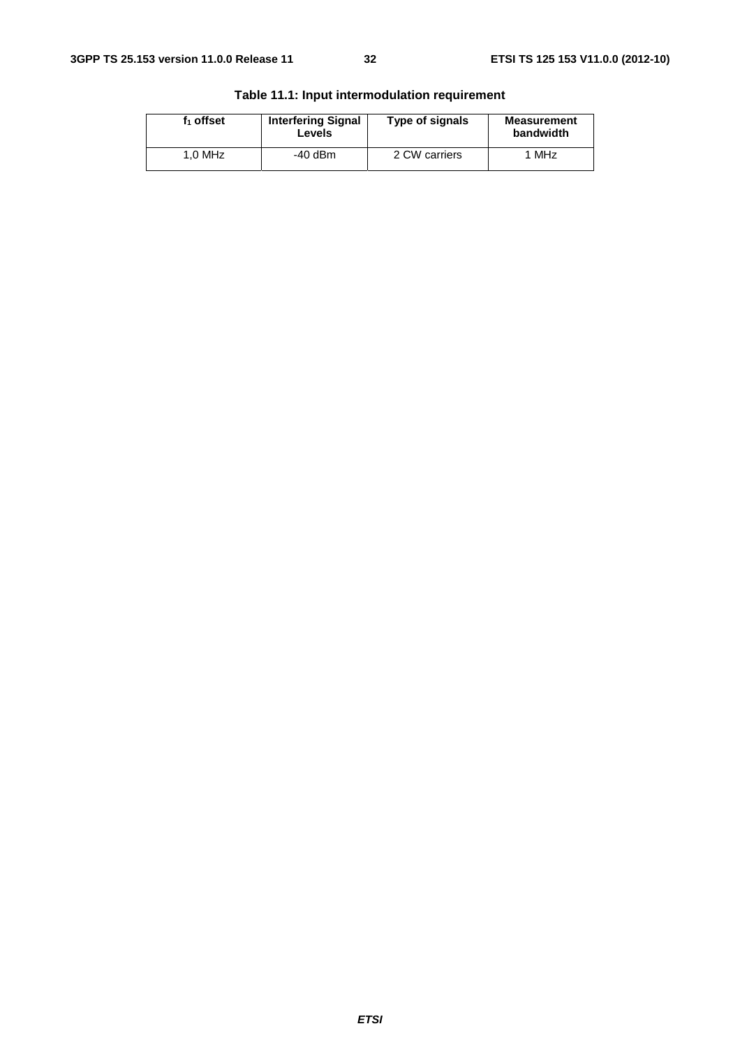**Table 11.1: Input intermodulation requirement**

| $f_1$ offset | Interfering Signal Levels | Type of signals | Measurement bandwidth |
|---|---|---|---|
| 1,0 MHz | -40 dBm | 2 CW carriers | 1 MHz |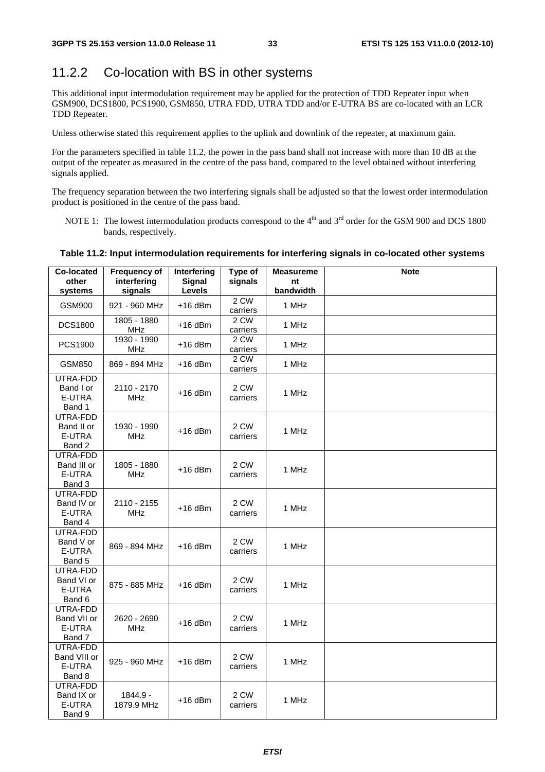## 11.2.2 Co-location with BS in other systems

This additional input intermodulation requirement may be applied for the protection of TDD Repeater input when GSM900, DCS1800, PCS1900, GSM850, UTRA FDD, UTRA TDD and/or E-UTRA BS are co-located with an LCR TDD Repeater.

Unless otherwise stated this requirement applies to the uplink and downlink of the repeater, at maximum gain.

For the parameters specified in table 11.2, the power in the pass band shall not increase with more than 10 dB at the output of the repeater as measured in the centre of the pass band, compared to the level obtained without interfering signals applied.

The frequency separation between the two interfering signals shall be adjusted so that the lowest order intermodulation product is positioned in the centre of the pass band.

NOTE 1: The lowest intermodulation products correspond to the 4th and 3rd order for the GSM 900 and DCS 1800 bands, respectively.

**Table 11.2: Input intermodulation requirements for interfering signals in co-located other systems**

| Co-located other systems | Frequency of interfering signals | Interfering Signal Levels | Type of signals | Measurement bandwidth | Note |
|---|---|---|---|---|---|
| GSM900 | 921 - 960 MHz | +16 dBm | 2 CW carriers | 1 MHz | |
| DCS1800 | 1805 - 1880 MHz | +16 dBm | 2 CW carriers | 1 MHz | |
| PCS1900 | 1930 - 1990 MHz | +16 dBm | 2 CW carriers | 1 MHz | |
| GSM850 | 869 - 894 MHz | +16 dBm | 2 CW carriers | 1 MHz | |
| UTRA-FDD Band I or E-UTRA Band 1 | 2110 - 2170 MHz | +16 dBm | 2 CW carriers | 1 MHz | |
| UTRA-FDD Band II or E-UTRA Band 2 | 1930 - 1990 MHz | +16 dBm | 2 CW carriers | 1 MHz | |
| UTRA-FDD Band III or E-UTRA Band 3 | 1805 - 1880 MHz | +16 dBm | 2 CW carriers | 1 MHz | |
| UTRA-FDD Band IV or E-UTRA Band 4 | 2110 - 2155 MHz | +16 dBm | 2 CW carriers | 1 MHz | |
| UTRA-FDD Band V or E-UTRA Band 5 | 869 - 894 MHz | +16 dBm | 2 CW carriers | 1 MHz | |
| UTRA-FDD Band VI or E-UTRA Band 6 | 875 - 885 MHz | +16 dBm | 2 CW carriers | 1 MHz | |
| UTRA-FDD Band VII or E-UTRA Band 7 | 2620 - 2690 MHz | +16 dBm | 2 CW carriers | 1 MHz | |
| UTRA-FDD Band VIII or E-UTRA Band 8 | 925 - 960 MHz | +16 dBm | 2 CW carriers | 1 MHz | |
| UTRA-FDD Band IX or E-UTRA Band 9 | 1844.9 - 1879.9 MHz | +16 dBm | 2 CW carriers | 1 MHz | |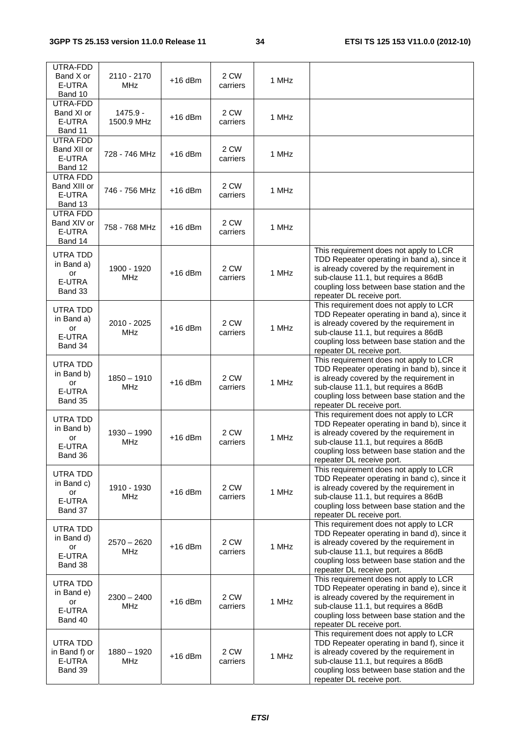| | | | | | |
|---|---|---|---|---|---|
| UTRA-FDD Band X or E-UTRA Band 10 | 2110 - 2170 MHz | +16 dBm | 2 CW carriers | 1 MHz | |
| UTRA-FDD Band XI or E-UTRA Band 11 | 1475.9 - 1500.9 MHz | +16 dBm | 2 CW carriers | 1 MHz | |
| UTRA FDD Band XII or E-UTRA Band 12 | 728 - 746 MHz | +16 dBm | 2 CW carriers | 1 MHz | |
| UTRA FDD Band XIII or E-UTRA Band 13 | 746 - 756 MHz | +16 dBm | 2 CW carriers | 1 MHz | |
| UTRA FDD Band XIV or E-UTRA Band 14 | 758 - 768 MHz | +16 dBm | 2 CW carriers | 1 MHz | |
| UTRA TDD in Band a) or E-UTRA Band 33 | 1900 - 1920 MHz | +16 dBm | 2 CW carriers | 1 MHz | This requirement does not apply to LCR TDD Repeater operating in band a), since it is already covered by the requirement in sub-clause 11.1, but requires a 86dB coupling loss between base station and the repeater DL receive port. |
| UTRA TDD in Band a) or E-UTRA Band 34 | 2010 - 2025 MHz | +16 dBm | 2 CW carriers | 1 MHz | This requirement does not apply to LCR TDD Repeater operating in band a), since it is already covered by the requirement in sub-clause 11.1, but requires a 86dB coupling loss between base station and the repeater DL receive port. |
| UTRA TDD in Band b) or E-UTRA Band 35 | 1850 – 1910 MHz | +16 dBm | 2 CW carriers | 1 MHz | This requirement does not apply to LCR TDD Repeater operating in band b), since it is already covered by the requirement in sub-clause 11.1, but requires a 86dB coupling loss between base station and the repeater DL receive port. |
| UTRA TDD in Band b) or E-UTRA Band 36 | 1930 – 1990 MHz | +16 dBm | 2 CW carriers | 1 MHz | This requirement does not apply to LCR TDD Repeater operating in band b), since it is already covered by the requirement in sub-clause 11.1, but requires a 86dB coupling loss between base station and the repeater DL receive port. |
| UTRA TDD in Band c) or E-UTRA Band 37 | 1910 - 1930 MHz | +16 dBm | 2 CW carriers | 1 MHz | This requirement does not apply to LCR TDD Repeater operating in band c), since it is already covered by the requirement in sub-clause 11.1, but requires a 86dB coupling loss between base station and the repeater DL receive port. |
| UTRA TDD in Band d) or E-UTRA Band 38 | 2570 – 2620 MHz | +16 dBm | 2 CW carriers | 1 MHz | This requirement does not apply to LCR TDD Repeater operating in band d), since it is already covered by the requirement in sub-clause 11.1, but requires a 86dB coupling loss between base station and the repeater DL receive port. |
| UTRA TDD in Band e) or E-UTRA Band 40 | 2300 – 2400 MHz | +16 dBm | 2 CW carriers | 1 MHz | This requirement does not apply to LCR TDD Repeater operating in band e), since it is already covered by the requirement in sub-clause 11.1, but requires a 86dB coupling loss between base station and the repeater DL receive port. |
| UTRA TDD in Band f) or E-UTRA Band 39 | 1880 – 1920 MHz | +16 dBm | 2 CW carriers | 1 MHz | This requirement does not apply to LCR TDD Repeater operating in band f), since it is already covered by the requirement in sub-clause 11.1, but requires a 86dB coupling loss between base station and the repeater DL receive port. |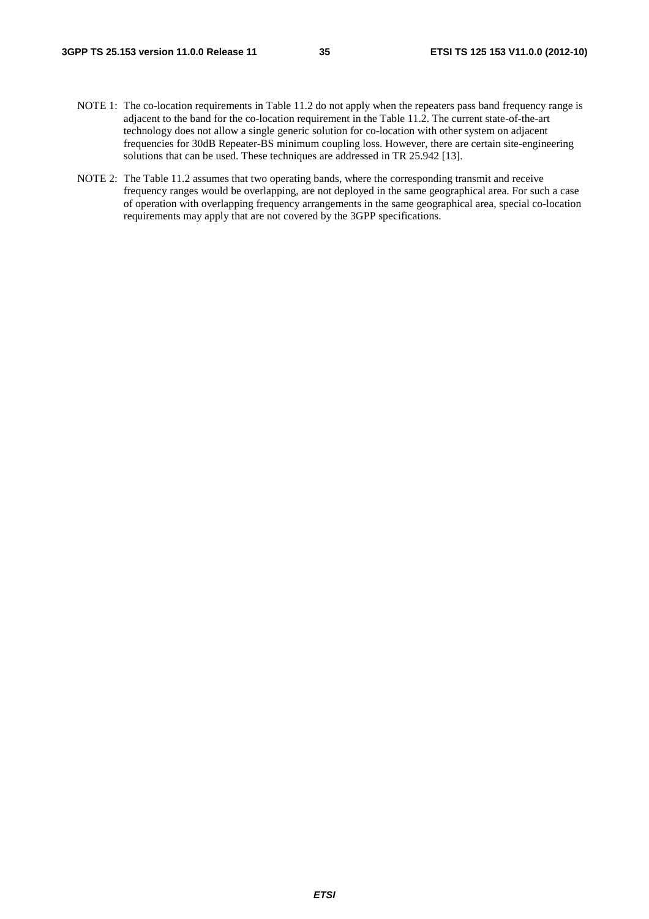NOTE 1: The co-location requirements in Table 11.2 do not apply when the repeaters pass band frequency range is adjacent to the band for the co-location requirement in the Table 11.2. The current state-of-the-art technology does not allow a single generic solution for co-location with other system on adjacent frequencies for 30dB Repeater-BS minimum coupling loss. However, there are certain site-engineering solutions that can be used. These techniques are addressed in TR 25.942 [13].

NOTE 2: The Table 11.2 assumes that two operating bands, where the corresponding transmit and receive frequency ranges would be overlapping, are not deployed in the same geographical area. For such a case of operation with overlapping frequency arrangements in the same geographical area, special co-location requirements may apply that are not covered by the 3GPP specifications.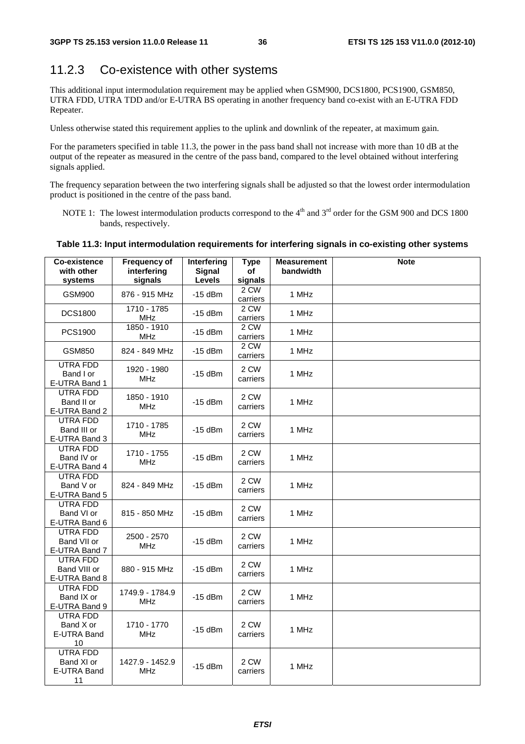## 11.2.3 Co-existence with other systems

This additional input intermodulation requirement may be applied when GSM900, DCS1800, PCS1900, GSM850, UTRA FDD, UTRA TDD and/or E-UTRA BS operating in another frequency band co-exist with an E-UTRA FDD Repeater.

Unless otherwise stated this requirement applies to the uplink and downlink of the repeater, at maximum gain.

For the parameters specified in table 11.3, the power in the pass band shall not increase with more than 10 dB at the output of the repeater as measured in the centre of the pass band, compared to the level obtained without interfering signals applied.

The frequency separation between the two interfering signals shall be adjusted so that the lowest order intermodulation product is positioned in the centre of the pass band.

NOTE 1: The lowest intermodulation products correspond to the 4th and 3rd order for the GSM 900 and DCS 1800 bands, respectively.

**Table 11.3: Input intermodulation requirements for interfering signals in co-existing other systems**

| Co-existence with other systems | Frequency of interfering signals | Interfering Signal Levels | Type of signals | Measurement bandwidth | Note |
|---|---|---|---|---|---|
| GSM900 | 876 - 915 MHz | -15 dBm | 2 CW carriers | 1 MHz | |
| DCS1800 | 1710 - 1785 MHz | -15 dBm | 2 CW carriers | 1 MHz | |
| PCS1900 | 1850 - 1910 MHz | -15 dBm | 2 CW carriers | 1 MHz | |
| GSM850 | 824 - 849 MHz | -15 dBm | 2 CW carriers | 1 MHz | |
| UTRA FDD Band I or E-UTRA Band 1 | 1920 - 1980 MHz | -15 dBm | 2 CW carriers | 1 MHz | |
| UTRA FDD Band II or E-UTRA Band 2 | 1850 - 1910 MHz | -15 dBm | 2 CW carriers | 1 MHz | |
| UTRA FDD Band III or E-UTRA Band 3 | 1710 - 1785 MHz | -15 dBm | 2 CW carriers | 1 MHz | |
| UTRA FDD Band IV or E-UTRA Band 4 | 1710 - 1755 MHz | -15 dBm | 2 CW carriers | 1 MHz | |
| UTRA FDD Band V or E-UTRA Band 5 | 824 - 849 MHz | -15 dBm | 2 CW carriers | 1 MHz | |
| UTRA FDD Band VI or E-UTRA Band 6 | 815 - 850 MHz | -15 dBm | 2 CW carriers | 1 MHz | |
| UTRA FDD Band VII or E-UTRA Band 7 | 2500 - 2570 MHz | -15 dBm | 2 CW carriers | 1 MHz | |
| UTRA FDD Band VIII or E-UTRA Band 8 | 880 - 915 MHz | -15 dBm | 2 CW carriers | 1 MHz | |
| UTRA FDD Band IX or E-UTRA Band 9 | 1749.9 - 1784.9 MHz | -15 dBm | 2 CW carriers | 1 MHz | |
| UTRA FDD Band X or E-UTRA Band 10 | 1710 - 1770 MHz | -15 dBm | 2 CW carriers | 1 MHz | |
| UTRA FDD Band XI or E-UTRA Band 11 | 1427.9 - 1452.9 MHz | -15 dBm | 2 CW carriers | 1 MHz | |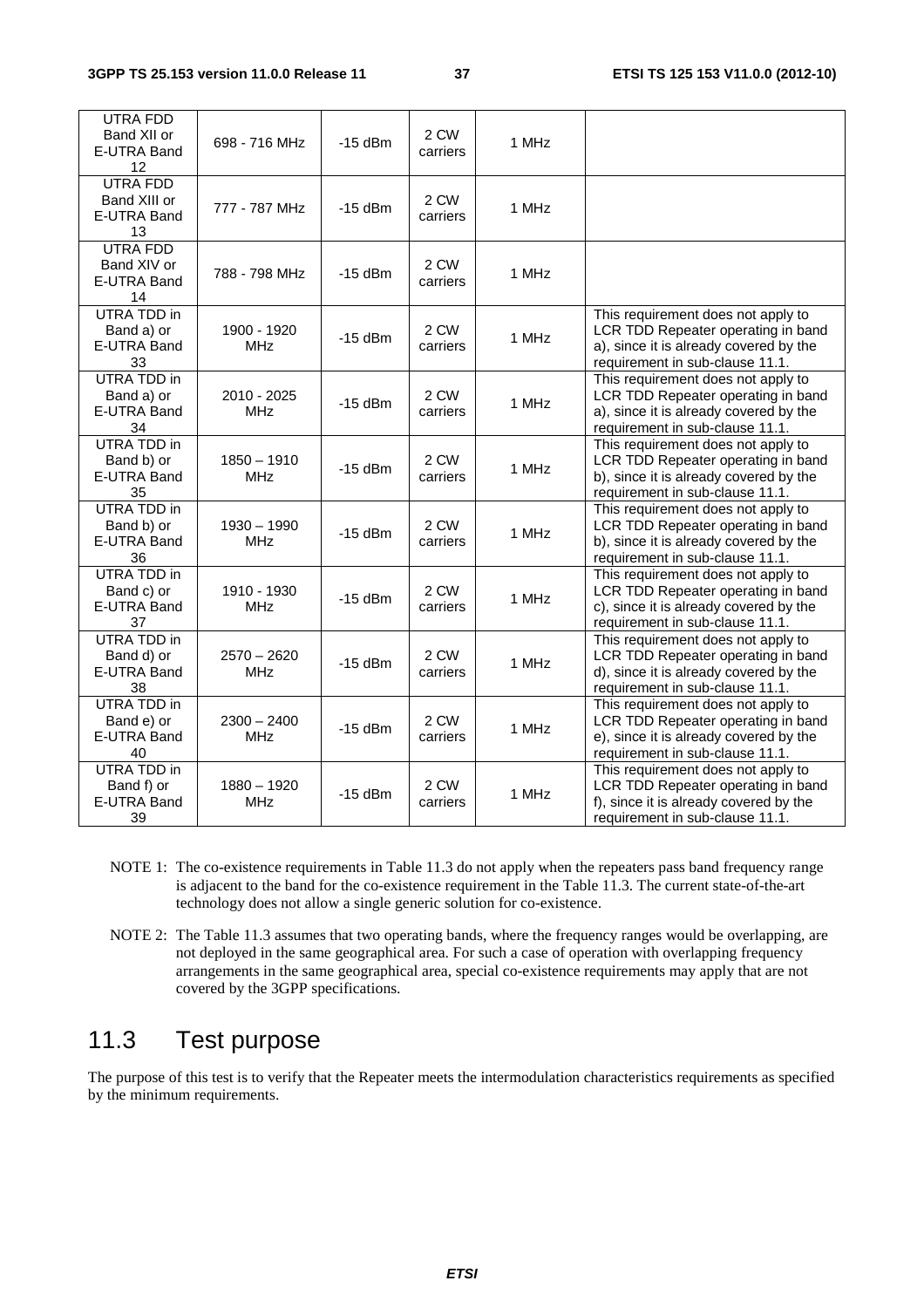| UTRA FDD Band XII or E-UTRA Band 12 | 698 - 716 MHz | -15 dBm | 2 CW carriers | 1 MHz | |
|---|---|---|---|---|---|
| UTRA FDD Band XIII or E-UTRA Band 13 | 777 - 787 MHz | -15 dBm | 2 CW carriers | 1 MHz | |
| UTRA FDD Band XIV or E-UTRA Band 14 | 788 - 798 MHz | -15 dBm | 2 CW carriers | 1 MHz | |
| UTRA TDD in Band a) or E-UTRA Band 33 | 1900 - 1920 MHz | -15 dBm | 2 CW carriers | 1 MHz | This requirement does not apply to LCR TDD Repeater operating in band a), since it is already covered by the requirement in sub-clause 11.1. |
| UTRA TDD in Band a) or E-UTRA Band 34 | 2010 - 2025 MHz | -15 dBm | 2 CW carriers | 1 MHz | This requirement does not apply to LCR TDD Repeater operating in band a), since it is already covered by the requirement in sub-clause 11.1. |
| UTRA TDD in Band b) or E-UTRA Band 35 | 1850 – 1910 MHz | -15 dBm | 2 CW carriers | 1 MHz | This requirement does not apply to LCR TDD Repeater operating in band b), since it is already covered by the requirement in sub-clause 11.1. |
| UTRA TDD in Band b) or E-UTRA Band 36 | 1930 – 1990 MHz | -15 dBm | 2 CW carriers | 1 MHz | This requirement does not apply to LCR TDD Repeater operating in band b), since it is already covered by the requirement in sub-clause 11.1. |
| UTRA TDD in Band c) or E-UTRA Band 37 | 1910 - 1930 MHz | -15 dBm | 2 CW carriers | 1 MHz | This requirement does not apply to LCR TDD Repeater operating in band c), since it is already covered by the requirement in sub-clause 11.1. |
| UTRA TDD in Band d) or E-UTRA Band 38 | 2570 – 2620 MHz | -15 dBm | 2 CW carriers | 1 MHz | This requirement does not apply to LCR TDD Repeater operating in band d), since it is already covered by the requirement in sub-clause 11.1. |
| UTRA TDD in Band e) or E-UTRA Band 40 | 2300 – 2400 MHz | -15 dBm | 2 CW carriers | 1 MHz | This requirement does not apply to LCR TDD Repeater operating in band e), since it is already covered by the requirement in sub-clause 11.1. |
| UTRA TDD in Band f) or E-UTRA Band 39 | 1880 – 1920 MHz | -15 dBm | 2 CW carriers | 1 MHz | This requirement does not apply to LCR TDD Repeater operating in band f), since it is already covered by the requirement in sub-clause 11.1. |

NOTE 1: The co-existence requirements in Table 11.3 do not apply when the repeaters pass band frequency range is adjacent to the band for the co-existence requirement in the Table 11.3. The current state-of-the-art technology does not allow a single generic solution for co-existence.

NOTE 2: The Table 11.3 assumes that two operating bands, where the frequency ranges would be overlapping, are not deployed in the same geographical area. For such a case of operation with overlapping frequency arrangements in the same geographical area, special co-existence requirements may apply that are not covered by the 3GPP specifications.

## 11.3 Test purpose

The purpose of this test is to verify that the Repeater meets the intermodulation characteristics requirements as specified by the minimum requirements.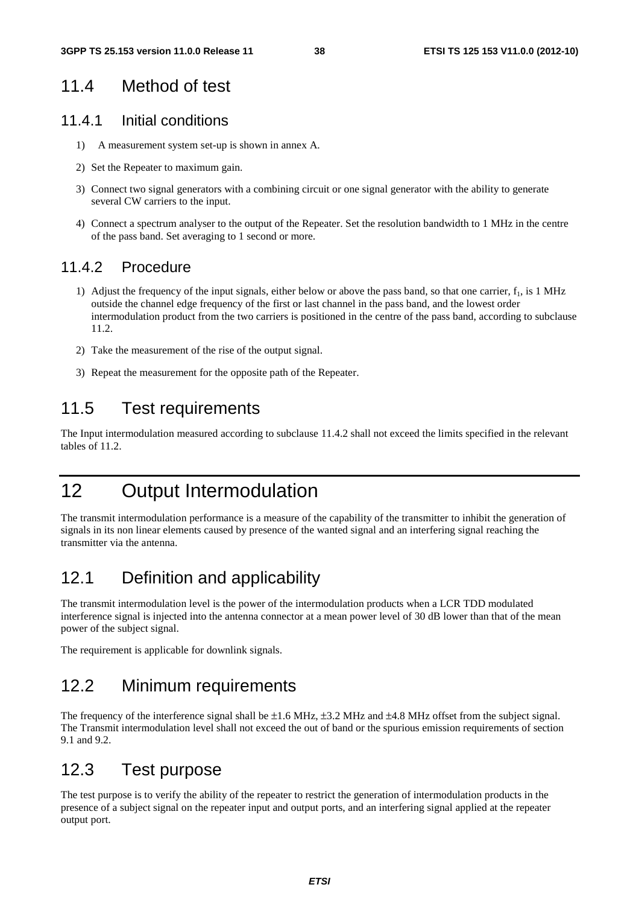## 11.4 Method of test

### 11.4.1 Initial conditions

1) A measurement system set-up is shown in annex A.
2) Set the Repeater to maximum gain.
3) Connect two signal generators with a combining circuit or one signal generator with the ability to generate several CW carriers to the input.
4) Connect a spectrum analyser to the output of the Repeater. Set the resolution bandwidth to 1 MHz in the centre of the pass band. Set averaging to 1 second or more.

### 11.4.2 Procedure

1) Adjust the frequency of the input signals, either below or above the pass band, so that one carrier, $f_1$, is 1 MHz outside the channel edge frequency of the first or last channel in the pass band, and the lowest order intermodulation product from the two carriers is positioned in the centre of the pass band, according to subclause 11.2.
2) Take the measurement of the rise of the output signal.
3) Repeat the measurement for the opposite path of the Repeater.

## 11.5 Test requirements

The Input intermodulation measured according to subclause 11.4.2 shall not exceed the limits specified in the relevant tables of 11.2.

# 12 Output Intermodulation

The transmit intermodulation performance is a measure of the capability of the transmitter to inhibit the generation of signals in its non linear elements caused by presence of the wanted signal and an interfering signal reaching the transmitter via the antenna.

## 12.1 Definition and applicability

The transmit intermodulation level is the power of the intermodulation products when a LCR TDD modulated interference signal is injected into the antenna connector at a mean power level of 30 dB lower than that of the mean power of the subject signal.

The requirement is applicable for downlink signals.

## 12.2 Minimum requirements

The frequency of the interference signal shall be ±1.6 MHz, ±3.2 MHz and ±4.8 MHz offset from the subject signal. The Transmit intermodulation level shall not exceed the out of band or the spurious emission requirements of section 9.1 and 9.2.

## 12.3 Test purpose

The test purpose is to verify the ability of the repeater to restrict the generation of intermodulation products in the presence of a subject signal on the repeater input and output ports, and an interfering signal applied at the repeater output port.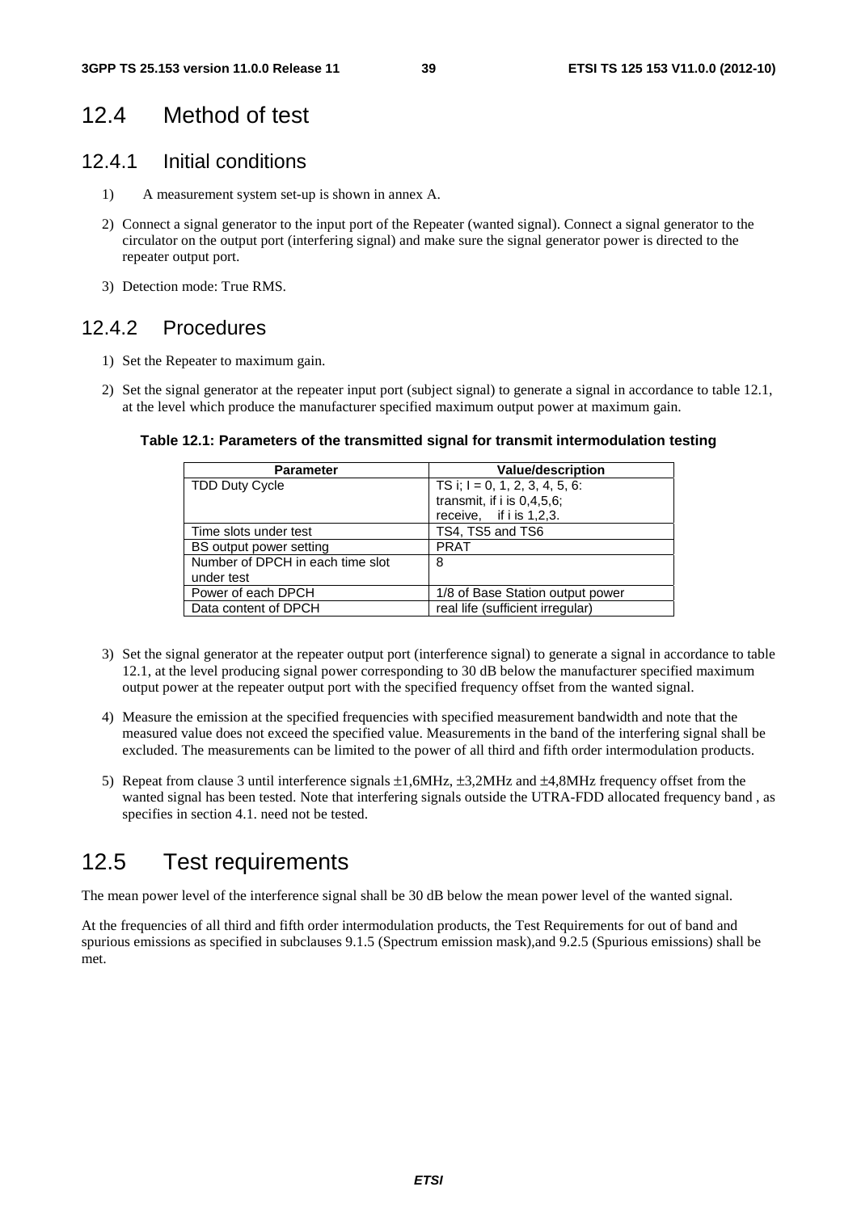## 12.4 Method of test

### 12.4.1 Initial conditions

1) A measurement system set-up is shown in annex A.

2) Connect a signal generator to the input port of the Repeater (wanted signal). Connect a signal generator to the circulator on the output port (interfering signal) and make sure the signal generator power is directed to the repeater output port.

3) Detection mode: True RMS.

### 12.4.2 Procedures

1) Set the Repeater to maximum gain.

2) Set the signal generator at the repeater input port (subject signal) to generate a signal in accordance to table 12.1, at the level which produce the manufacturer specified maximum output power at maximum gain.

**Table 12.1: Parameters of the transmitted signal for transmit intermodulation testing**

| Parameter | Value/description |
|---|---|
| TDD Duty Cycle | TS i; I = 0, 1, 2, 3, 4, 5, 6: transmit, if i is 0,4,5,6; receive, if i is 1,2,3. |
| Time slots under test | TS4, TS5 and TS6 |
| BS output power setting | PRAT |
| Number of DPCH in each time slot under test | 8 |
| Power of each DPCH | 1/8 of Base Station output power |
| Data content of DPCH | real life (sufficient irregular) |

3) Set the signal generator at the repeater output port (interference signal) to generate a signal in accordance to table 12.1, at the level producing signal power corresponding to 30 dB below the manufacturer specified maximum output power at the repeater output port with the specified frequency offset from the wanted signal.

4) Measure the emission at the specified frequencies with specified measurement bandwidth and note that the measured value does not exceed the specified value. Measurements in the band of the interfering signal shall be excluded. The measurements can be limited to the power of all third and fifth order intermodulation products.

5) Repeat from clause 3 until interference signals ±1,6MHz, ±3,2MHz and ±4,8MHz frequency offset from the wanted signal has been tested. Note that interfering signals outside the UTRA-FDD allocated frequency band , as specifies in section 4.1. need not be tested.

## 12.5 Test requirements

The mean power level of the interference signal shall be 30 dB below the mean power level of the wanted signal.

At the frequencies of all third and fifth order intermodulation products, the Test Requirements for out of band and spurious emissions as specified in subclauses 9.1.5 (Spectrum emission mask),and 9.2.5 (Spurious emissions) shall be met.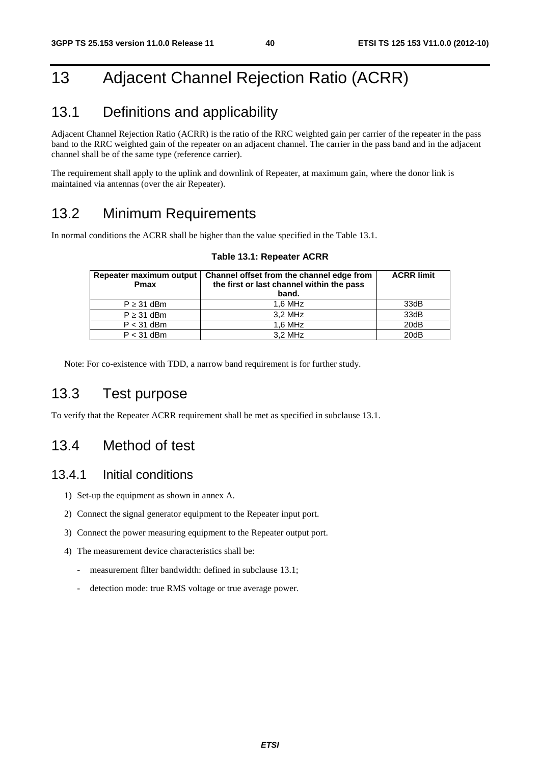# 13 Adjacent Channel Rejection Ratio (ACRR)

## 13.1 Definitions and applicability

Adjacent Channel Rejection Ratio (ACRR) is the ratio of the RRC weighted gain per carrier of the repeater in the pass band to the RRC weighted gain of the repeater on an adjacent channel. The carrier in the pass band and in the adjacent channel shall be of the same type (reference carrier).

The requirement shall apply to the uplink and downlink of Repeater, at maximum gain, where the donor link is maintained via antennas (over the air Repeater).

## 13.2 Minimum Requirements

In normal conditions the ACRR shall be higher than the value specified in the Table 13.1.

**Table 13.1: Repeater ACRR**

| Repeater maximum output Pmax | Channel offset from the channel edge from the first or last channel within the pass band. | ACRR limit |
|---|---|---|
| P ≥ 31 dBm | 1,6 MHz | 33dB |
| P ≥ 31 dBm | 3,2 MHz | 33dB |
| P < 31 dBm | 1,6 MHz | 20dB |
| P < 31 dBm | 3,2 MHz | 20dB |

Note: For co-existence with TDD, a narrow band requirement is for further study.

## 13.3 Test purpose

To verify that the Repeater ACRR requirement shall be met as specified in subclause 13.1.

## 13.4 Method of test

### 13.4.1 Initial conditions

1) Set-up the equipment as shown in annex A.
2) Connect the signal generator equipment to the Repeater input port.
3) Connect the power measuring equipment to the Repeater output port.
4) The measurement device characteristics shall be:
   - measurement filter bandwidth: defined in subclause 13.1;
   - detection mode: true RMS voltage or true average power.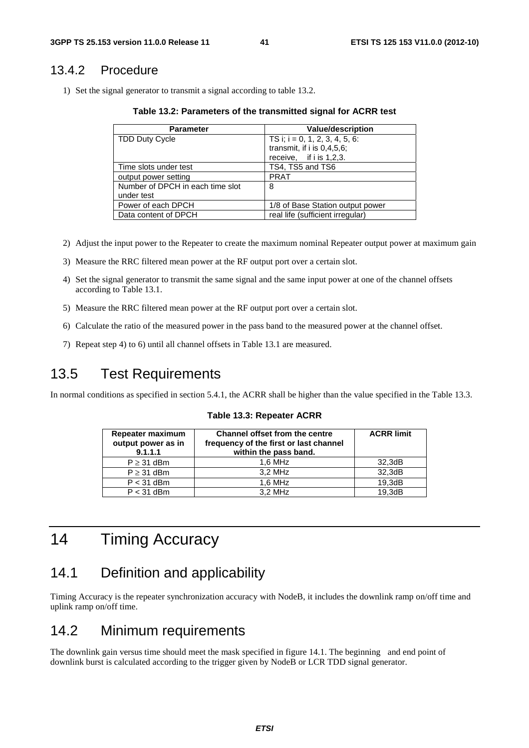### 13.4.2 Procedure

1) Set the signal generator to transmit a signal according to table 13.2.

**Table 13.2: Parameters of the transmitted signal for ACRR test**

| Parameter | Value/description |
|---|---|
| TDD Duty Cycle | TS i; i = 0, 1, 2, 3, 4, 5, 6: transmit, if i is 0,4,5,6; receive, if i is 1,2,3. |
| Time slots under test | TS4, TS5 and TS6 |
| output power setting | PRAT |
| Number of DPCH in each time slot under test | 8 |
| Power of each DPCH | 1/8 of Base Station output power |
| Data content of DPCH | real life (sufficient irregular) |

2) Adjust the input power to the Repeater to create the maximum nominal Repeater output power at maximum gain
3) Measure the RRC filtered mean power at the RF output port over a certain slot.
4) Set the signal generator to transmit the same signal and the same input power at one of the channel offsets according to Table 13.1.
5) Measure the RRC filtered mean power at the RF output port over a certain slot.
6) Calculate the ratio of the measured power in the pass band to the measured power at the channel offset.
7) Repeat step 4) to 6) until all channel offsets in Table 13.1 are measured.

## 13.5 Test Requirements

In normal conditions as specified in section 5.4.1, the ACRR shall be higher than the value specified in the Table 13.3.

**Table 13.3: Repeater ACRR**

| Repeater maximum output power as in 9.1.1.1 | Channel offset from the centre frequency of the first or last channel within the pass band. | ACRR limit |
|---|---|---|
| P ≥ 31 dBm | 1,6 MHz | 32,3dB |
| P ≥ 31 dBm | 3,2 MHz | 32,3dB |
| P < 31 dBm | 1,6 MHz | 19,3dB |
| P < 31 dBm | 3,2 MHz | 19,3dB |

# 14 Timing Accuracy

## 14.1 Definition and applicability

Timing Accuracy is the repeater synchronization accuracy with NodeB, it includes the downlink ramp on/off time and uplink ramp on/off time.

## 14.2 Minimum requirements

The downlink gain versus time should meet the mask specified in figure 14.1. The beginning and end point of downlink burst is calculated according to the trigger given by NodeB or LCR TDD signal generator.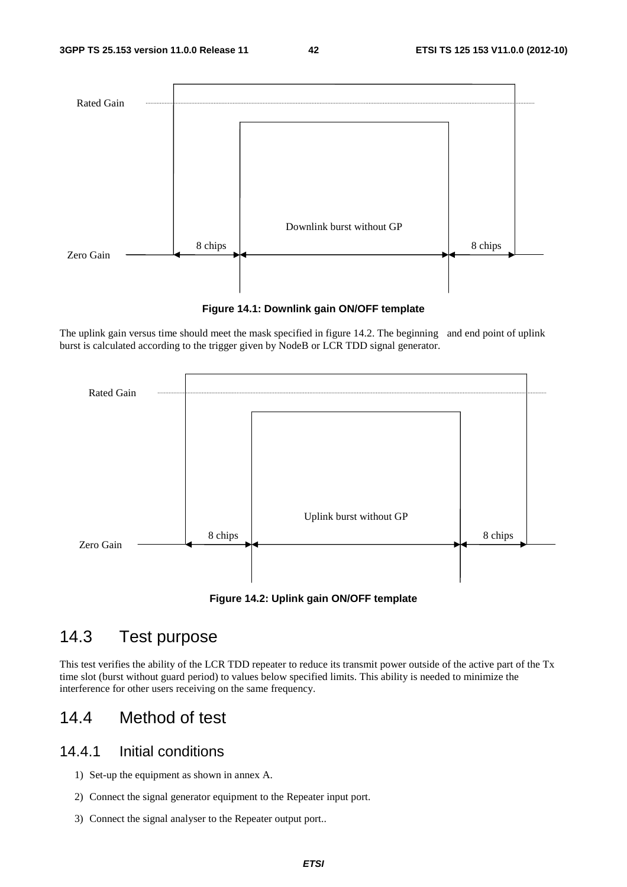Rated Gain

Zero Gain

Downlink burst without GP

8 chips

8 chips

**Figure 14.1: Downlink gain ON/OFF template**

The uplink gain versus time should meet the mask specified in figure 14.2. The beginning and end point of uplink burst is calculated according to the trigger given by NodeB or LCR TDD signal generator.

Rated Gain

Zero Gain

Uplink burst without GP

8 chips

8 chips

**Figure 14.2: Uplink gain ON/OFF template**

## 14.3 Test purpose

This test verifies the ability of the LCR TDD repeater to reduce its transmit power outside of the active part of the Tx time slot (burst without guard period) to values below specified limits. This ability is needed to minimize the interference for other users receiving on the same frequency.

## 14.4 Method of test

### 14.4.1 Initial conditions

1) Set-up the equipment as shown in annex A.

2) Connect the signal generator equipment to the Repeater input port.

3) Connect the signal analyser to the Repeater output port..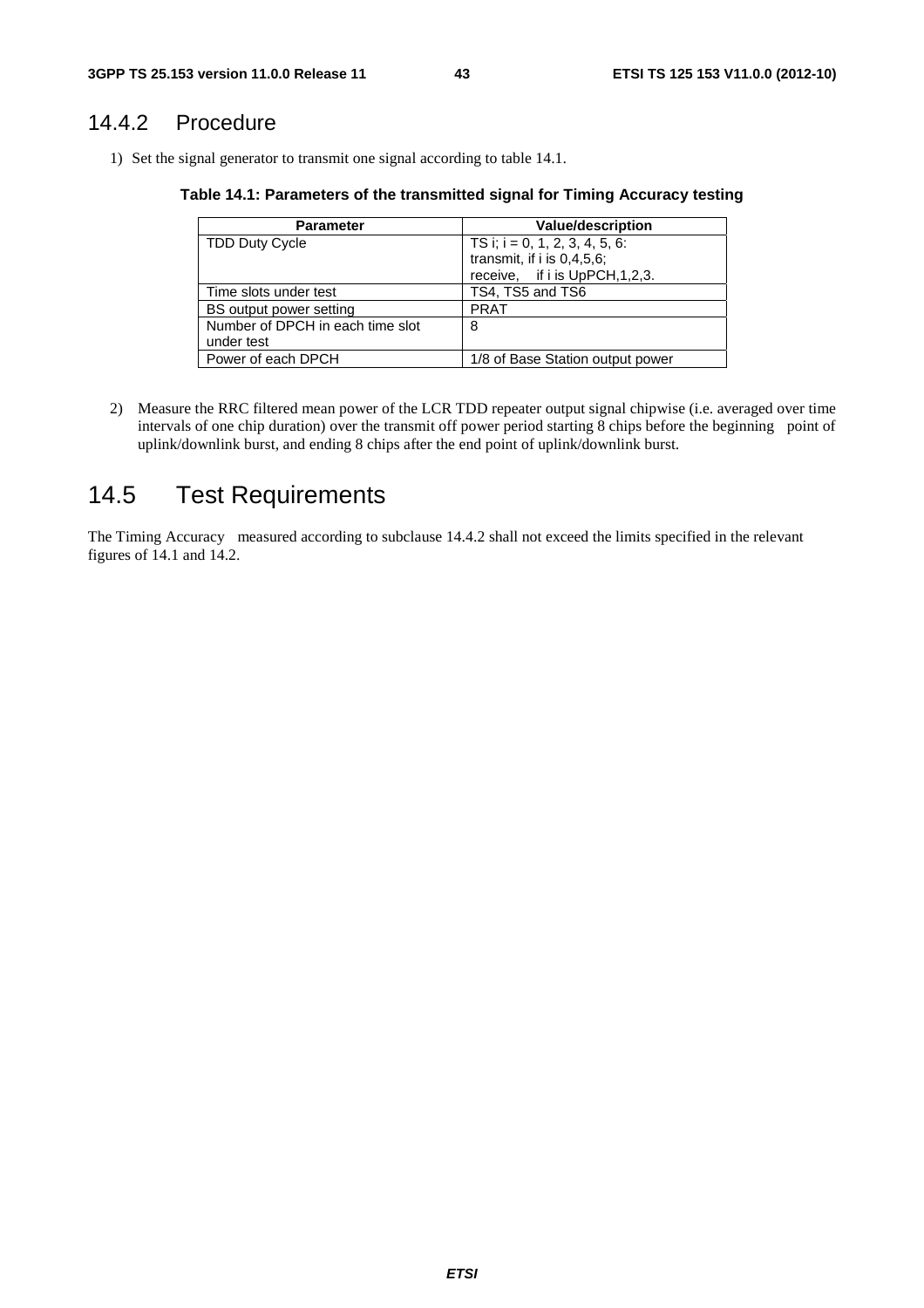### 14.4.2 Procedure

1) Set the signal generator to transmit one signal according to table 14.1.

**Table 14.1: Parameters of the transmitted signal for Timing Accuracy testing**

| Parameter | Value/description |
|---|---|
| TDD Duty Cycle | TS i; i = 0, 1, 2, 3, 4, 5, 6:<br>transmit, if i is 0,4,5,6;<br>receive, if i is UpPCH,1,2,3. |
| Time slots under test | TS4, TS5 and TS6 |
| BS output power setting | PRAT |
| Number of DPCH in each time slot under test | 8 |
| Power of each DPCH | 1/8 of Base Station output power |

2) Measure the RRC filtered mean power of the LCR TDD repeater output signal chipwise (i.e. averaged over time intervals of one chip duration) over the transmit off power period starting 8 chips before the beginning point of uplink/downlink burst, and ending 8 chips after the end point of uplink/downlink burst.

## 14.5 Test Requirements

The Timing Accuracy measured according to subclause 14.4.2 shall not exceed the limits specified in the relevant figures of 14.1 and 14.2.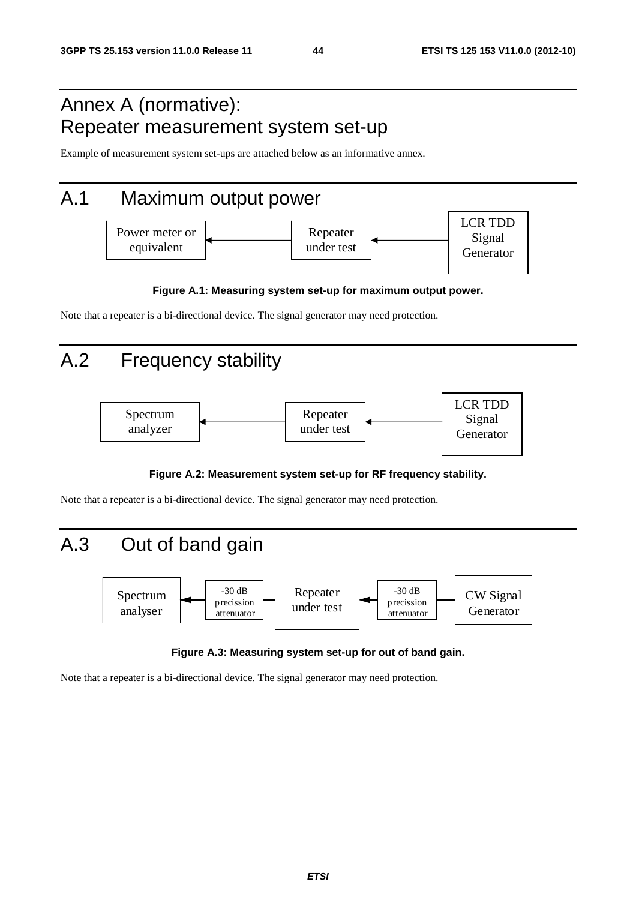# Annex A (normative): Repeater measurement system set-up

Example of measurement system set-ups are attached below as an informative annex.

## A.1 Maximum output power

Power meter or equivalent ← Repeater under test ← LCR TDD Signal Generator

**Figure A.1: Measuring system set-up for maximum output power.**

Note that a repeater is a bi-directional device. The signal generator may need protection.

## A.2 Frequency stability

Spectrum analyzer ← Repeater under test ← LCR TDD Signal Generator

**Figure A.2: Measurement system set-up for RF frequency stability.**

Note that a repeater is a bi-directional device. The signal generator may need protection.

## A.3 Out of band gain

Spectrum analyser ← -30 dB precission attenuator — Repeater under test ← -30 dB precission attenuator — CW Signal Generator

**Figure A.3: Measuring system set-up for out of band gain.**

Note that a repeater is a bi-directional device. The signal generator may need protection.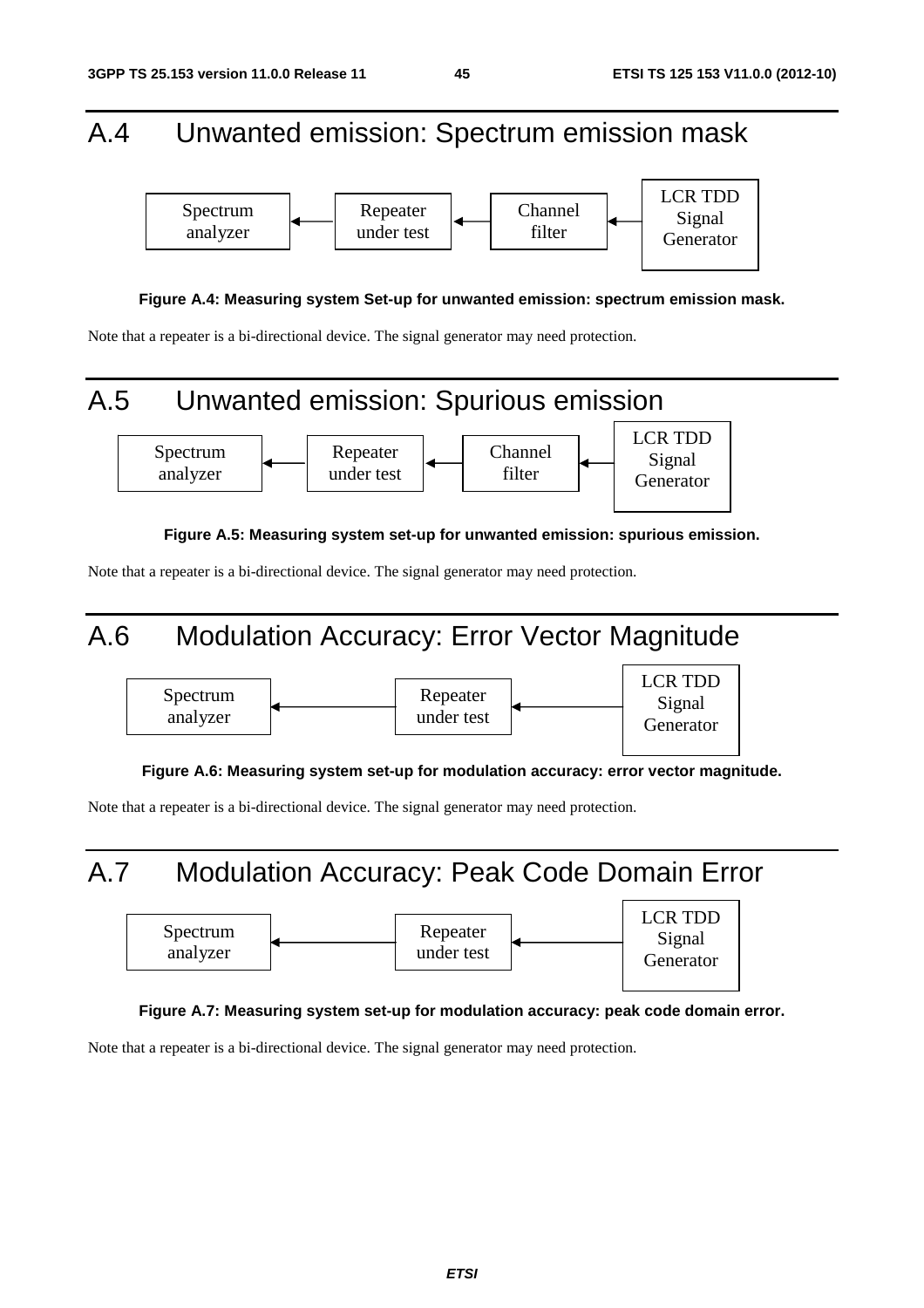# A.4 Unwanted emission: Spectrum emission mask

Spectrum analyzer ← Repeater under test ← Channel filter ← LCR TDD Signal Generator

**Figure A.4: Measuring system Set-up for unwanted emission: spectrum emission mask.**

Note that a repeater is a bi-directional device. The signal generator may need protection.

# A.5 Unwanted emission: Spurious emission

Spectrum analyzer ← Repeater under test ← Channel filter ← LCR TDD Signal Generator

**Figure A.5: Measuring system set-up for unwanted emission: spurious emission.**

Note that a repeater is a bi-directional device. The signal generator may need protection.

# A.6 Modulation Accuracy: Error Vector Magnitude

Spectrum analyzer ← Repeater under test ← LCR TDD Signal Generator

**Figure A.6: Measuring system set-up for modulation accuracy: error vector magnitude.**

Note that a repeater is a bi-directional device. The signal generator may need protection.

# A.7 Modulation Accuracy: Peak Code Domain Error

Spectrum analyzer ← Repeater under test ← LCR TDD Signal Generator

**Figure A.7: Measuring system set-up for modulation accuracy: peak code domain error.**

Note that a repeater is a bi-directional device. The signal generator may need protection.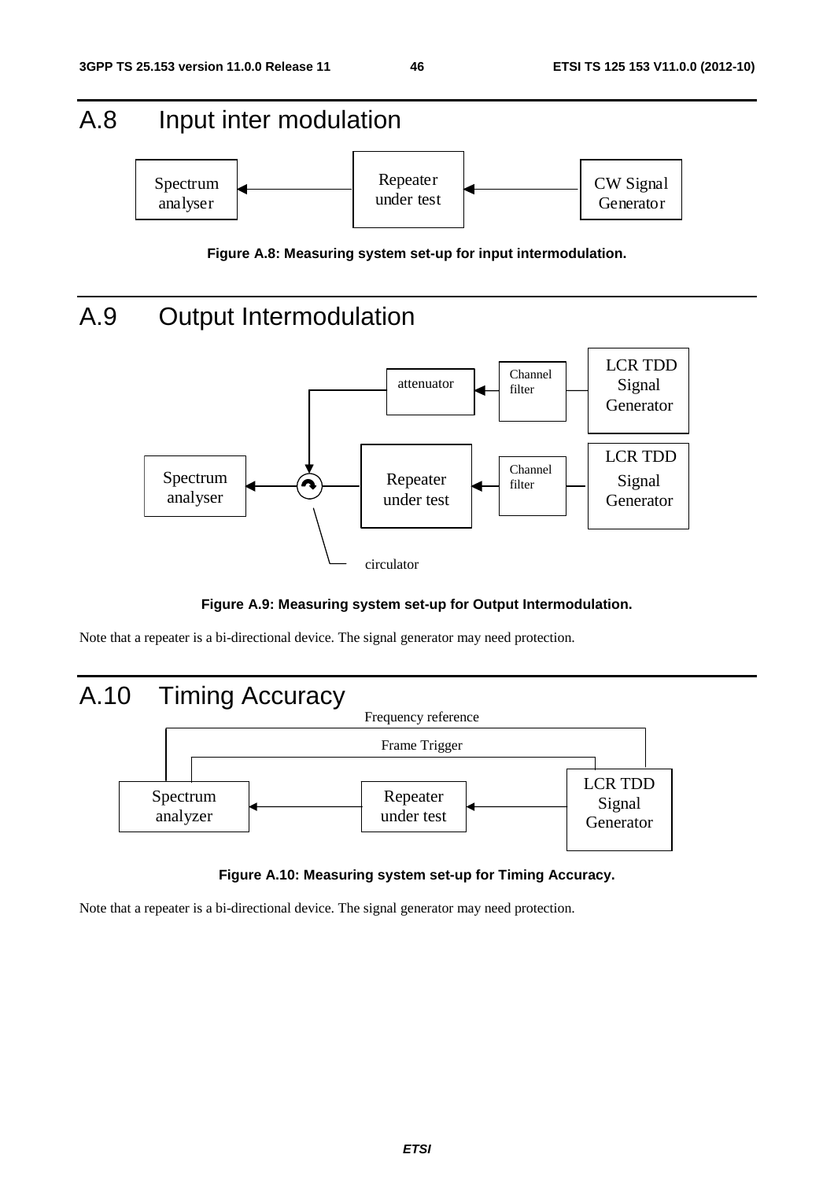# A.8 Input inter modulation

**Figure A.8: Measuring system set-up for input intermodulation.**

# A.9 Output Intermodulation

**Figure A.9: Measuring system set-up for Output Intermodulation.**

Note that a repeater is a bi-directional device. The signal generator may need protection.

# A.10 Timing Accuracy

**Figure A.10: Measuring system set-up for Timing Accuracy.**

Note that a repeater is a bi-directional device. The signal generator may need protection.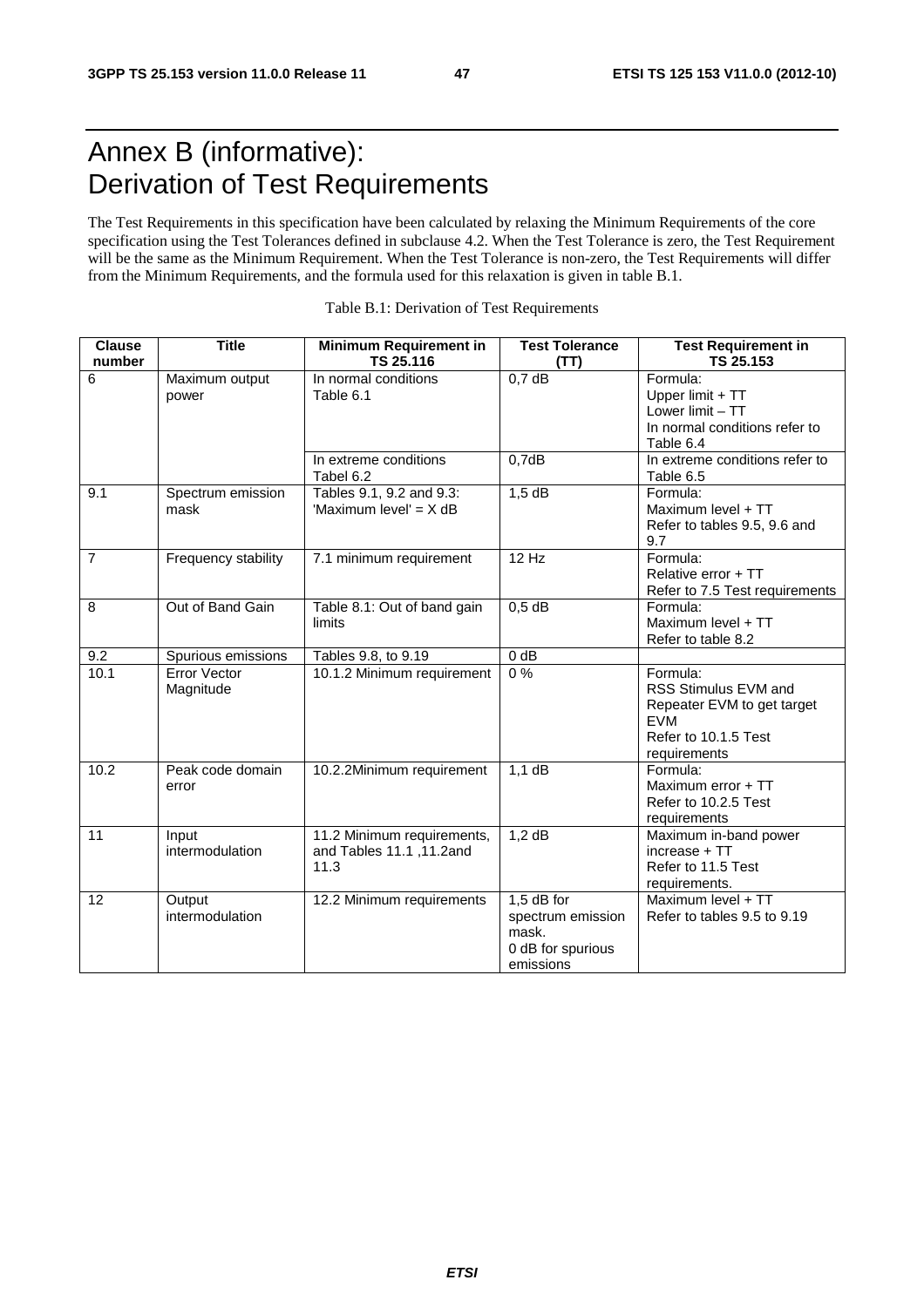# Annex B (informative): Derivation of Test Requirements

The Test Requirements in this specification have been calculated by relaxing the Minimum Requirements of the core specification using the Test Tolerances defined in subclause 4.2. When the Test Tolerance is zero, the Test Requirement will be the same as the Minimum Requirement. When the Test Tolerance is non-zero, the Test Requirements will differ from the Minimum Requirements, and the formula used for this relaxation is given in table B.1.

Table B.1: Derivation of Test Requirements

| Clause number | Title | Minimum Requirement in TS 25.116 | Test Tolerance (TT) | Test Requirement in TS 25.153 |
|---|---|---|---|---|
| 6 | Maximum output power | In normal conditions Table 6.1 | 0,7 dB | Formula: Upper limit + TT Lower limit – TT In normal conditions refer to Table 6.4 |
| | | In extreme conditions Tabel 6.2 | 0,7dB | In extreme conditions refer to Table 6.5 |
| 9.1 | Spectrum emission mask | Tables 9.1, 9.2 and 9.3: 'Maximum level' = X dB | 1,5 dB | Formula: Maximum level + TT Refer to tables 9.5, 9.6 and 9.7 |
| 7 | Frequency stability | 7.1 minimum requirement | 12 Hz | Formula: Relative error + TT Refer to 7.5 Test requirements |
| 8 | Out of Band Gain | Table 8.1: Out of band gain limits | 0,5 dB | Formula: Maximum level + TT Refer to table 8.2 |
| 9.2 | Spurious emissions | Tables 9.8, to 9.19 | 0 dB | |
| 10.1 | Error Vector Magnitude | 10.1.2 Minimum requirement | 0 % | Formula: RSS Stimulus EVM and Repeater EVM to get target EVM Refer to 10.1.5 Test requirements |
| 10.2 | Peak code domain error | 10.2.2Minimum requirement | 1,1 dB | Formula: Maximum error + TT Refer to 10.2.5 Test requirements |
| 11 | Input intermodulation | 11.2 Minimum requirements, and Tables 11.1 ,11.2and 11.3 | 1,2 dB | Maximum in-band power increase + TT Refer to 11.5 Test requirements. |
| 12 | Output intermodulation | 12.2 Minimum requirements | 1,5 dB for spectrum emission mask. 0 dB for spurious emissions | Maximum level + TT Refer to tables 9.5 to 9.19 |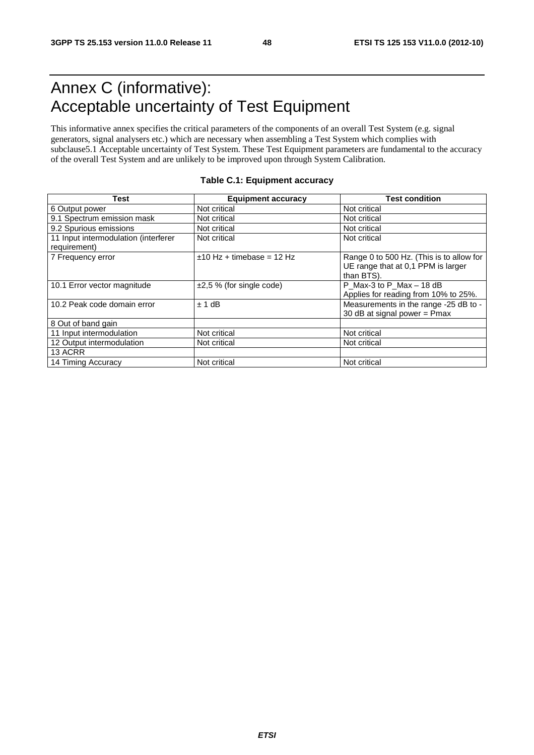# Annex C (informative): Acceptable uncertainty of Test Equipment

This informative annex specifies the critical parameters of the components of an overall Test System (e.g. signal generators, signal analysers etc.) which are necessary when assembling a Test System which complies with subclause5.1 Acceptable uncertainty of Test System. These Test Equipment parameters are fundamental to the accuracy of the overall Test System and are unlikely to be improved upon through System Calibration.

**Table C.1: Equipment accuracy**

| Test | Equipment accuracy | Test condition |
|---|---|---|
| 6 Output power | Not critical | Not critical |
| 9.1 Spectrum emission mask | Not critical | Not critical |
| 9.2 Spurious emissions | Not critical | Not critical |
| 11 Input intermodulation (interferer requirement) | Not critical | Not critical |
| 7 Frequency error | ±10 Hz + timebase = 12 Hz | Range 0 to 500 Hz. (This is to allow for UE range that at 0,1 PPM is larger than BTS). |
| 10.1 Error vector magnitude | ±2,5 % (for single code) | P_Max-3 to P_Max – 18 dB<br>Applies for reading from 10% to 25%. |
| 10.2 Peak code domain error | ± 1 dB | Measurements in the range -25 dB to -30 dB at signal power = Pmax |
| 8 Out of band gain | | |
| 11 Input intermodulation | Not critical | Not critical |
| 12 Output intermodulation | Not critical | Not critical |
| 13 ACRR | | |
| 14 Timing Accuracy | Not critical | Not critical |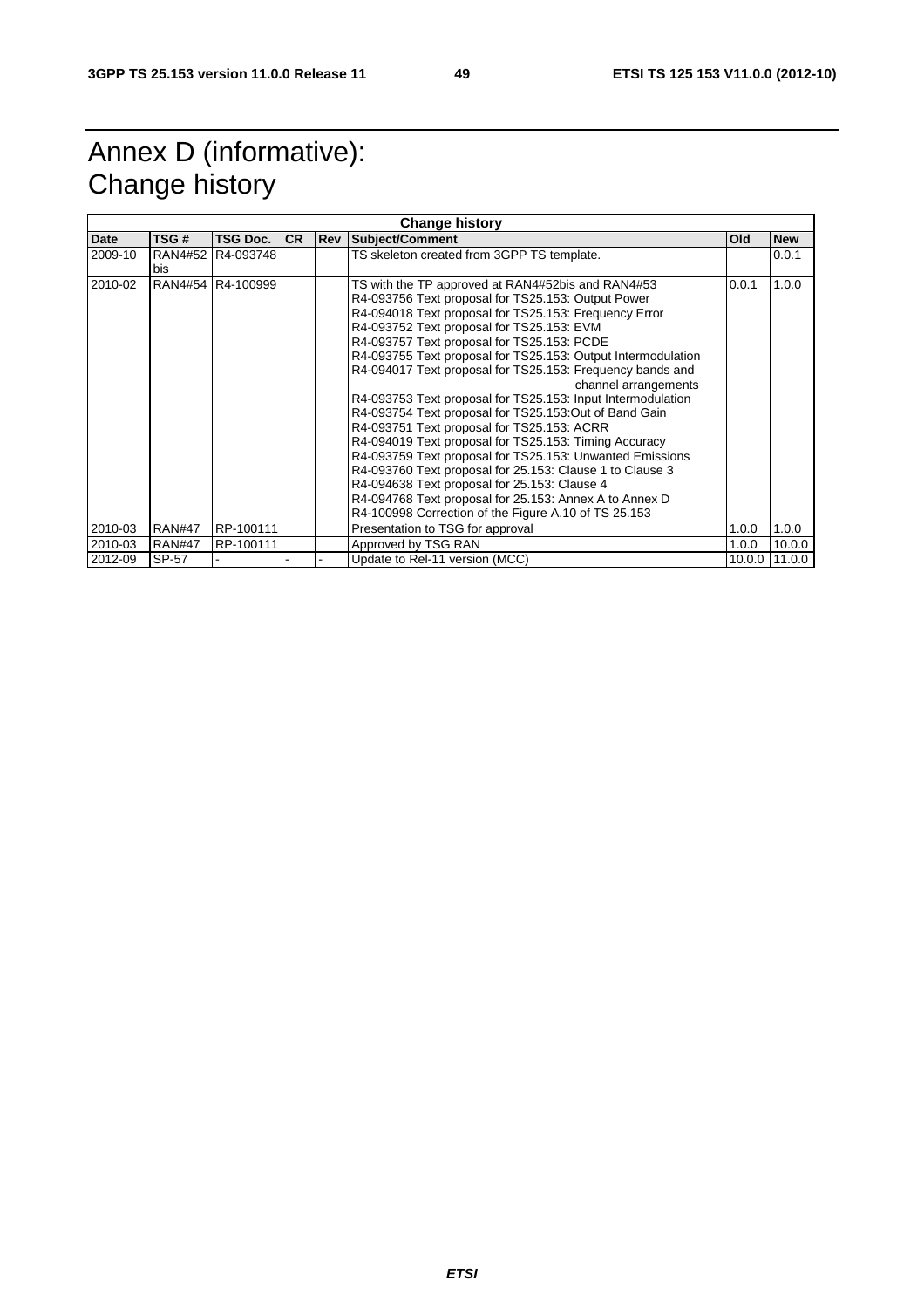# Annex D (informative): Change history

| Change history | | | | | | | |
|---|---|---|---|---|---|---|---|
| **Date** | **TSG #** | **TSG Doc.** | **CR** | **Rev** | **Subject/Comment** | **Old** | **New** |
| 2009-10 | RAN4#52 bis | R4-093748 | | | TS skeleton created from 3GPP TS template. | | 0.0.1 |
| 2010-02 | RAN4#54 | R4-100999 | | | TS with the TP approved at RAN4#52bis and RAN4#53<br>R4-093756 Text proposal for TS25.153: Output Power<br>R4-094018 Text proposal for TS25.153: Frequency Error<br>R4-093752 Text proposal for TS25.153: EVM<br>R4-093757 Text proposal for TS25.153: PCDE<br>R4-093755 Text proposal for TS25.153: Output Intermodulation<br>R4-094017 Text proposal for TS25.153: Frequency bands and channel arrangements<br>R4-093753 Text proposal for TS25.153: Input Intermodulation<br>R4-093754 Text proposal for TS25.153:Out of Band Gain<br>R4-093751 Text proposal for TS25.153: ACRR<br>R4-094019 Text proposal for TS25.153: Timing Accuracy<br>R4-093759 Text proposal for TS25.153: Unwanted Emissions<br>R4-093760 Text proposal for 25.153: Clause 1 to Clause 3<br>R4-094638 Text proposal for 25.153: Clause 4<br>R4-094768 Text proposal for 25.153: Annex A to Annex D<br>R4-100998 Correction of the Figure A.10 of TS 25.153 | 0.0.1 | 1.0.0 |
| 2010-03 | RAN#47 | RP-100111 | | | Presentation to TSG for approval | 1.0.0 | 1.0.0 |
| 2010-03 | RAN#47 | RP-100111 | | | Approved by TSG RAN | 1.0.0 | 10.0.0 |
| 2012-09 | SP-57 | - | - | - | Update to Rel-11 version (MCC) | 10.0.0 | 11.0.0 |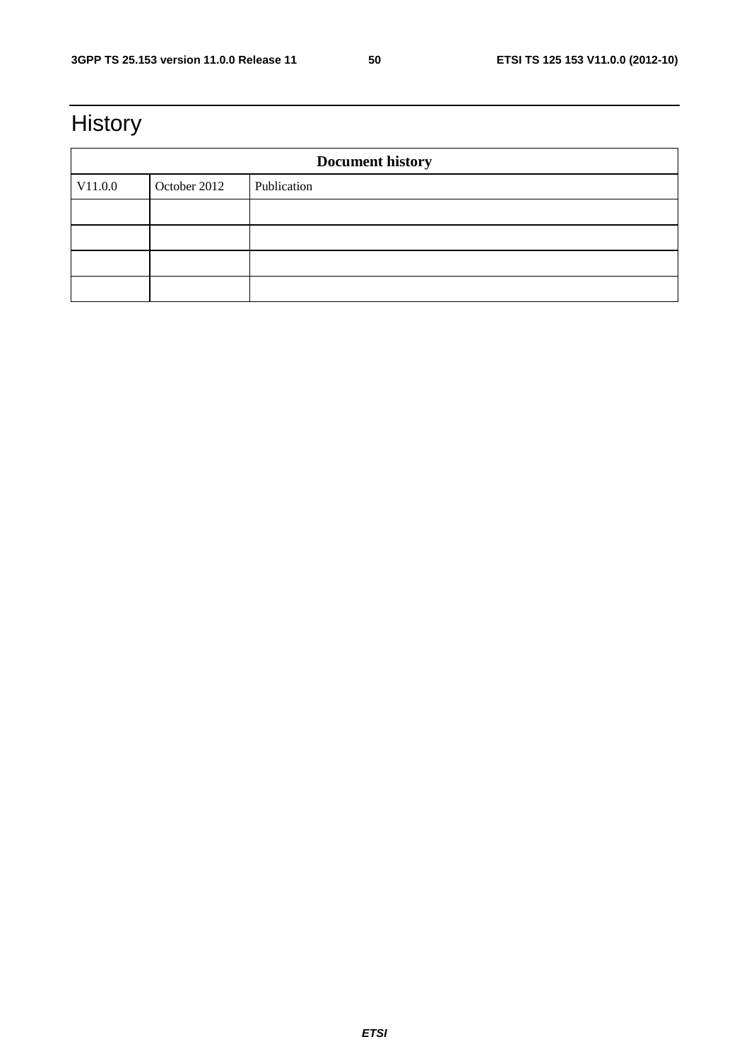# History

| Document history | | |
|---|---|---|
| V11.0.0 | October 2012 | Publication |
| | | |
| | | |
| | | |
| | | |